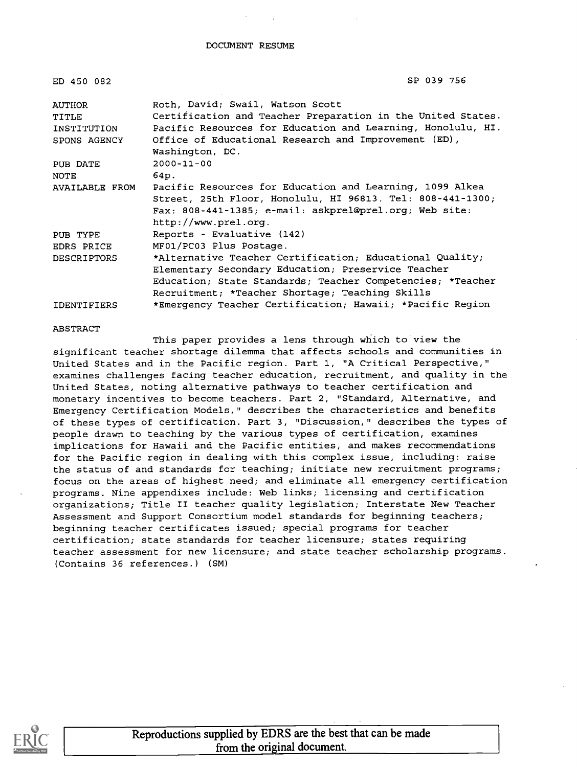# DOCUMENT RESUME

| | |
|---|---|
| ED 450 082 | SP 039 756 |
| AUTHOR | Roth, David; Swail, Watson Scott |
| TITLE | Certification and Teacher Preparation in the United States. |
| INSTITUTION | Pacific Resources for Education and Learning, Honolulu, HI. |
| SPONS AGENCY | Office of Educational Research and Improvement (ED), Washington, DC. |
| PUB DATE | 2000-11-00 |
| NOTE | 64p. |
| AVAILABLE FROM | Pacific Resources for Education and Learning, 1099 Alkea Street, 25th Floor, Honolulu, HI 96813. Tel: 808-441-1300; Fax: 808-441-1385; e-mail: askprel@prel.org; Web site: http://www.prel.org. |
| PUB TYPE | Reports - Evaluative (142) |
| EDRS PRICE | MF01/PC03 Plus Postage. |
| DESCRIPTORS | *Alternative Teacher Certification; Educational Quality; Elementary Secondary Education; Preservice Teacher Education; State Standards; Teacher Competencies; *Teacher Recruitment; *Teacher Shortage; Teaching Skills |
| IDENTIFIERS | *Emergency Teacher Certification; Hawaii; *Pacific Region |

ABSTRACT

This paper provides a lens through which to view the significant teacher shortage dilemma that affects schools and communities in United States and in the Pacific region. Part 1, "A Critical Perspective," examines challenges facing teacher education, recruitment, and quality in the United States, noting alternative pathways to teacher certification and monetary incentives to become teachers. Part 2, "Standard, Alternative, and Emergency Certification Models," describes the characteristics and benefits of these types of certification. Part 3, "Discussion," describes the types of people drawn to teaching by the various types of certification, examines implications for Hawaii and the Pacific entities, and makes recommendations for the Pacific region in dealing with this complex issue, including: raise the status of and standards for teaching; initiate new recruitment programs; focus on the areas of highest need; and eliminate all emergency certification programs. Nine appendixes include: Web links; licensing and certification organizations; Title II teacher quality legislation; Interstate New Teacher Assessment and Support Consortium model standards for beginning teachers; beginning teacher certificates issued; special programs for teacher certification; state standards for teacher licensure; states requiring teacher assessment for new licensure; and state teacher scholarship programs. (Contains 36 references.) (SM)

Reproductions supplied by EDRS are the best that can be made from the original document.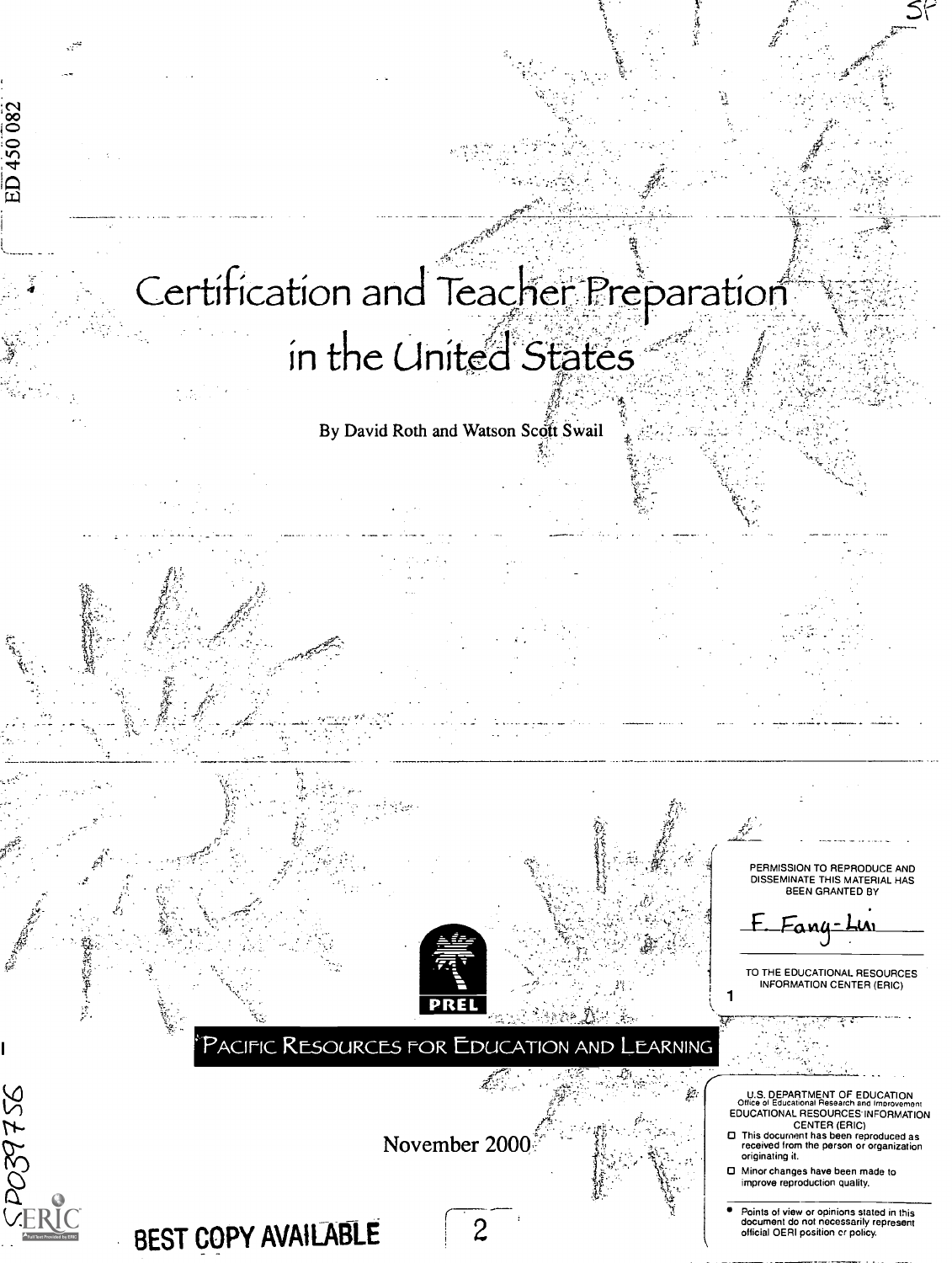# Certification and Teacher Preparation in the United States

By David Roth and Watson Scott Swail

PERMISSION TO REPRODUCE AND DISSEMINATE THIS MATERIAL HAS BEEN GRANTED BY

F. Fang-Lui

TO THE EDUCATIONAL RESOURCES INFORMATION CENTER (ERIC)

PREL

PACIFIC RESOURCES FOR EDUCATION AND LEARNING

November 2000

U.S. DEPARTMENT OF EDUCATION
Office of Educational Research and Improvement
EDUCATIONAL RESOURCES INFORMATION CENTER (ERIC)

- This document has been reproduced as received from the person or organization originating it.
- Minor changes have been made to improve reproduction quality.
- Points of view or opinions stated in this document do not necessarily represent official OERI position or policy.

BEST COPY AVAILABLE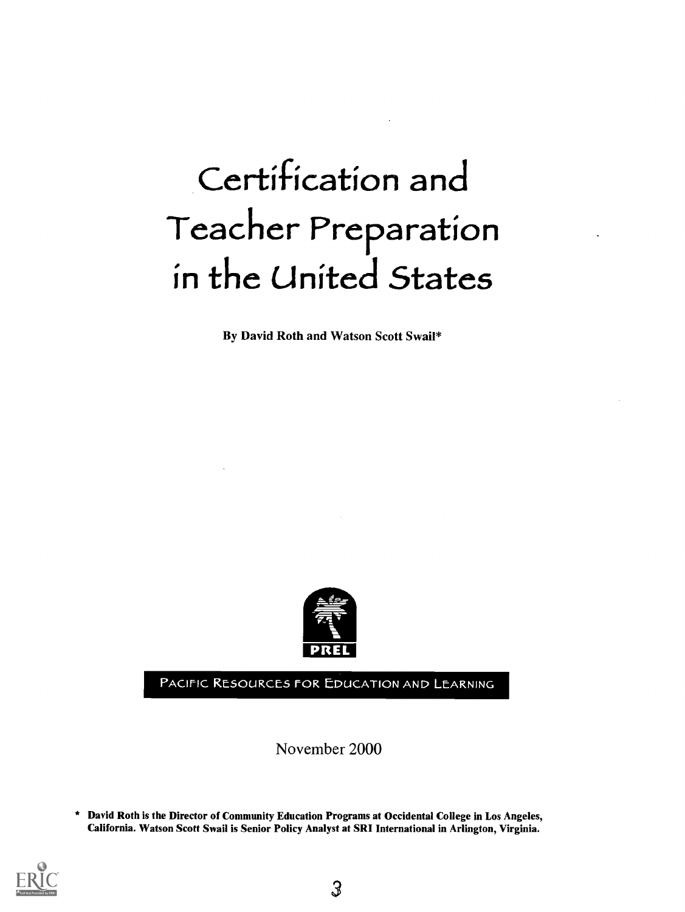# Certification and Teacher Preparation in the United States

**By David Roth and Watson Scott Swail***

PACIFIC RESOURCES FOR EDUCATION AND LEARNING

November 2000

\* **David Roth is the Director of Community Education Programs at Occidental College in Los Angeles, California. Watson Scott Swail is Senior Policy Analyst at SRI International in Arlington, Virginia.**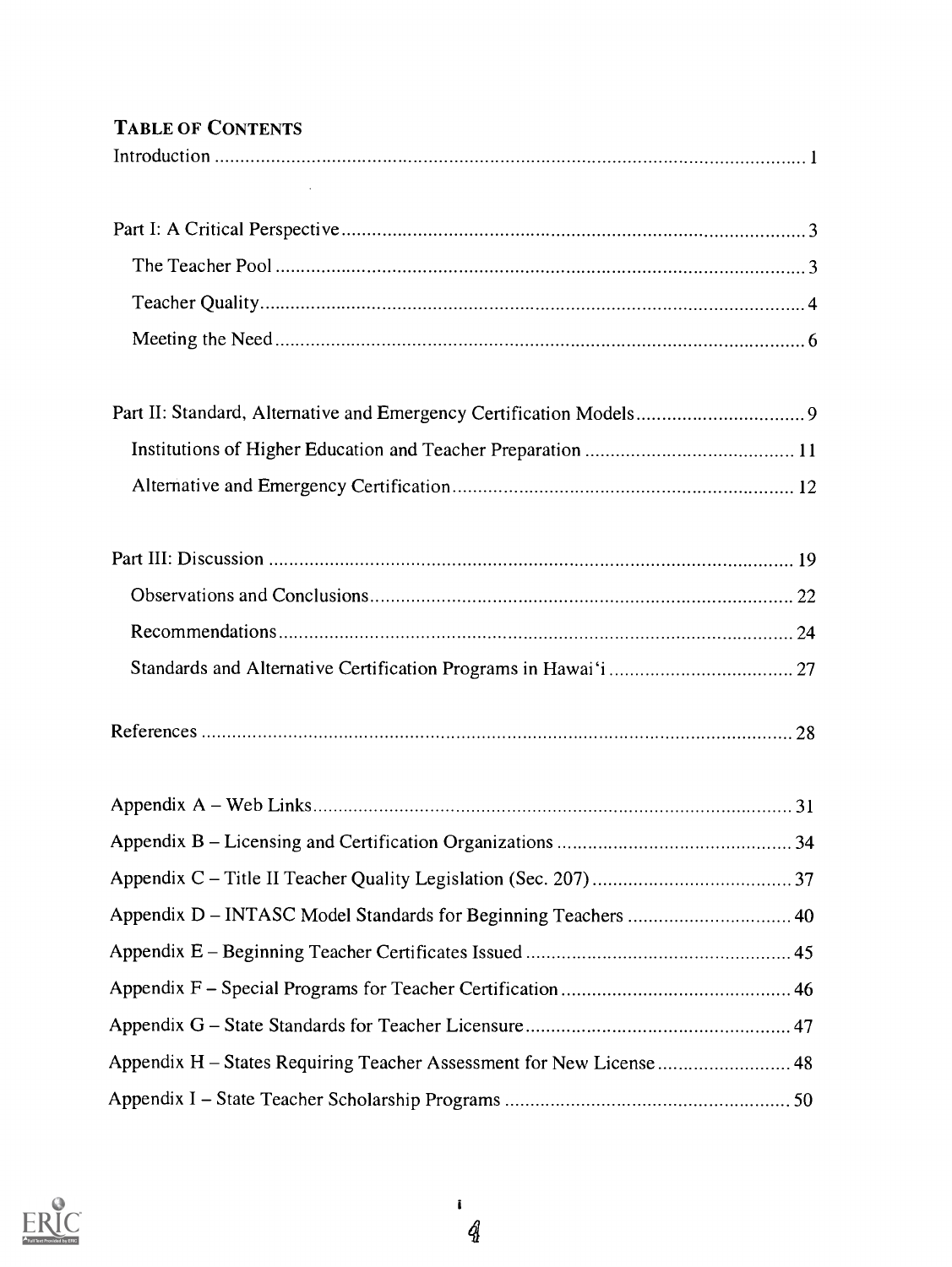## TABLE OF CONTENTS

Introduction ........................................................................................................ 1

Part I: A Critical Perspective .............................................................................. 3

The Teacher Pool ............................................................................................ 3

Teacher Quality ................................................................................................ 4

Meeting the Need ............................................................................................. 6

Part II: Standard, Alternative and Emergency Certification Models ................... 9

Institutions of Higher Education and Teacher Preparation ............................ 11

Alternative and Emergency Certification ....................................................... 12

Part III: Discussion ........................................................................................... 19

Observations and Conclusions ....................................................................... 22

Recommendations .......................................................................................... 24

Standards and Alternative Certification Programs in Hawai'i ....................... 27

References ........................................................................................................ 28

Appendix A – Web Links .................................................................................. 31

Appendix B – Licensing and Certification Organizations ................................. 34

Appendix C – Title II Teacher Quality Legislation (Sec. 207) .......................... 37

Appendix D – INTASC Model Standards for Beginning Teachers ................... 40

Appendix E – Beginning Teacher Certificates Issued ....................................... 45

Appendix F – Special Programs for Teacher Certification ................................ 46

Appendix G – State Standards for Teacher Licensure ....................................... 47

Appendix H – States Requiring Teacher Assessment for New License ............. 48

Appendix I – State Teacher Scholarship Programs ........................................... 50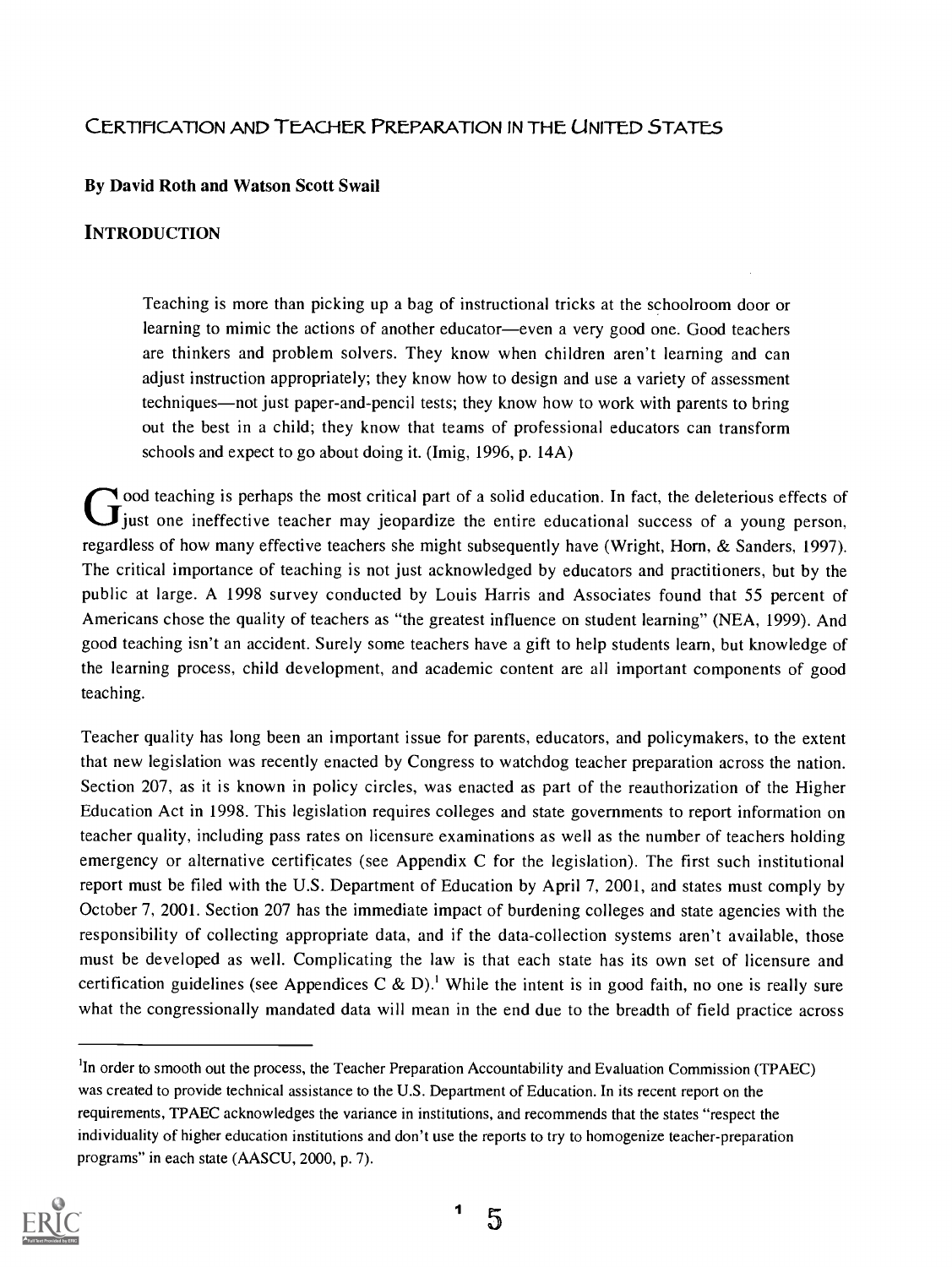# CERTIFICATION AND TEACHER PREPARATION IN THE UNITED STATES

**By David Roth and Watson Scott Swail**

## INTRODUCTION

> Teaching is more than picking up a bag of instructional tricks at the schoolroom door or learning to mimic the actions of another educator—even a very good one. Good teachers are thinkers and problem solvers. They know when children aren't learning and can adjust instruction appropriately; they know how to design and use a variety of assessment techniques—not just paper-and-pencil tests; they know how to work with parents to bring out the best in a child; they know that teams of professional educators can transform schools and expect to go about doing it. (Imig, 1996, p. 14A)

Good teaching is perhaps the most critical part of a solid education. In fact, the deleterious effects of just one ineffective teacher may jeopardize the entire educational success of a young person, regardless of how many effective teachers she might subsequently have (Wright, Horn, & Sanders, 1997). The critical importance of teaching is not just acknowledged by educators and practitioners, but by the public at large. A 1998 survey conducted by Louis Harris and Associates found that 55 percent of Americans chose the quality of teachers as "the greatest influence on student learning" (NEA, 1999). And good teaching isn't an accident. Surely some teachers have a gift to help students learn, but knowledge of the learning process, child development, and academic content are all important components of good teaching.

Teacher quality has long been an important issue for parents, educators, and policymakers, to the extent that new legislation was recently enacted by Congress to watchdog teacher preparation across the nation. Section 207, as it is known in policy circles, was enacted as part of the reauthorization of the Higher Education Act in 1998. This legislation requires colleges and state governments to report information on teacher quality, including pass rates on licensure examinations as well as the number of teachers holding emergency or alternative certificates (see Appendix C for the legislation). The first such institutional report must be filed with the U.S. Department of Education by April 7, 2001, and states must comply by October 7, 2001. Section 207 has the immediate impact of burdening colleges and state agencies with the responsibility of collecting appropriate data, and if the data-collection systems aren't available, those must be developed as well. Complicating the law is that each state has its own set of licensure and certification guidelines (see Appendices C & D).[1] While the intent is in good faith, no one is really sure what the congressionally mandated data will mean in the end due to the breadth of field practice across

---

[1] In order to smooth out the process, the Teacher Preparation Accountability and Evaluation Commission (TPAEC) was created to provide technical assistance to the U.S. Department of Education. In its recent report on the requirements, TPAEC acknowledges the variance in institutions, and recommends that the states "respect the individuality of higher education institutions and don't use the reports to try to homogenize teacher-preparation programs" in each state (AASCU, 2000, p. 7).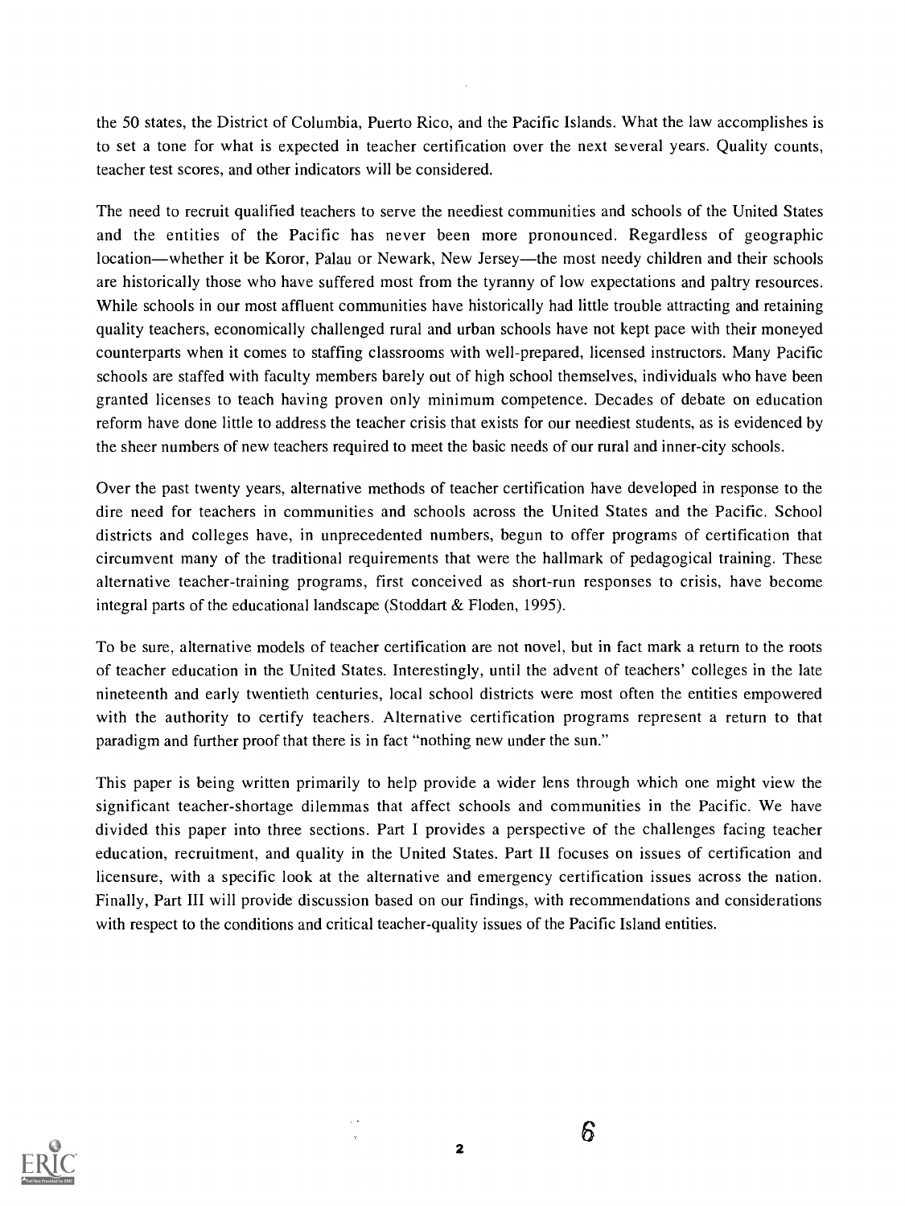the 50 states, the District of Columbia, Puerto Rico, and the Pacific Islands. What the law accomplishes is to set a tone for what is expected in teacher certification over the next several years. Quality counts, teacher test scores, and other indicators will be considered.

The need to recruit qualified teachers to serve the neediest communities and schools of the United States and the entities of the Pacific has never been more pronounced. Regardless of geographic location—whether it be Koror, Palau or Newark, New Jersey—the most needy children and their schools are historically those who have suffered most from the tyranny of low expectations and paltry resources. While schools in our most affluent communities have historically had little trouble attracting and retaining quality teachers, economically challenged rural and urban schools have not kept pace with their moneyed counterparts when it comes to staffing classrooms with well-prepared, licensed instructors. Many Pacific schools are staffed with faculty members barely out of high school themselves, individuals who have been granted licenses to teach having proven only minimum competence. Decades of debate on education reform have done little to address the teacher crisis that exists for our neediest students, as is evidenced by the sheer numbers of new teachers required to meet the basic needs of our rural and inner-city schools.

Over the past twenty years, alternative methods of teacher certification have developed in response to the dire need for teachers in communities and schools across the United States and the Pacific. School districts and colleges have, in unprecedented numbers, begun to offer programs of certification that circumvent many of the traditional requirements that were the hallmark of pedagogical training. These alternative teacher-training programs, first conceived as short-run responses to crisis, have become integral parts of the educational landscape (Stoddart & Floden, 1995).

To be sure, alternative models of teacher certification are not novel, but in fact mark a return to the roots of teacher education in the United States. Interestingly, until the advent of teachers' colleges in the late nineteenth and early twentieth centuries, local school districts were most often the entities empowered with the authority to certify teachers. Alternative certification programs represent a return to that paradigm and further proof that there is in fact "nothing new under the sun."

This paper is being written primarily to help provide a wider lens through which one might view the significant teacher-shortage dilemmas that affect schools and communities in the Pacific. We have divided this paper into three sections. Part I provides a perspective of the challenges facing teacher education, recruitment, and quality in the United States. Part II focuses on issues of certification and licensure, with a specific look at the alternative and emergency certification issues across the nation. Finally, Part III will provide discussion based on our findings, with recommendations and considerations with respect to the conditions and critical teacher-quality issues of the Pacific Island entities.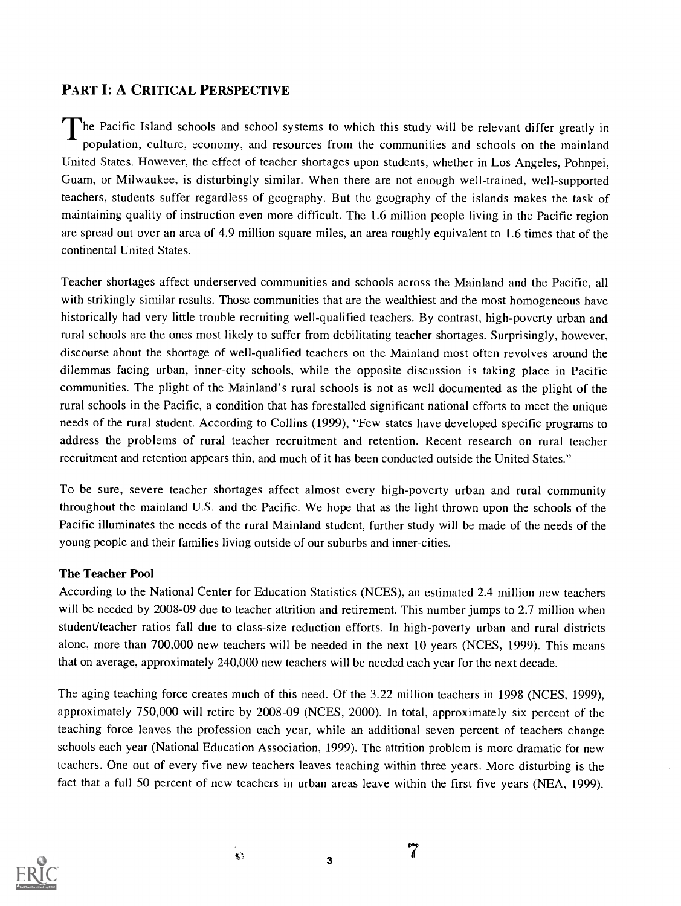## PART I: A CRITICAL PERSPECTIVE

The Pacific Island schools and school systems to which this study will be relevant differ greatly in population, culture, economy, and resources from the communities and schools on the mainland United States. However, the effect of teacher shortages upon students, whether in Los Angeles, Pohnpei, Guam, or Milwaukee, is disturbingly similar. When there are not enough well-trained, well-supported teachers, students suffer regardless of geography. But the geography of the islands makes the task of maintaining quality of instruction even more difficult. The 1.6 million people living in the Pacific region are spread out over an area of 4.9 million square miles, an area roughly equivalent to 1.6 times that of the continental United States.

Teacher shortages affect underserved communities and schools across the Mainland and the Pacific, all with strikingly similar results. Those communities that are the wealthiest and the most homogeneous have historically had very little trouble recruiting well-qualified teachers. By contrast, high-poverty urban and rural schools are the ones most likely to suffer from debilitating teacher shortages. Surprisingly, however, discourse about the shortage of well-qualified teachers on the Mainland most often revolves around the dilemmas facing urban, inner-city schools, while the opposite discussion is taking place in Pacific communities. The plight of the Mainland's rural schools is not as well documented as the plight of the rural schools in the Pacific, a condition that has forestalled significant national efforts to meet the unique needs of the rural student. According to Collins (1999), "Few states have developed specific programs to address the problems of rural teacher recruitment and retention. Recent research on rural teacher recruitment and retention appears thin, and much of it has been conducted outside the United States."

To be sure, severe teacher shortages affect almost every high-poverty urban and rural community throughout the mainland U.S. and the Pacific. We hope that as the light thrown upon the schools of the Pacific illuminates the needs of the rural Mainland student, further study will be made of the needs of the young people and their families living outside of our suburbs and inner-cities.

### The Teacher Pool

According to the National Center for Education Statistics (NCES), an estimated 2.4 million new teachers will be needed by 2008-09 due to teacher attrition and retirement. This number jumps to 2.7 million when student/teacher ratios fall due to class-size reduction efforts. In high-poverty urban and rural districts alone, more than 700,000 new teachers will be needed in the next 10 years (NCES, 1999). This means that on average, approximately 240,000 new teachers will be needed each year for the next decade.

The aging teaching force creates much of this need. Of the 3.22 million teachers in 1998 (NCES, 1999), approximately 750,000 will retire by 2008-09 (NCES, 2000). In total, approximately six percent of the teaching force leaves the profession each year, while an additional seven percent of teachers change schools each year (National Education Association, 1999). The attrition problem is more dramatic for new teachers. One out of every five new teachers leaves teaching within three years. More disturbing is the fact that a full 50 percent of new teachers in urban areas leave within the first five years (NEA, 1999).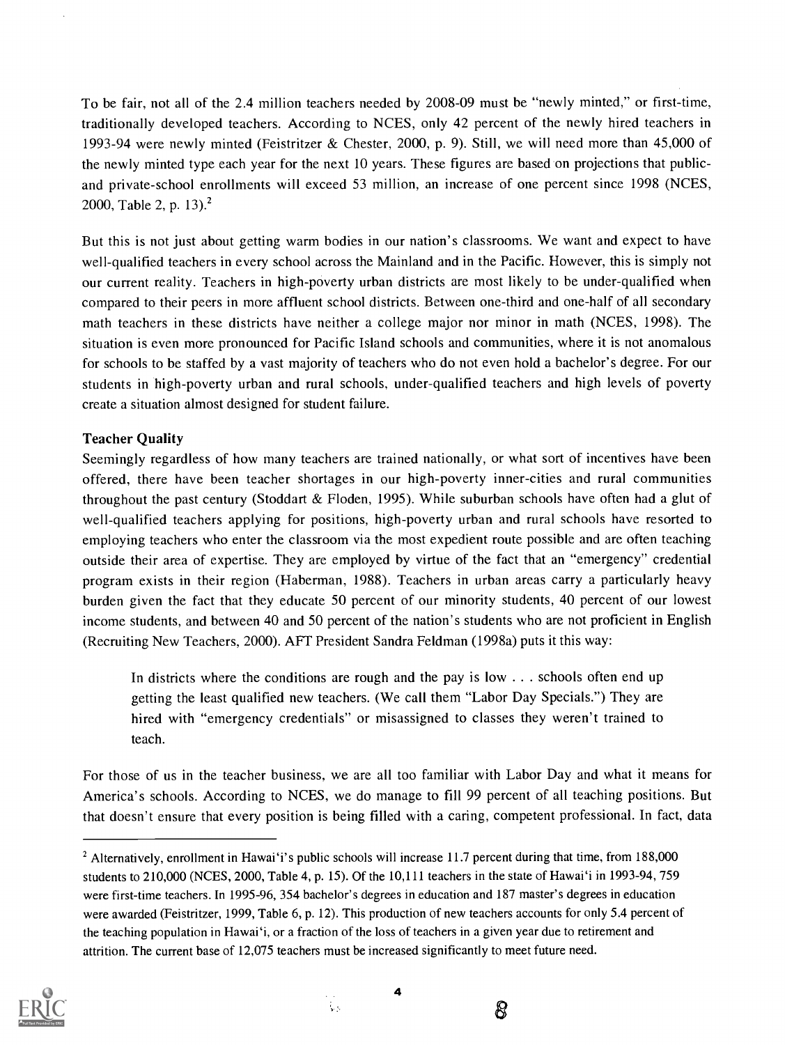To be fair, not all of the 2.4 million teachers needed by 2008-09 must be "newly minted," or first-time, traditionally developed teachers. According to NCES, only 42 percent of the newly hired teachers in 1993-94 were newly minted (Feistritzer & Chester, 2000, p. 9). Still, we will need more than 45,000 of the newly minted type each year for the next 10 years. These figures are based on projections that public- and private-school enrollments will exceed 53 million, an increase of one percent since 1998 (NCES, 2000, Table 2, p. 13).[2]

But this is not just about getting warm bodies in our nation's classrooms. We want and expect to have well-qualified teachers in every school across the Mainland and in the Pacific. However, this is simply not our current reality. Teachers in high-poverty urban districts are most likely to be under-qualified when compared to their peers in more affluent school districts. Between one-third and one-half of all secondary math teachers in these districts have neither a college major nor minor in math (NCES, 1998). The situation is even more pronounced for Pacific Island schools and communities, where it is not anomalous for schools to be staffed by a vast majority of teachers who do not even hold a bachelor's degree. For our students in high-poverty urban and rural schools, under-qualified teachers and high levels of poverty create a situation almost designed for student failure.

### Teacher Quality

Seemingly regardless of how many teachers are trained nationally, or what sort of incentives have been offered, there have been teacher shortages in our high-poverty inner-cities and rural communities throughout the past century (Stoddart & Floden, 1995). While suburban schools have often had a glut of well-qualified teachers applying for positions, high-poverty urban and rural schools have resorted to employing teachers who enter the classroom via the most expedient route possible and are often teaching outside their area of expertise. They are employed by virtue of the fact that an "emergency" credential program exists in their region (Haberman, 1988). Teachers in urban areas carry a particularly heavy burden given the fact that they educate 50 percent of our minority students, 40 percent of our lowest income students, and between 40 and 50 percent of the nation's students who are not proficient in English (Recruiting New Teachers, 2000). AFT President Sandra Feldman (1998a) puts it this way:

> In districts where the conditions are rough and the pay is low . . . schools often end up getting the least qualified new teachers. (We call them "Labor Day Specials.") They are hired with "emergency credentials" or misassigned to classes they weren't trained to teach.

For those of us in the teacher business, we are all too familiar with Labor Day and what it means for America's schools. According to NCES, we do manage to fill 99 percent of all teaching positions. But that doesn't ensure that every position is being filled with a caring, competent professional. In fact, data

---

[2] Alternatively, enrollment in Hawai'i's public schools will increase 11.7 percent during that time, from 188,000 students to 210,000 (NCES, 2000, Table 4, p. 15). Of the 10,111 teachers in the state of Hawai'i in 1993-94, 759 were first-time teachers. In 1995-96, 354 bachelor's degrees in education and 187 master's degrees in education were awarded (Feistritzer, 1999, Table 6, p. 12). This production of new teachers accounts for only 5.4 percent of the teaching population in Hawai'i, or a fraction of the loss of teachers in a given year due to retirement and attrition. The current base of 12,075 teachers must be increased significantly to meet future need.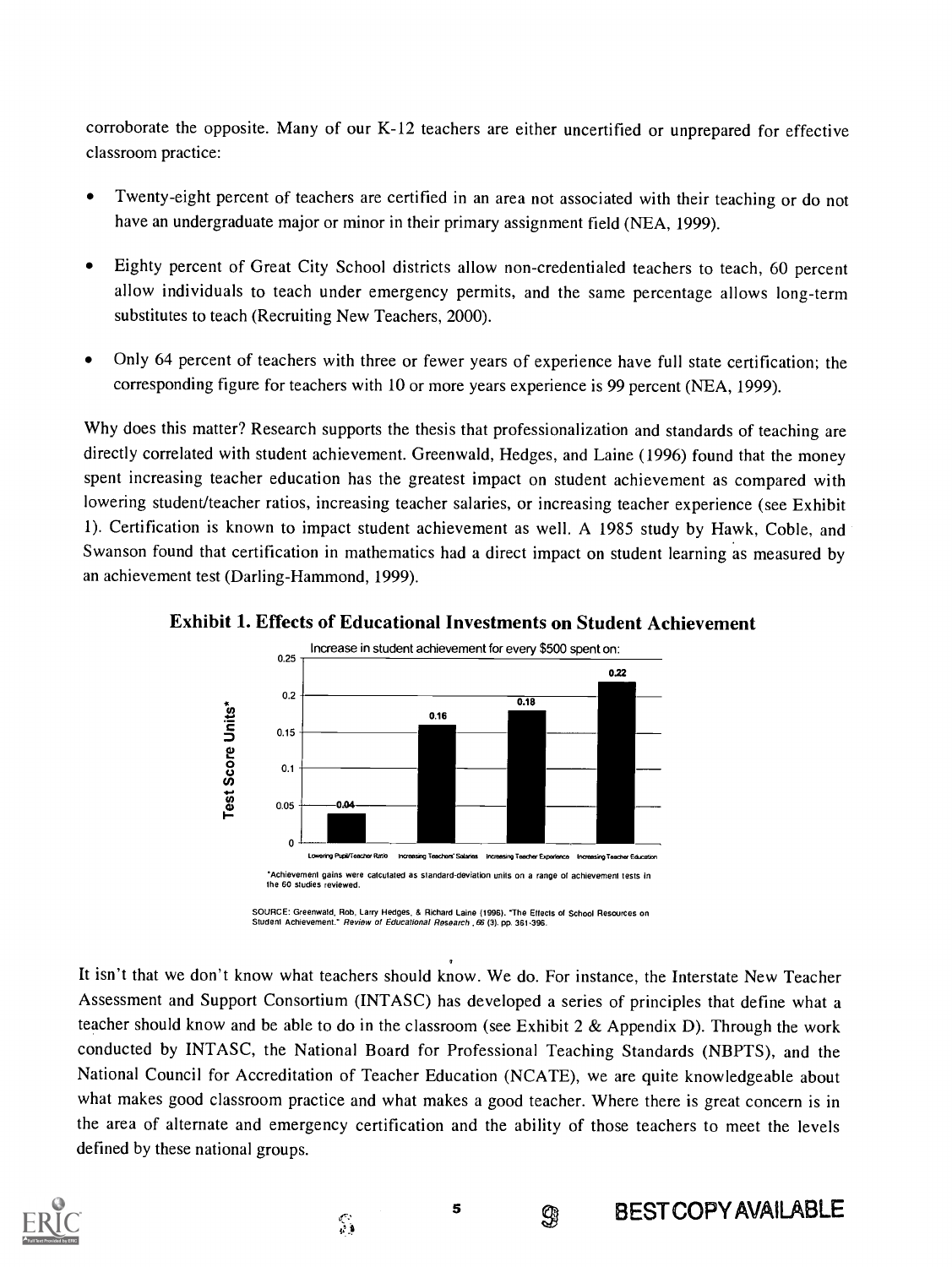corroborate the opposite. Many of our K-12 teachers are either uncertified or unprepared for effective classroom practice:

- Twenty-eight percent of teachers are certified in an area not associated with their teaching or do not have an undergraduate major or minor in their primary assignment field (NEA, 1999).
- Eighty percent of Great City School districts allow non-credentialed teachers to teach, 60 percent allow individuals to teach under emergency permits, and the same percentage allows long-term substitutes to teach (Recruiting New Teachers, 2000).
- Only 64 percent of teachers with three or fewer years of experience have full state certification; the corresponding figure for teachers with 10 or more years experience is 99 percent (NEA, 1999).

Why does this matter? Research supports the thesis that professionalization and standards of teaching are directly correlated with student achievement. Greenwald, Hedges, and Laine (1996) found that the money spent increasing teacher education has the greatest impact on student achievement as compared with lowering student/teacher ratios, increasing teacher salaries, or increasing teacher experience (see Exhibit 1). Certification is known to impact student achievement as well. A 1985 study by Hawk, Coble, and Swanson found that certification in mathematics had a direct impact on student learning as measured by an achievement test (Darling-Hammond, 1999).

**Exhibit 1. Effects of Educational Investments on Student Achievement**

Increase in student achievement for every $500 spent on:

| | Test Score Units* |
|---|---|
| Lowering Pupil/Teacher Ratio | 0.04 |
| Increasing Teachers' Salaries | 0.16 |
| Increasing Teacher Experience | 0.18 |
| Increasing Teacher Education | 0.22 |

*Achievement gains were calculated as standard-deviation units on a range of achievement tests in the 60 studies reviewed.

SOURCE: Greenwald, Rob, Larry Hedges, & Richard Laine (1996). "The Effects of School Resources on Student Achievement." *Review of Educational Research*, 66 (3), pp. 361-396.

It isn't that we don't know what teachers should know. We do. For instance, the Interstate New Teacher Assessment and Support Consortium (INTASC) has developed a series of principles that define what a teacher should know and be able to do in the classroom (see Exhibit 2 & Appendix D). Through the work conducted by INTASC, the National Board for Professional Teaching Standards (NBPTS), and the National Council for Accreditation of Teacher Education (NCATE), we are quite knowledgeable about what makes good classroom practice and what makes a good teacher. Where there is great concern is in the area of alternate and emergency certification and the ability of those teachers to meet the levels defined by these national groups.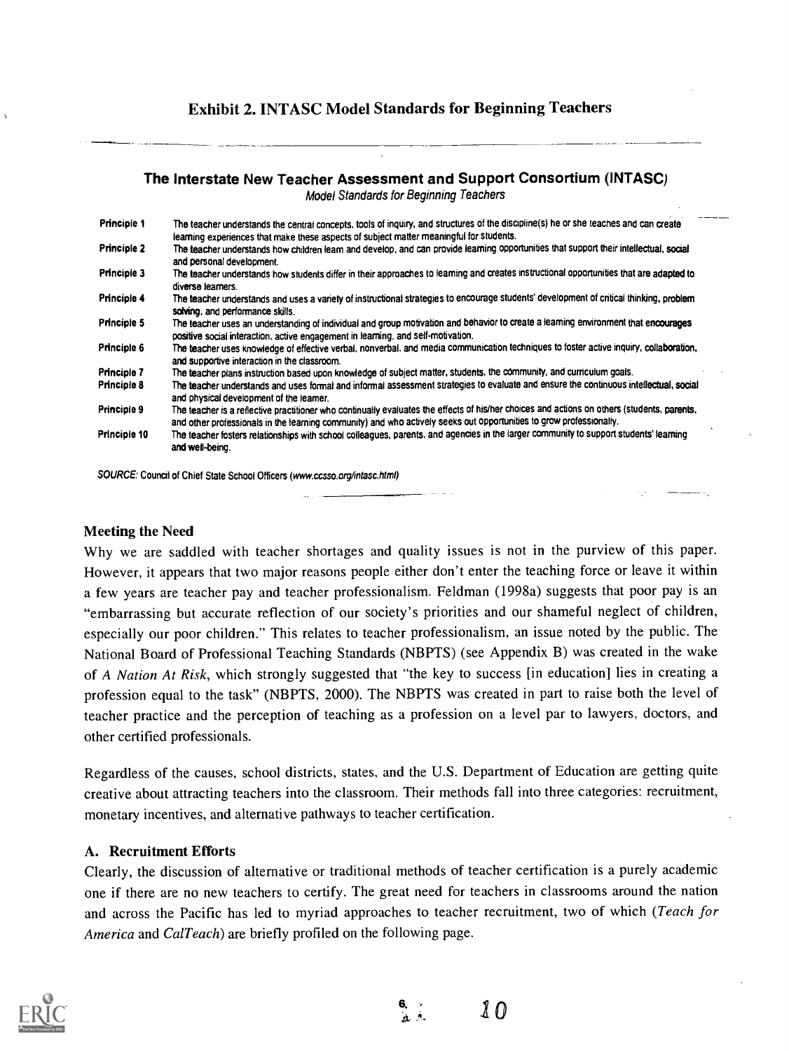## Exhibit 2. INTASC Model Standards for Beginning Teachers

### The Interstate New Teacher Assessment and Support Consortium (INTASC)

*Model Standards for Beginning Teachers*

| | |
|---|---|
| **Principle 1** | The teacher understands the central concepts, tools of inquiry, and structures of the discipline(s) he or she teaches and can create learning experiences that make these aspects of subject matter meaningful for students. |
| **Principle 2** | The teacher understands how children learn and develop, and can provide learning opportunities that support their intellectual, social and personal development. |
| **Principle 3** | The teacher understands how students differ in their approaches to learning and creates instructional opportunities that are adapted to diverse learners. |
| **Principle 4** | The teacher understands and uses a variety of instructional strategies to encourage students' development of critical thinking, problem solving, and performance skills. |
| **Principle 5** | The teacher uses an understanding of individual and group motivation and behavior to create a learning environment that encourages positive social interaction, active engagement in learning, and self-motivation. |
| **Principle 6** | The teacher uses knowledge of effective verbal, nonverbal, and media communication techniques to foster active inquiry, collaboration, and supportive interaction in the classroom. |
| **Principle 7** | The teacher plans instruction based upon knowledge of subject matter, students, the community, and curriculum goals. |
| **Principle 8** | The teacher understands and uses formal and informal assessment strategies to evaluate and ensure the continuous intellectual, social and physical development of the learner. |
| **Principle 9** | The teacher is a reflective practitioner who continually evaluates the effects of his/her choices and actions on others (students, parents, and other professionals in the learning community) and who actively seeks out opportunities to grow professionally. |
| **Principle 10** | The teacher fosters relationships with school colleagues, parents, and agencies in the larger community to support students' learning and well-being. |

*SOURCE:* Council of Chief State School Officers (*www.ccsso.org/intasc.html*)

### Meeting the Need

Why we are saddled with teacher shortages and quality issues is not in the purview of this paper. However, it appears that two major reasons people either don't enter the teaching force or leave it within a few years are teacher pay and teacher professionalism. Feldman (1998a) suggests that poor pay is an "embarrassing but accurate reflection of our society's priorities and our shameful neglect of children, especially our poor children." This relates to teacher professionalism, an issue noted by the public. The National Board of Professional Teaching Standards (NBPTS) (see Appendix B) was created in the wake of *A Nation At Risk*, which strongly suggested that "the key to success [in education] lies in creating a profession equal to the task" (NBPTS, 2000). The NBPTS was created in part to raise both the level of teacher practice and the perception of teaching as a profession on a level par to lawyers, doctors, and other certified professionals.

Regardless of the causes, school districts, states, and the U.S. Department of Education are getting quite creative about attracting teachers into the classroom. Their methods fall into three categories: recruitment, monetary incentives, and alternative pathways to teacher certification.

### A. Recruitment Efforts

Clearly, the discussion of alternative or traditional methods of teacher certification is a purely academic one if there are no new teachers to certify. The great need for teachers in classrooms around the nation and across the Pacific has led to myriad approaches to teacher recruitment, two of which (*Teach for America* and *CalTeach*) are briefly profiled on the following page.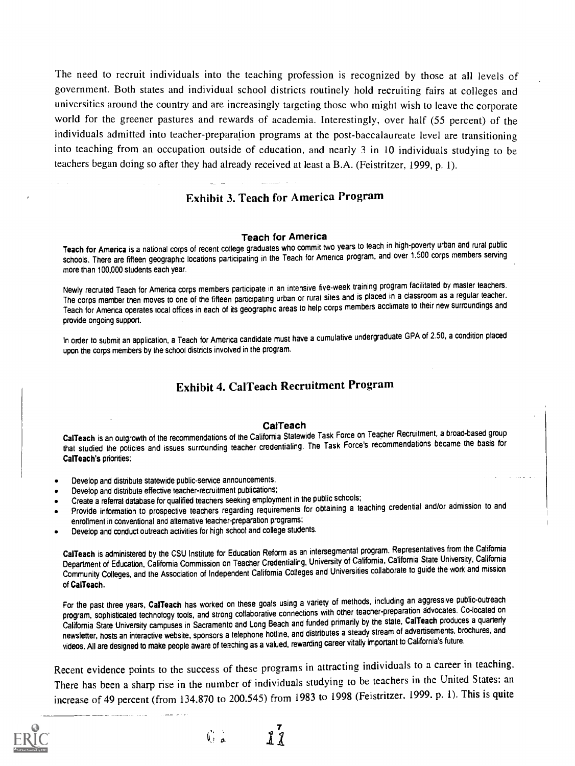The need to recruit individuals into the teaching profession is recognized by those at all levels of government. Both states and individual school districts routinely hold recruiting fairs at colleges and universities around the country and are increasingly targeting those who might wish to leave the corporate world for the greener pastures and rewards of academia. Interestingly, over half (55 percent) of the individuals admitted into teacher-preparation programs at the post-baccalaureate level are transitioning into teaching from an occupation outside of education, and nearly 3 in 10 individuals studying to be teachers began doing so after they had already received at least a B.A. (Feistritzer, 1999, p. 1).

### Exhibit 3. Teach for America Program

#### Teach for America

**Teach for America** is a national corps of recent college graduates who commit two years to teach in high-poverty urban and rural public schools. There are fifteen geographic locations participating in the Teach for America program, and over 1,500 corps members serving more than 100,000 students each year.

Newly recruited Teach for America corps members participate in an intensive five-week training program facilitated by master teachers. The corps member then moves to one of the fifteen participating urban or rural sites and is placed in a classroom as a regular teacher. Teach for America operates local offices in each of its geographic areas to help corps members acclimate to their new surroundings and provide ongoing support.

In order to submit an application, a Teach for America candidate must have a cumulative undergraduate GPA of 2.50, a condition placed upon the corps members by the school districts involved in the program.

### Exhibit 4. CalTeach Recruitment Program

#### CalTeach

**CalTeach** is an outgrowth of the recommendations of the California Statewide Task Force on Teacher Recruitment, a broad-based group that studied the policies and issues surrounding teacher credentialing. The Task Force's recommendations became the basis for **CalTeach's** priorities:

- Develop and distribute statewide public-service announcements;
- Develop and distribute effective teacher-recruitment publications;
- Create a referral database for qualified teachers seeking employment in the public schools;
- Provide information to prospective teachers regarding requirements for obtaining a teaching credential and/or admission to and enrollment in conventional and alternative teacher-preparation programs;
- Develop and conduct outreach activities for high school and college students.

**CalTeach** is administered by the CSU Institute for Education Reform as an intersegmental program. Representatives from the California Department of Education, California Commission on Teacher Credentialing, University of California, California State University, California Community Colleges, and the Association of Independent California Colleges and Universities collaborate to guide the work and mission of **CalTeach**.

For the past three years, **CalTeach** has worked on these goals using a variety of methods, including an aggressive public-outreach program, sophisticated technology tools, and strong collaborative connections with other teacher-preparation advocates. Co-located on California State University campuses in Sacramento and Long Beach and funded primarily by the state, **CalTeach** produces a quarterly newsletter, hosts an interactive website, sponsors a telephone hotline, and distributes a steady stream of advertisements, brochures, and videos. All are designed to make people aware of teaching as a valued, rewarding career vitally important to California's future.

Recent evidence points to the success of these programs in attracting individuals to a career in teaching. There has been a sharp rise in the number of individuals studying to be teachers in the United States: an increase of 49 percent (from 134,870 to 200,545) from 1983 to 1998 (Feistritzer, 1999, p. 1). This is quite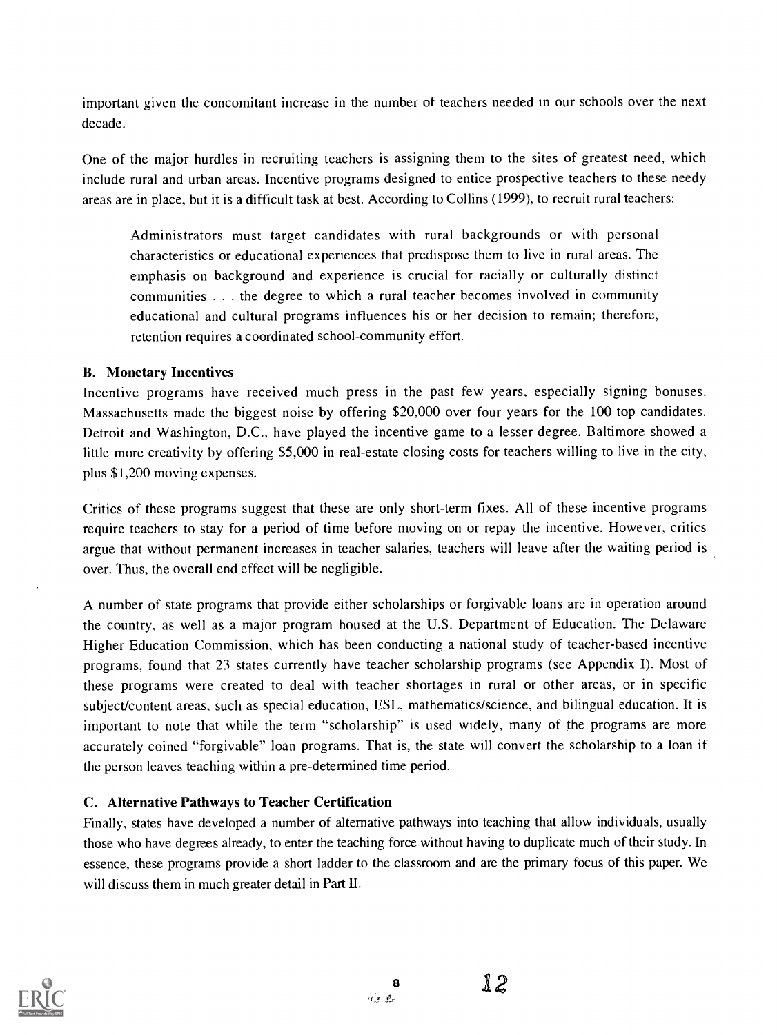important given the concomitant increase in the number of teachers needed in our schools over the next decade.

One of the major hurdles in recruiting teachers is assigning them to the sites of greatest need, which include rural and urban areas. Incentive programs designed to entice prospective teachers to these needy areas are in place, but it is a difficult task at best. According to Collins (1999), to recruit rural teachers:

> Administrators must target candidates with rural backgrounds or with personal characteristics or educational experiences that predispose them to live in rural areas. The emphasis on background and experience is crucial for racially or culturally distinct communities . . . the degree to which a rural teacher becomes involved in community educational and cultural programs influences his or her decision to remain; therefore, retention requires a coordinated school-community effort.

### B. Monetary Incentives

Incentive programs have received much press in the past few years, especially signing bonuses. Massachusetts made the biggest noise by offering $20,000 over four years for the 100 top candidates. Detroit and Washington, D.C., have played the incentive game to a lesser degree. Baltimore showed a little more creativity by offering $5,000 in real-estate closing costs for teachers willing to live in the city, plus $1,200 moving expenses.

Critics of these programs suggest that these are only short-term fixes. All of these incentive programs require teachers to stay for a period of time before moving on or repay the incentive. However, critics argue that without permanent increases in teacher salaries, teachers will leave after the waiting period is over. Thus, the overall end effect will be negligible.

A number of state programs that provide either scholarships or forgivable loans are in operation around the country, as well as a major program housed at the U.S. Department of Education. The Delaware Higher Education Commission, which has been conducting a national study of teacher-based incentive programs, found that 23 states currently have teacher scholarship programs (see Appendix I). Most of these programs were created to deal with teacher shortages in rural or other areas, or in specific subject/content areas, such as special education, ESL, mathematics/science, and bilingual education. It is important to note that while the term "scholarship" is used widely, many of the programs are more accurately coined "forgivable" loan programs. That is, the state will convert the scholarship to a loan if the person leaves teaching within a pre-determined time period.

### C. Alternative Pathways to Teacher Certification

Finally, states have developed a number of alternative pathways into teaching that allow individuals, usually those who have degrees already, to enter the teaching force without having to duplicate much of their study. In essence, these programs provide a short ladder to the classroom and are the primary focus of this paper. We will discuss them in much greater detail in Part II.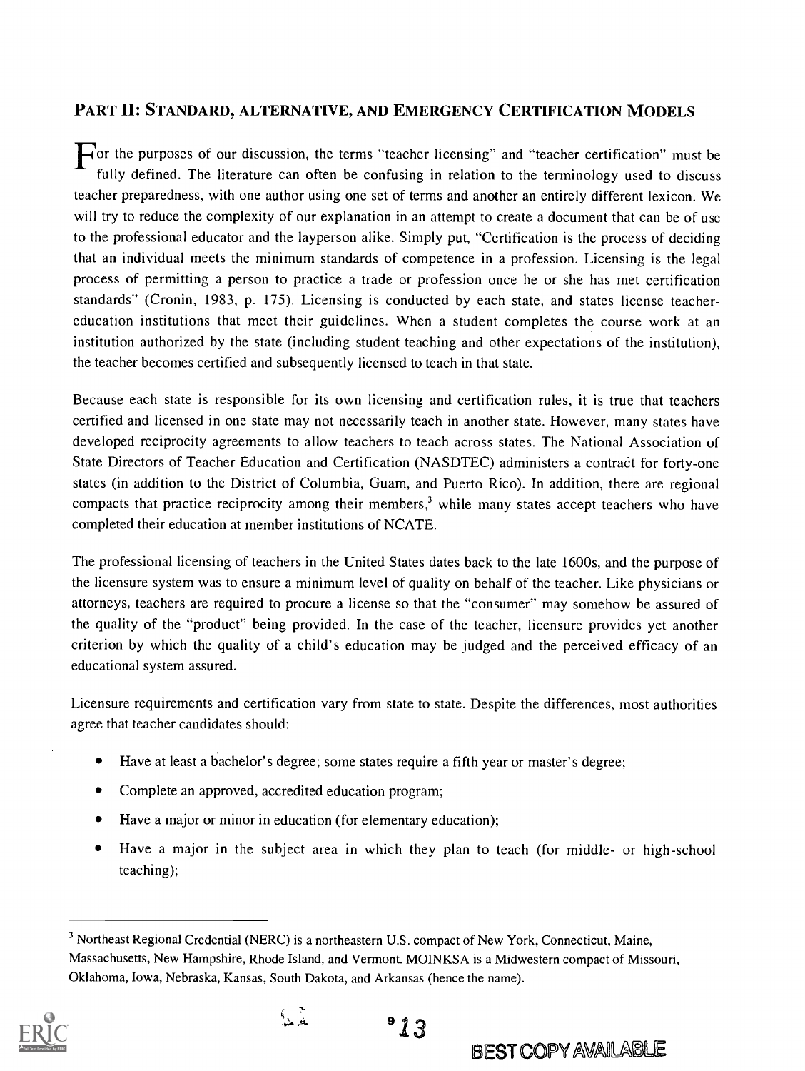## PART II: STANDARD, ALTERNATIVE, AND EMERGENCY CERTIFICATION MODELS

For the purposes of our discussion, the terms "teacher licensing" and "teacher certification" must be fully defined. The literature can often be confusing in relation to the terminology used to discuss teacher preparedness, with one author using one set of terms and another an entirely different lexicon. We will try to reduce the complexity of our explanation in an attempt to create a document that can be of use to the professional educator and the layperson alike. Simply put, "Certification is the process of deciding that an individual meets the minimum standards of competence in a profession. Licensing is the legal process of permitting a person to practice a trade or profession once he or she has met certification standards" (Cronin, 1983, p. 175). Licensing is conducted by each state, and states license teacher-education institutions that meet their guidelines. When a student completes the course work at an institution authorized by the state (including student teaching and other expectations of the institution), the teacher becomes certified and subsequently licensed to teach in that state.

Because each state is responsible for its own licensing and certification rules, it is true that teachers certified and licensed in one state may not necessarily teach in another state. However, many states have developed reciprocity agreements to allow teachers to teach across states. The National Association of State Directors of Teacher Education and Certification (NASDTEC) administers a contract for forty-one states (in addition to the District of Columbia, Guam, and Puerto Rico). In addition, there are regional compacts that practice reciprocity among their members,[3] while many states accept teachers who have completed their education at member institutions of NCATE.

The professional licensing of teachers in the United States dates back to the late 1600s, and the purpose of the licensure system was to ensure a minimum level of quality on behalf of the teacher. Like physicians or attorneys, teachers are required to procure a license so that the "consumer" may somehow be assured of the quality of the "product" being provided. In the case of the teacher, licensure provides yet another criterion by which the quality of a child's education may be judged and the perceived efficacy of an educational system assured.

Licensure requirements and certification vary from state to state. Despite the differences, most authorities agree that teacher candidates should:

- Have at least a bachelor's degree; some states require a fifth year or master's degree;
- Complete an approved, accredited education program;
- Have a major or minor in education (for elementary education);
- Have a major in the subject area in which they plan to teach (for middle- or high-school teaching);

[3] Northeast Regional Credential (NERC) is a northeastern U.S. compact of New York, Connecticut, Maine, Massachusetts, New Hampshire, Rhode Island, and Vermont. MOINKSA is a Midwestern compact of Missouri, Oklahoma, Iowa, Nebraska, Kansas, South Dakota, and Arkansas (hence the name).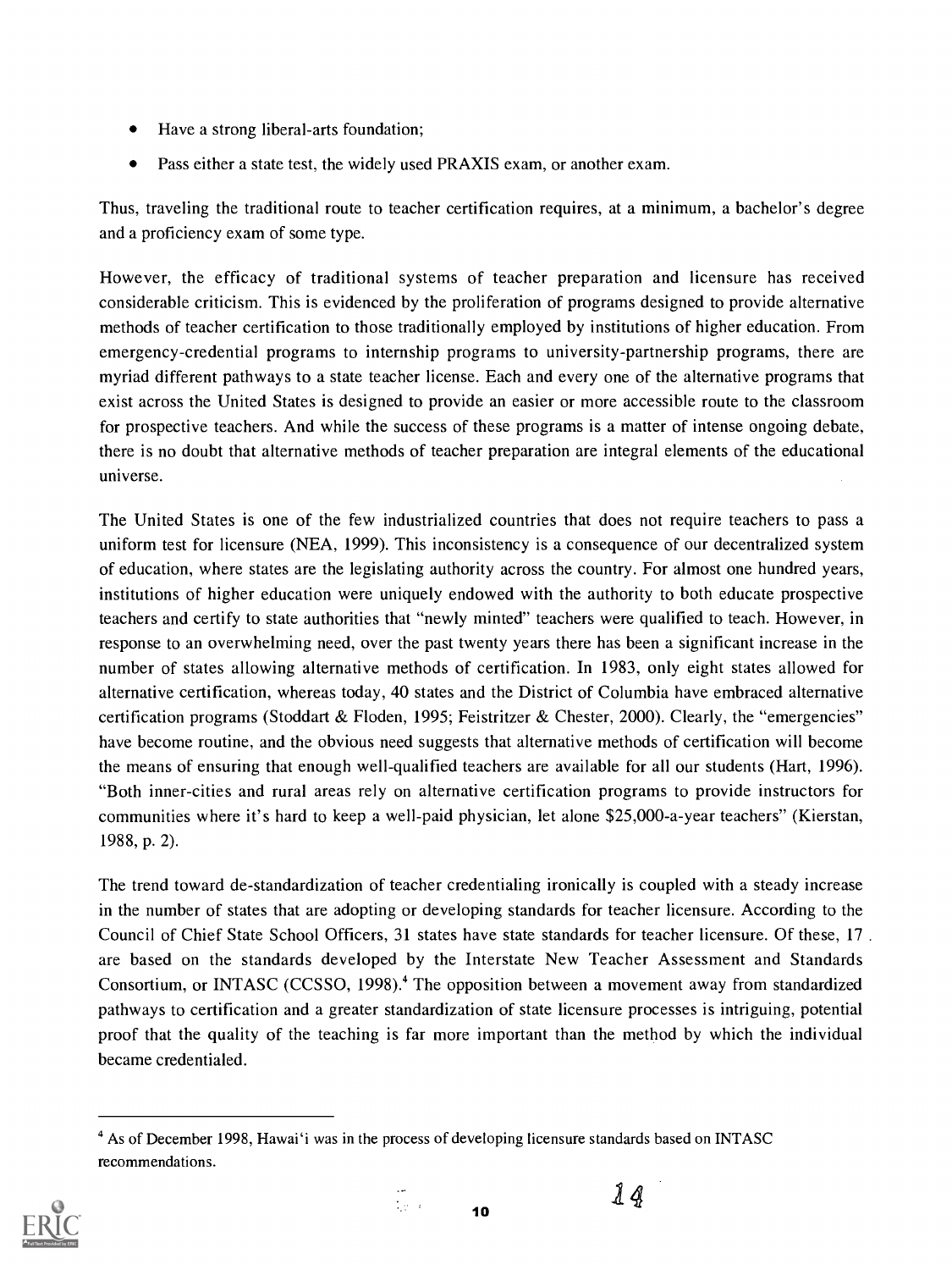- Have a strong liberal-arts foundation;
- Pass either a state test, the widely used PRAXIS exam, or another exam.

Thus, traveling the traditional route to teacher certification requires, at a minimum, a bachelor's degree and a proficiency exam of some type.

However, the efficacy of traditional systems of teacher preparation and licensure has received considerable criticism. This is evidenced by the proliferation of programs designed to provide alternative methods of teacher certification to those traditionally employed by institutions of higher education. From emergency-credential programs to internship programs to university-partnership programs, there are myriad different pathways to a state teacher license. Each and every one of the alternative programs that exist across the United States is designed to provide an easier or more accessible route to the classroom for prospective teachers. And while the success of these programs is a matter of intense ongoing debate, there is no doubt that alternative methods of teacher preparation are integral elements of the educational universe.

The United States is one of the few industrialized countries that does not require teachers to pass a uniform test for licensure (NEA, 1999). This inconsistency is a consequence of our decentralized system of education, where states are the legislating authority across the country. For almost one hundred years, institutions of higher education were uniquely endowed with the authority to both educate prospective teachers and certify to state authorities that "newly minted" teachers were qualified to teach. However, in response to an overwhelming need, over the past twenty years there has been a significant increase in the number of states allowing alternative methods of certification. In 1983, only eight states allowed for alternative certification, whereas today, 40 states and the District of Columbia have embraced alternative certification programs (Stoddart & Floden, 1995; Feistritzer & Chester, 2000). Clearly, the "emergencies" have become routine, and the obvious need suggests that alternative methods of certification will become the means of ensuring that enough well-qualified teachers are available for all our students (Hart, 1996). "Both inner-cities and rural areas rely on alternative certification programs to provide instructors for communities where it's hard to keep a well-paid physician, let alone $25,000-a-year teachers" (Kierstan, 1988, p. 2).

The trend toward de-standardization of teacher credentialing ironically is coupled with a steady increase in the number of states that are adopting or developing standards for teacher licensure. According to the Council of Chief State School Officers, 31 states have state standards for teacher licensure. Of these, 17 are based on the standards developed by the Interstate New Teacher Assessment and Standards Consortium, or INTASC (CCSSO, 1998).[4] The opposition between a movement away from standardized pathways to certification and a greater standardization of state licensure processes is intriguing, potential proof that the quality of the teaching is far more important than the method by which the individual became credentialed.

[4] As of December 1998, Hawai'i was in the process of developing licensure standards based on INTASC recommendations.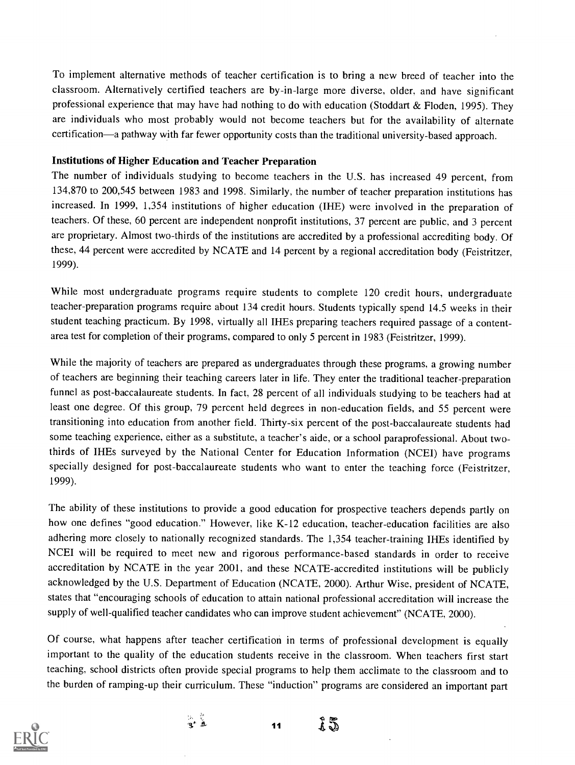To implement alternative methods of teacher certification is to bring a new breed of teacher into the classroom. Alternatively certified teachers are by-in-large more diverse, older, and have significant professional experience that may have had nothing to do with education (Stoddart & Floden, 1995). They are individuals who most probably would not become teachers but for the availability of alternate certification—a pathway with far fewer opportunity costs than the traditional university-based approach.

**Institutions of Higher Education and Teacher Preparation**

The number of individuals studying to become teachers in the U.S. has increased 49 percent, from 134,870 to 200,545 between 1983 and 1998. Similarly, the number of teacher preparation institutions has increased. In 1999, 1,354 institutions of higher education (IHE) were involved in the preparation of teachers. Of these, 60 percent are independent nonprofit institutions, 37 percent are public, and 3 percent are proprietary. Almost two-thirds of the institutions are accredited by a professional accrediting body. Of these, 44 percent were accredited by NCATE and 14 percent by a regional accreditation body (Feistritzer, 1999).

While most undergraduate programs require students to complete 120 credit hours, undergraduate teacher-preparation programs require about 134 credit hours. Students typically spend 14.5 weeks in their student teaching practicum. By 1998, virtually all IHEs preparing teachers required passage of a content-area test for completion of their programs, compared to only 5 percent in 1983 (Feistritzer, 1999).

While the majority of teachers are prepared as undergraduates through these programs, a growing number of teachers are beginning their teaching careers later in life. They enter the traditional teacher-preparation funnel as post-baccalaureate students. In fact, 28 percent of all individuals studying to be teachers had at least one degree. Of this group, 79 percent held degrees in non-education fields, and 55 percent were transitioning into education from another field. Thirty-six percent of the post-baccalaureate students had some teaching experience, either as a substitute, a teacher's aide, or a school paraprofessional. About two-thirds of IHEs surveyed by the National Center for Education Information (NCEI) have programs specially designed for post-baccalaureate students who want to enter the teaching force (Feistritzer, 1999).

The ability of these institutions to provide a good education for prospective teachers depends partly on how one defines "good education." However, like K-12 education, teacher-education facilities are also adhering more closely to nationally recognized standards. The 1,354 teacher-training IHEs identified by NCEI will be required to meet new and rigorous performance-based standards in order to receive accreditation by NCATE in the year 2001, and these NCATE-accredited institutions will be publicly acknowledged by the U.S. Department of Education (NCATE, 2000). Arthur Wise, president of NCATE, states that "encouraging schools of education to attain national professional accreditation will increase the supply of well-qualified teacher candidates who can improve student achievement" (NCATE, 2000).

Of course, what happens after teacher certification in terms of professional development is equally important to the quality of the education students receive in the classroom. When teachers first start teaching, school districts often provide special programs to help them acclimate to the classroom and to the burden of ramping-up their curriculum. These "induction" programs are considered an important part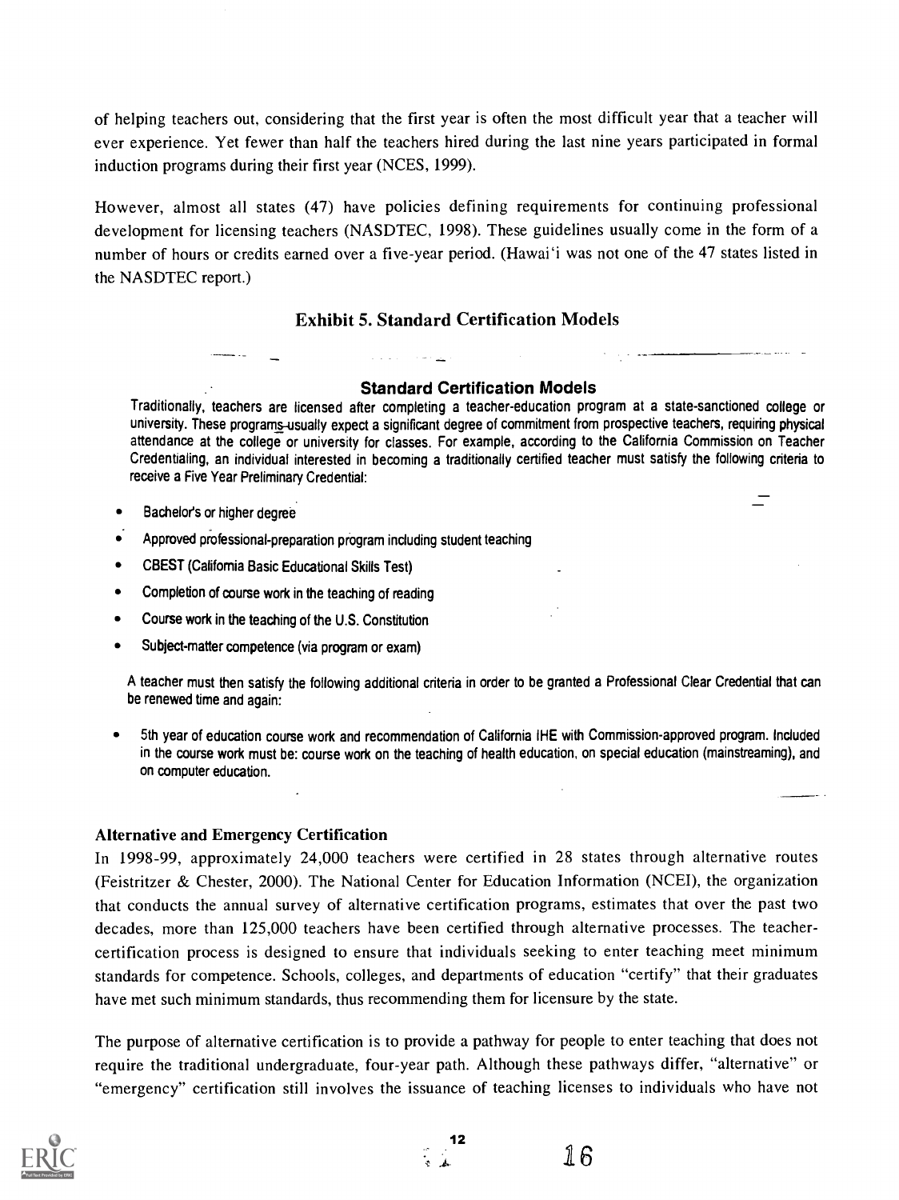of helping teachers out, considering that the first year is often the most difficult year that a teacher will ever experience. Yet fewer than half the teachers hired during the last nine years participated in formal induction programs during their first year (NCES, 1999).

However, almost all states (47) have policies defining requirements for continuing professional development for licensing teachers (NASDTEC, 1998). These guidelines usually come in the form of a number of hours or credits earned over a five-year period. (Hawai'i was not one of the 47 states listed in the NASDTEC report.)

### Exhibit 5. Standard Certification Models

**Standard Certification Models**

Traditionally, teachers are licensed after completing a teacher-education program at a state-sanctioned college or university. These programs usually expect a significant degree of commitment from prospective teachers, requiring physical attendance at the college or university for classes. For example, according to the California Commission on Teacher Credentialing, an individual interested in becoming a traditionally certified teacher must satisfy the following criteria to receive a Five Year Preliminary Credential:

- Bachelor's or higher degree
- Approved professional-preparation program including student teaching
- CBEST (California Basic Educational Skills Test)
- Completion of course work in the teaching of reading
- Course work in the teaching of the U.S. Constitution
- Subject-matter competence (via program or exam)

A teacher must then satisfy the following additional criteria in order to be granted a Professional Clear Credential that can be renewed time and again:

- 5th year of education course work and recommendation of California IHE with Commission-approved program. Included in the course work must be: course work on the teaching of health education, on special education (mainstreaming), and on computer education.

### Alternative and Emergency Certification

In 1998-99, approximately 24,000 teachers were certified in 28 states through alternative routes (Feistritzer & Chester, 2000). The National Center for Education Information (NCEI), the organization that conducts the annual survey of alternative certification programs, estimates that over the past two decades, more than 125,000 teachers have been certified through alternative processes. The teacher-certification process is designed to ensure that individuals seeking to enter teaching meet minimum standards for competence. Schools, colleges, and departments of education "certify" that their graduates have met such minimum standards, thus recommending them for licensure by the state.

The purpose of alternative certification is to provide a pathway for people to enter teaching that does not require the traditional undergraduate, four-year path. Although these pathways differ, "alternative" or "emergency" certification still involves the issuance of teaching licenses to individuals who have not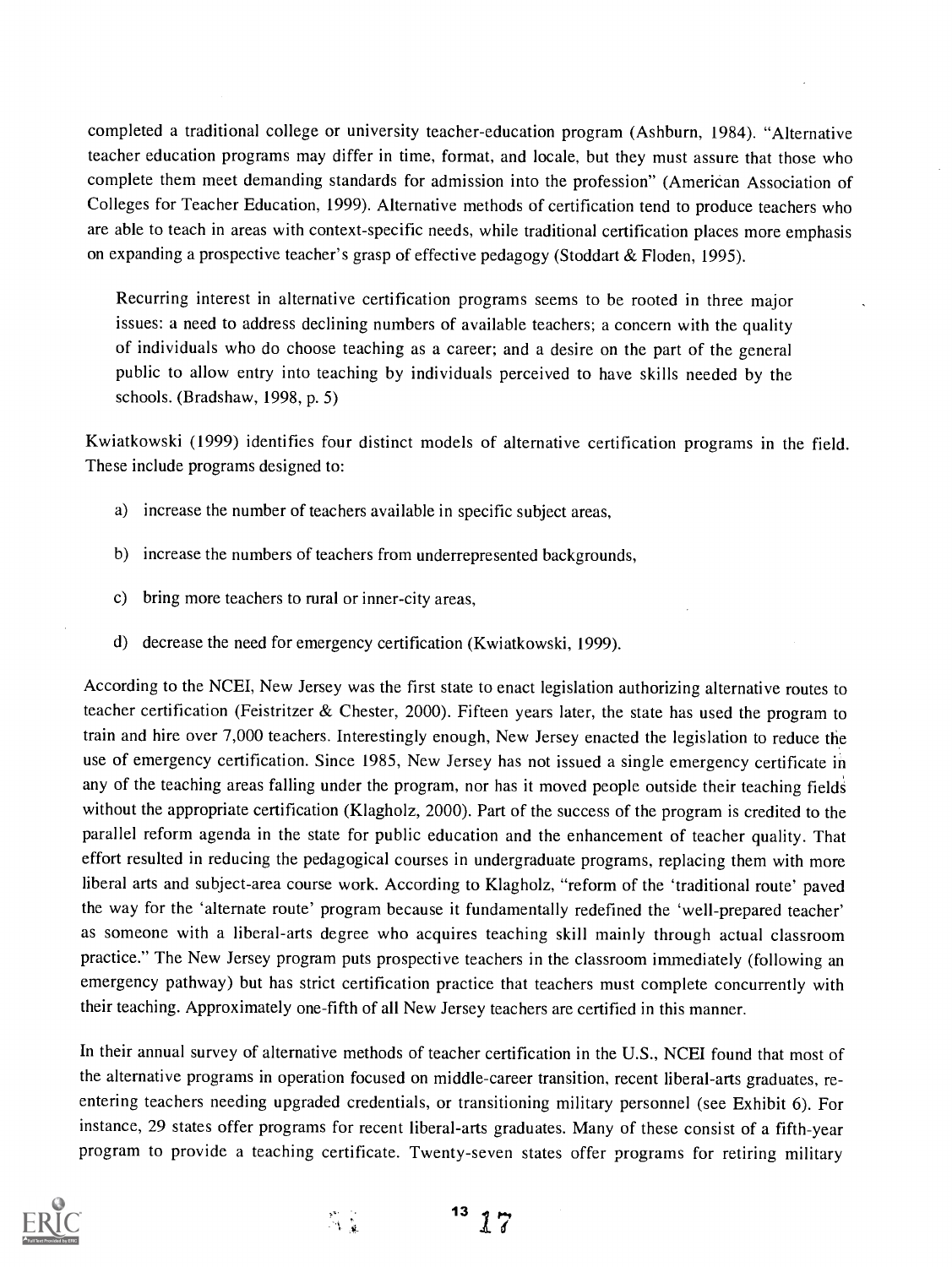completed a traditional college or university teacher-education program (Ashburn, 1984). "Alternative teacher education programs may differ in time, format, and locale, but they must assure that those who complete them meet demanding standards for admission into the profession" (American Association of Colleges for Teacher Education, 1999). Alternative methods of certification tend to produce teachers who are able to teach in areas with context-specific needs, while traditional certification places more emphasis on expanding a prospective teacher's grasp of effective pedagogy (Stoddart & Floden, 1995).

> Recurring interest in alternative certification programs seems to be rooted in three major issues: a need to address declining numbers of available teachers; a concern with the quality of individuals who do choose teaching as a career; and a desire on the part of the general public to allow entry into teaching by individuals perceived to have skills needed by the schools. (Bradshaw, 1998, p. 5)

Kwiatkowski (1999) identifies four distinct models of alternative certification programs in the field. These include programs designed to:

a) increase the number of teachers available in specific subject areas,

b) increase the numbers of teachers from underrepresented backgrounds,

c) bring more teachers to rural or inner-city areas,

d) decrease the need for emergency certification (Kwiatkowski, 1999).

According to the NCEI, New Jersey was the first state to enact legislation authorizing alternative routes to teacher certification (Feistritzer & Chester, 2000). Fifteen years later, the state has used the program to train and hire over 7,000 teachers. Interestingly enough, New Jersey enacted the legislation to reduce the use of emergency certification. Since 1985, New Jersey has not issued a single emergency certificate in any of the teaching areas falling under the program, nor has it moved people outside their teaching fields without the appropriate certification (Klagholz, 2000). Part of the success of the program is credited to the parallel reform agenda in the state for public education and the enhancement of teacher quality. That effort resulted in reducing the pedagogical courses in undergraduate programs, replacing them with more liberal arts and subject-area course work. According to Klagholz, "reform of the 'traditional route' paved the way for the 'alternate route' program because it fundamentally redefined the 'well-prepared teacher' as someone with a liberal-arts degree who acquires teaching skill mainly through actual classroom practice." The New Jersey program puts prospective teachers in the classroom immediately (following an emergency pathway) but has strict certification practice that teachers must complete concurrently with their teaching. Approximately one-fifth of all New Jersey teachers are certified in this manner.

In their annual survey of alternative methods of teacher certification in the U.S., NCEI found that most of the alternative programs in operation focused on middle-career transition, recent liberal-arts graduates, re-entering teachers needing upgraded credentials, or transitioning military personnel (see Exhibit 6). For instance, 29 states offer programs for recent liberal-arts graduates. Many of these consist of a fifth-year program to provide a teaching certificate. Twenty-seven states offer programs for retiring military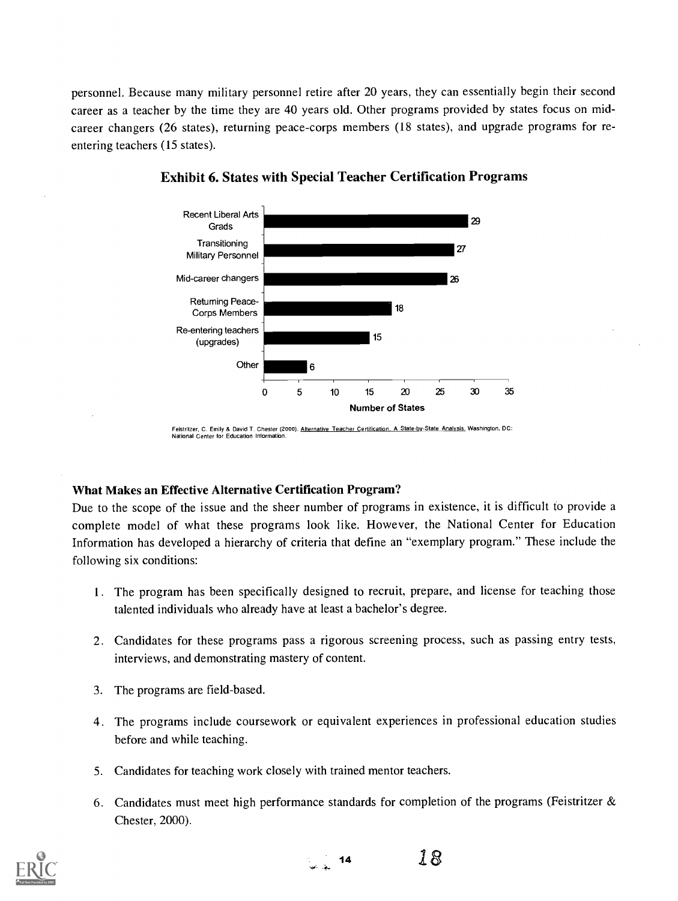personnel. Because many military personnel retire after 20 years, they can essentially begin their second career as a teacher by the time they are 40 years old. Other programs provided by states focus on mid-career changers (26 states), returning peace-corps members (18 states), and upgrade programs for re-entering teachers (15 states).

### Exhibit 6. States with Special Teacher Certification Programs

| Program | Number of States |
|---|---|
| Recent Liberal Arts Grads | 29 |
| Transitioning Military Personnel | 27 |
| Mid-career changers | 26 |
| Returning Peace-Corps Members | 18 |
| Re-entering teachers (upgrades) | 15 |
| Other | 6 |

Feistritzer, C. Emily & David T. Chester (2000). Alternative Teacher Certification. A State-by-State Analysis. Washington, DC: National Center for Education Information.

**What Makes an Effective Alternative Certification Program?**

Due to the scope of the issue and the sheer number of programs in existence, it is difficult to provide a complete model of what these programs look like. However, the National Center for Education Information has developed a hierarchy of criteria that define an "exemplary program." These include the following six conditions:

1. The program has been specifically designed to recruit, prepare, and license for teaching those talented individuals who already have at least a bachelor's degree.

2. Candidates for these programs pass a rigorous screening process, such as passing entry tests, interviews, and demonstrating mastery of content.

3. The programs are field-based.

4. The programs include coursework or equivalent experiences in professional education studies before and while teaching.

5. Candidates for teaching work closely with trained mentor teachers.

6. Candidates must meet high performance standards for completion of the programs (Feistritzer & Chester, 2000).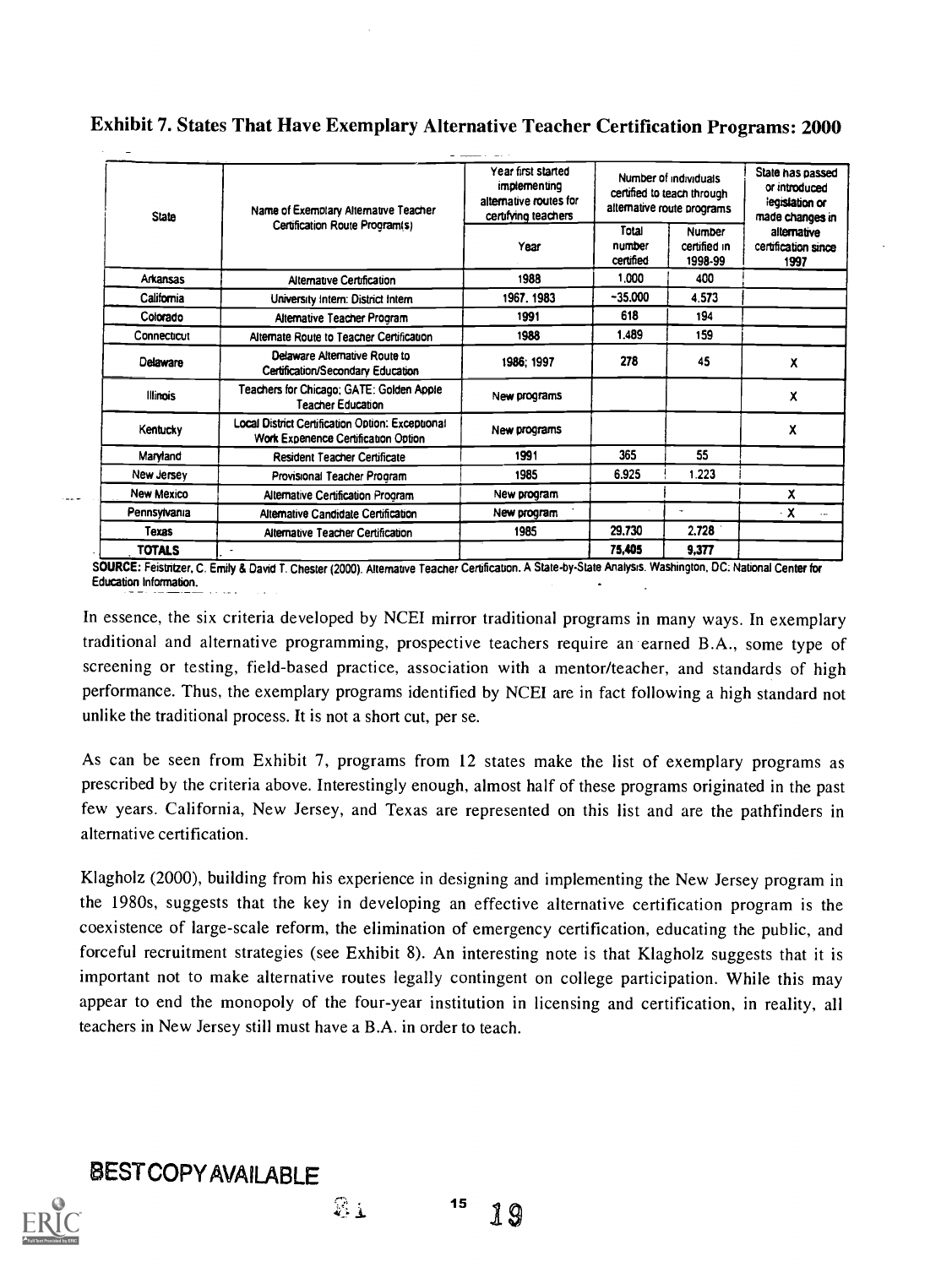# Exhibit 7. States That Have Exemplary Alternative Teacher Certification Programs: 2000

| State | Name of Exemplary Alternative Teacher Certification Route Program(s) | Year first started implementing alternative routes for certifying teachers | Number of individuals certified to teach through alternative route programs | | State has passed or introduced legislation or made changes in alternative certification since 1997 |
|---|---|---|---|---|---|
| | | Year | Total number certified | Number certified in 1998-99 | |
| Arkansas | Alternative Certification | 1988 | 1,000 | 400 | |
| California | University Intern: District Intern | 1967. 1983 | ~35,000 | 4.573 | |
| Colorado | Alternative Teacher Program | 1991 | 618 | 194 | |
| Connecticut | Alternate Route to Teacher Certification | 1988 | 1.489 | 159 | |
| Delaware | Delaware Alternative Route to Certification/Secondary Education | 1986; 1997 | 278 | 45 | X |
| Illinois | Teachers for Chicago; GATE: Golden Apple Teacher Education | New programs | | | X |
| Kentucky | Local District Certification Option: Exceptional Work Experience Certification Option | New programs | | | X |
| Maryland | Resident Teacher Certificate | 1991 | 365 | 55 | |
| New Jersey | Provisional Teacher Program | 1985 | 6.925 | 1.223 | |
| New Mexico | Alternative Certification Program | New program | | | X |
| Pennsylvania | Alternative Candidate Certification | New program | | | X |
| Texas | Alternative Teacher Certification | 1985 | 29,730 | 2,728 | |
| TOTALS | | | 75,405 | 9,377 | |

SOURCE: Feistritzer, C. Emily & David T. Chester (2000). Alternative Teacher Certification. A State-by-State Analysis. Washington, DC: National Center for Education Information.

In essence, the six criteria developed by NCEI mirror traditional programs in many ways. In exemplary traditional and alternative programming, prospective teachers require an earned B.A., some type of screening or testing, field-based practice, association with a mentor/teacher, and standards of high performance. Thus, the exemplary programs identified by NCEI are in fact following a high standard not unlike the traditional process. It is not a short cut, per se.

As can be seen from Exhibit 7, programs from 12 states make the list of exemplary programs as prescribed by the criteria above. Interestingly enough, almost half of these programs originated in the past few years. California, New Jersey, and Texas are represented on this list and are the pathfinders in alternative certification.

Klagholz (2000), building from his experience in designing and implementing the New Jersey program in the 1980s, suggests that the key in developing an effective alternative certification program is the coexistence of large-scale reform, the elimination of emergency certification, educating the public, and forceful recruitment strategies (see Exhibit 8). An interesting note is that Klagholz suggests that it is important not to make alternative routes legally contingent on college participation. While this may appear to end the monopoly of the four-year institution in licensing and certification, in reality, all teachers in New Jersey still must have a B.A. in order to teach.

BEST COPY AVAILABLE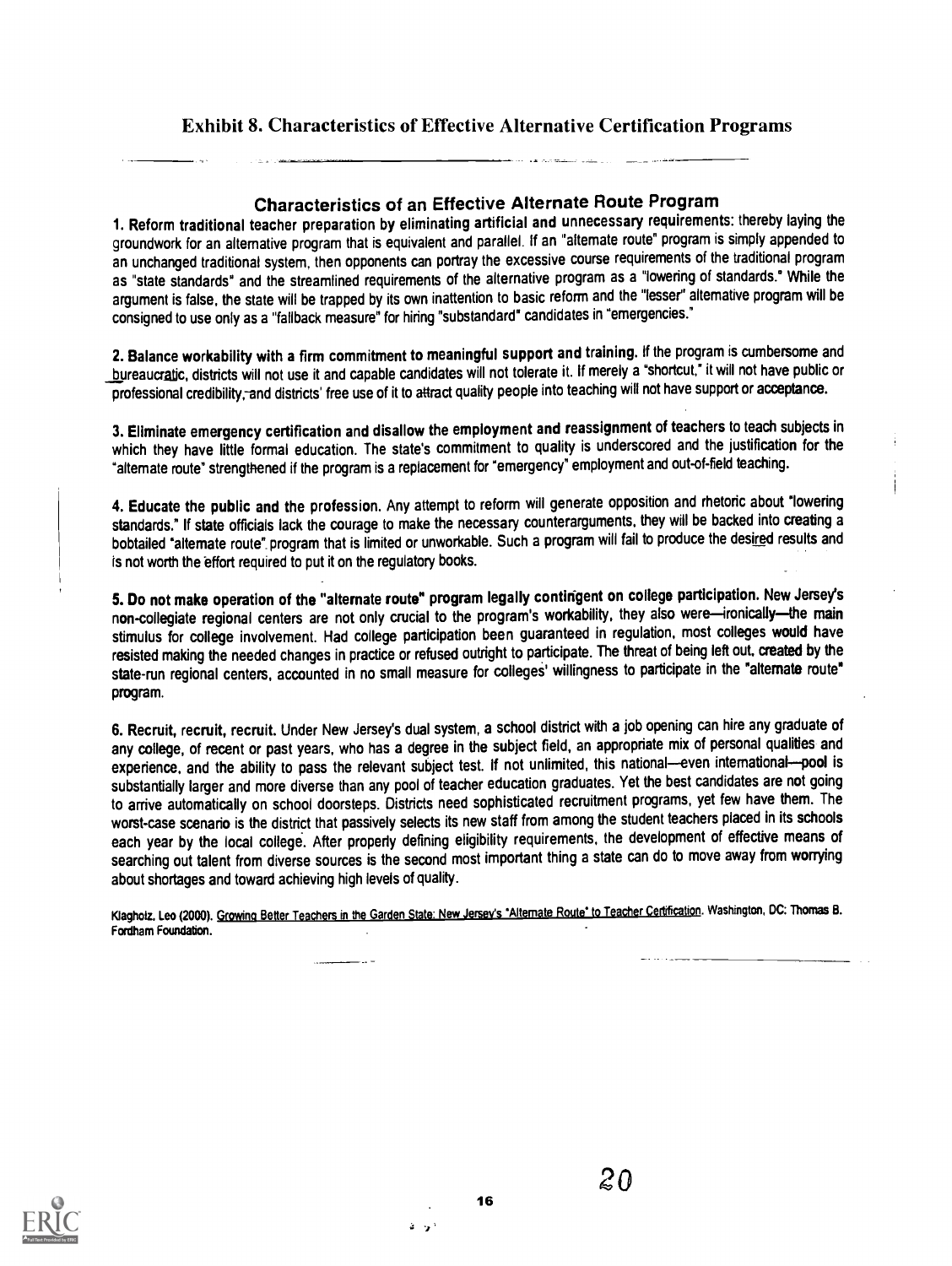## Exhibit 8. Characteristics of Effective Alternative Certification Programs

### Characteristics of an Effective Alternate Route Program

**1. Reform traditional teacher preparation by eliminating artificial and unnecessary requirements:** thereby laying the groundwork for an alternative program that is equivalent and parallel. If an "alternate route" program is simply appended to an unchanged traditional system, then opponents can portray the excessive course requirements of the traditional program as "state standards" and the streamlined requirements of the alternative program as a "lowering of standards." While the argument is false, the state will be trapped by its own inattention to basic reform and the "lesser" alternative program will be consigned to use only as a "fallback measure" for hiring "substandard" candidates in "emergencies."

**2. Balance workability with a firm commitment to meaningful support and training.** If the program is cumbersome and bureaucratic, districts will not use it and capable candidates will not tolerate it. If merely a "shortcut," it will not have public or professional credibility, and districts' free use of it to attract quality people into teaching will not have support or acceptance.

**3. Eliminate emergency certification and disallow the employment and reassignment of teachers to teach subjects in which they have little formal education.** The state's commitment to quality is underscored and the justification for the "alternate route" strengthened if the program is a replacement for "emergency" employment and out-of-field teaching.

**4. Educate the public and the profession.** Any attempt to reform will generate opposition and rhetoric about "lowering standards." If state officials lack the courage to make the necessary counterarguments, they will be backed into creating a bobtailed "alternate route" program that is limited or unworkable. Such a program will fail to produce the desired results and is not worth the effort required to put it on the regulatory books.

**5. Do not make operation of the "alternate route" program legally contingent on college participation.** New Jersey's non-collegiate regional centers are not only crucial to the program's workability, they also were—ironically—the main stimulus for college involvement. Had college participation been guaranteed in regulation, most colleges would have resisted making the needed changes in practice or refused outright to participate. The threat of being left out, created by the state-run regional centers, accounted in no small measure for colleges' willingness to participate in the "alternate route" program.

**6. Recruit, recruit, recruit.** Under New Jersey's dual system, a school district with a job opening can hire any graduate of any college, of recent or past years, who has a degree in the subject field, an appropriate mix of personal qualities and experience, and the ability to pass the relevant subject test. If not unlimited, this national—even international—pool is substantially larger and more diverse than any pool of teacher education graduates. Yet the best candidates are not going to arrive automatically on school doorsteps. Districts need sophisticated recruitment programs, yet few have them. The worst-case scenario is the district that passively selects its new staff from among the student teachers placed in its schools each year by the local college. After properly defining eligibility requirements, the development of effective means of searching out talent from diverse sources is the second most important thing a state can do to move away from worrying about shortages and toward achieving high levels of quality.

Klagholz, Leo (2000). Growing Better Teachers in the Garden State: New Jersey's "Alternate Route" to Teacher Certification. Washington, DC: Thomas B. Fordham Foundation.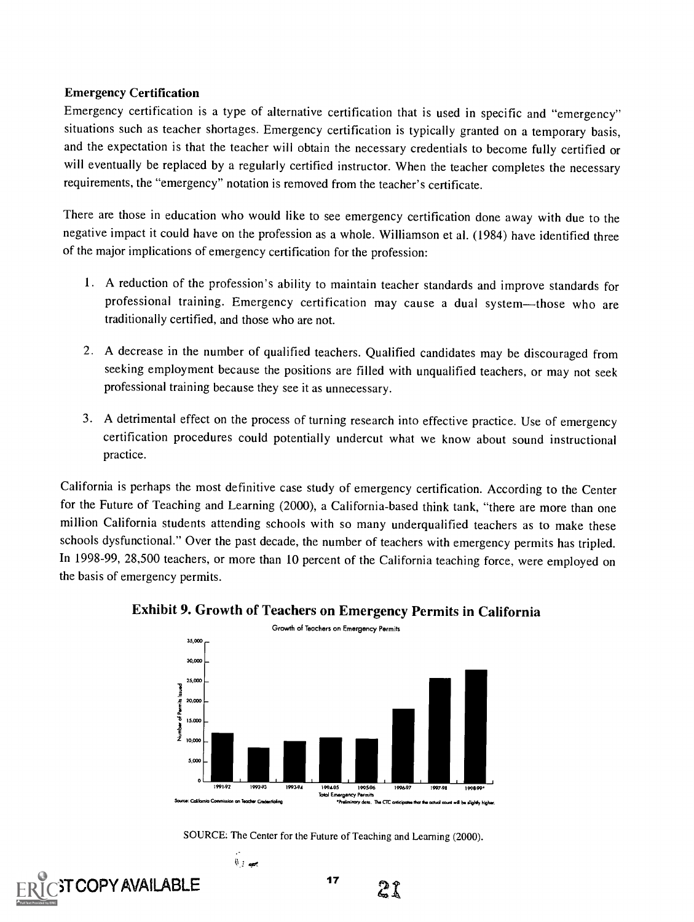### Emergency Certification

Emergency certification is a type of alternative certification that is used in specific and "emergency" situations such as teacher shortages. Emergency certification is typically granted on a temporary basis, and the expectation is that the teacher will obtain the necessary credentials to become fully certified or will eventually be replaced by a regularly certified instructor. When the teacher completes the necessary requirements, the "emergency" notation is removed from the teacher's certificate.

There are those in education who would like to see emergency certification done away with due to the negative impact it could have on the profession as a whole. Williamson et al. (1984) have identified three of the major implications of emergency certification for the profession:

1. A reduction of the profession's ability to maintain teacher standards and improve standards for professional training. Emergency certification may cause a dual system—those who are traditionally certified, and those who are not.

2. A decrease in the number of qualified teachers. Qualified candidates may be discouraged from seeking employment because the positions are filled with unqualified teachers, or may not seek professional training because they see it as unnecessary.

3. A detrimental effect on the process of turning research into effective practice. Use of emergency certification procedures could potentially undercut what we know about sound instructional practice.

California is perhaps the most definitive case study of emergency certification. According to the Center for the Future of Teaching and Learning (2000), a California-based think tank, "there are more than one million California students attending schools with so many underqualified teachers as to make these schools dysfunctional." Over the past decade, the number of teachers with emergency permits has tripled. In 1998-99, 28,500 teachers, or more than 10 percent of the California teaching force, were employed on the basis of emergency permits.

**Exhibit 9. Growth of Teachers on Emergency Permits in California**

Growth of Teachers on Emergency Permits

Number of Permits Issued (y-axis: 0 to 35,000); Total Emergency Permits (x-axis: 1991-92, 1992-93, 1993-94, 1994-95, 1995-96, 1996-97, 1997-98, 1998-99*)

Source: California Commission on Teacher Credentialing

*Preliminary data. The CTC anticipates that the actual count will be slightly higher.

SOURCE: The Center for the Future of Teaching and Learning (2000).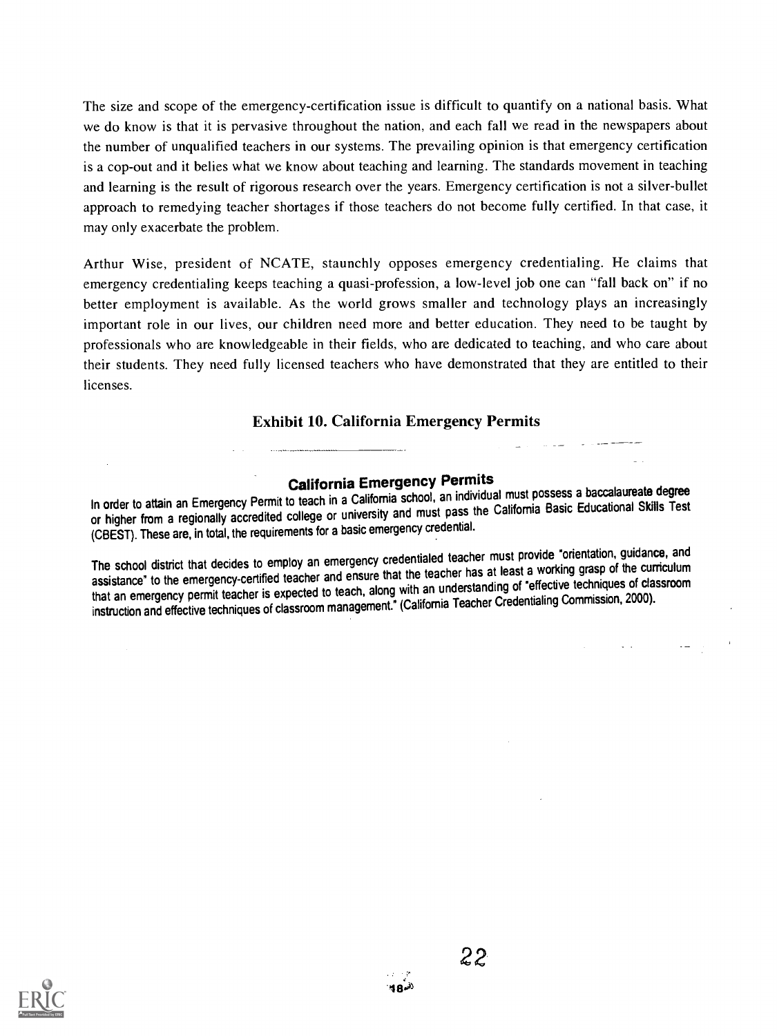The size and scope of the emergency-certification issue is difficult to quantify on a national basis. What we do know is that it is pervasive throughout the nation, and each fall we read in the newspapers about the number of unqualified teachers in our systems. The prevailing opinion is that emergency certification is a cop-out and it belies what we know about teaching and learning. The standards movement in teaching and learning is the result of rigorous research over the years. Emergency certification is not a silver-bullet approach to remedying teacher shortages if those teachers do not become fully certified. In that case, it may only exacerbate the problem.

Arthur Wise, president of NCATE, staunchly opposes emergency credentialing. He claims that emergency credentialing keeps teaching a quasi-profession, a low-level job one can "fall back on" if no better employment is available. As the world grows smaller and technology plays an increasingly important role in our lives, our children need more and better education. They need to be taught by professionals who are knowledgeable in their fields, who are dedicated to teaching, and who care about their students. They need fully licensed teachers who have demonstrated that they are entitled to their licenses.

### Exhibit 10. California Emergency Permits

**California Emergency Permits**

In order to attain an Emergency Permit to teach in a California school, an individual must possess a baccalaureate degree or higher from a regionally accredited college or university and must pass the California Basic Educational Skills Test (CBEST). These are, in total, the requirements for a basic emergency credential.

The school district that decides to employ an emergency credentialed teacher must provide "orientation, guidance, and assistance" to the emergency-certified teacher and ensure that the teacher has at least a working grasp of the curriculum that an emergency permit teacher is expected to teach, along with an understanding of "effective techniques of classroom instruction and effective techniques of classroom management." (California Teacher Credentialing Commission, 2000).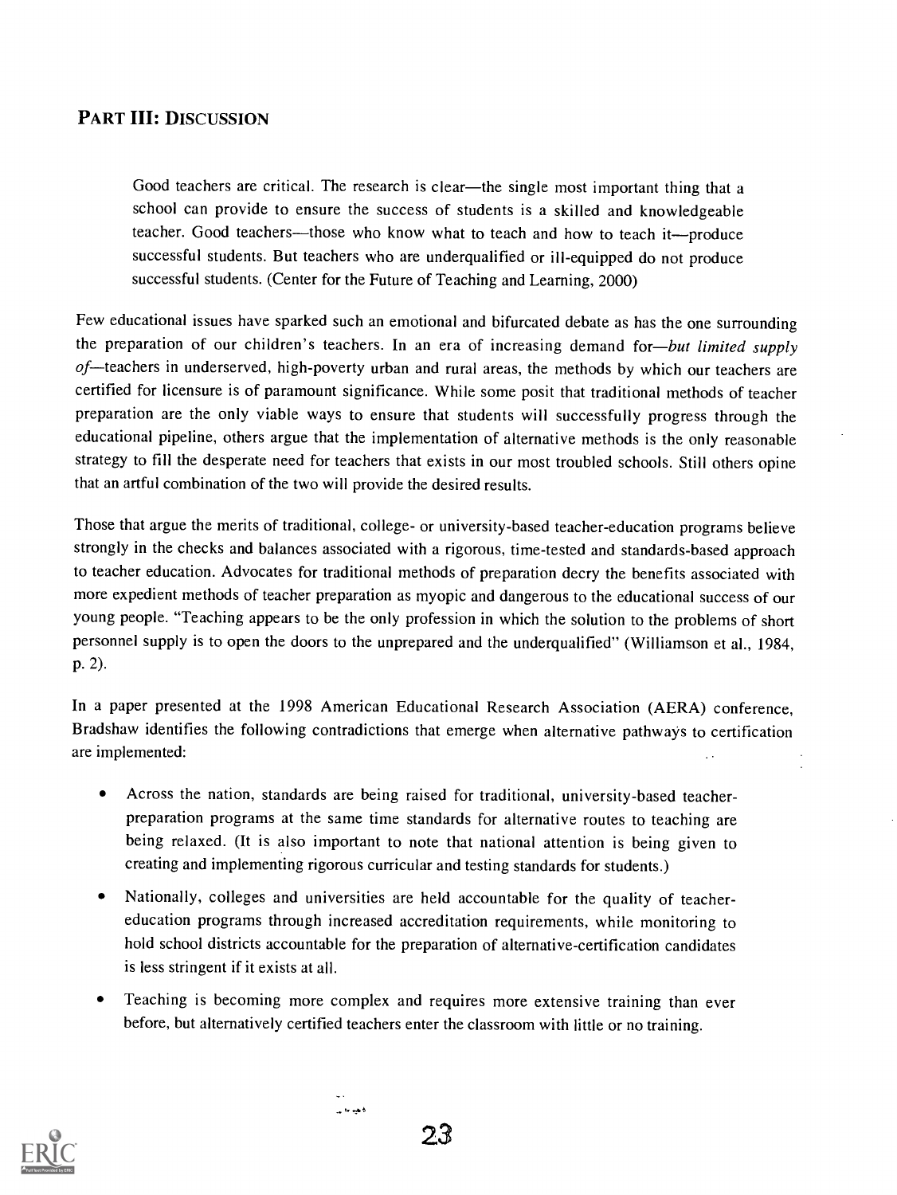## PART III: DISCUSSION

> Good teachers are critical. The research is clear—the single most important thing that a school can provide to ensure the success of students is a skilled and knowledgeable teacher. Good teachers—those who know what to teach and how to teach it—produce successful students. But teachers who are underqualified or ill-equipped do not produce successful students. (Center for the Future of Teaching and Learning, 2000)

Few educational issues have sparked such an emotional and bifurcated debate as has the one surrounding the preparation of our children's teachers. In an era of increasing demand for—*but limited supply of*—teachers in underserved, high-poverty urban and rural areas, the methods by which our teachers are certified for licensure is of paramount significance. While some posit that traditional methods of teacher preparation are the only viable ways to ensure that students will successfully progress through the educational pipeline, others argue that the implementation of alternative methods is the only reasonable strategy to fill the desperate need for teachers that exists in our most troubled schools. Still others opine that an artful combination of the two will provide the desired results.

Those that argue the merits of traditional, college- or university-based teacher-education programs believe strongly in the checks and balances associated with a rigorous, time-tested and standards-based approach to teacher education. Advocates for traditional methods of preparation decry the benefits associated with more expedient methods of teacher preparation as myopic and dangerous to the educational success of our young people. "Teaching appears to be the only profession in which the solution to the problems of short personnel supply is to open the doors to the unprepared and the underqualified" (Williamson et al., 1984, p. 2).

In a paper presented at the 1998 American Educational Research Association (AERA) conference, Bradshaw identifies the following contradictions that emerge when alternative pathways to certification are implemented:

- Across the nation, standards are being raised for traditional, university-based teacher-preparation programs at the same time standards for alternative routes to teaching are being relaxed. (It is also important to note that national attention is being given to creating and implementing rigorous curricular and testing standards for students.)
- Nationally, colleges and universities are held accountable for the quality of teacher-education programs through increased accreditation requirements, while monitoring to hold school districts accountable for the preparation of alternative-certification candidates is less stringent if it exists at all.
- Teaching is becoming more complex and requires more extensive training than ever before, but alternatively certified teachers enter the classroom with little or no training.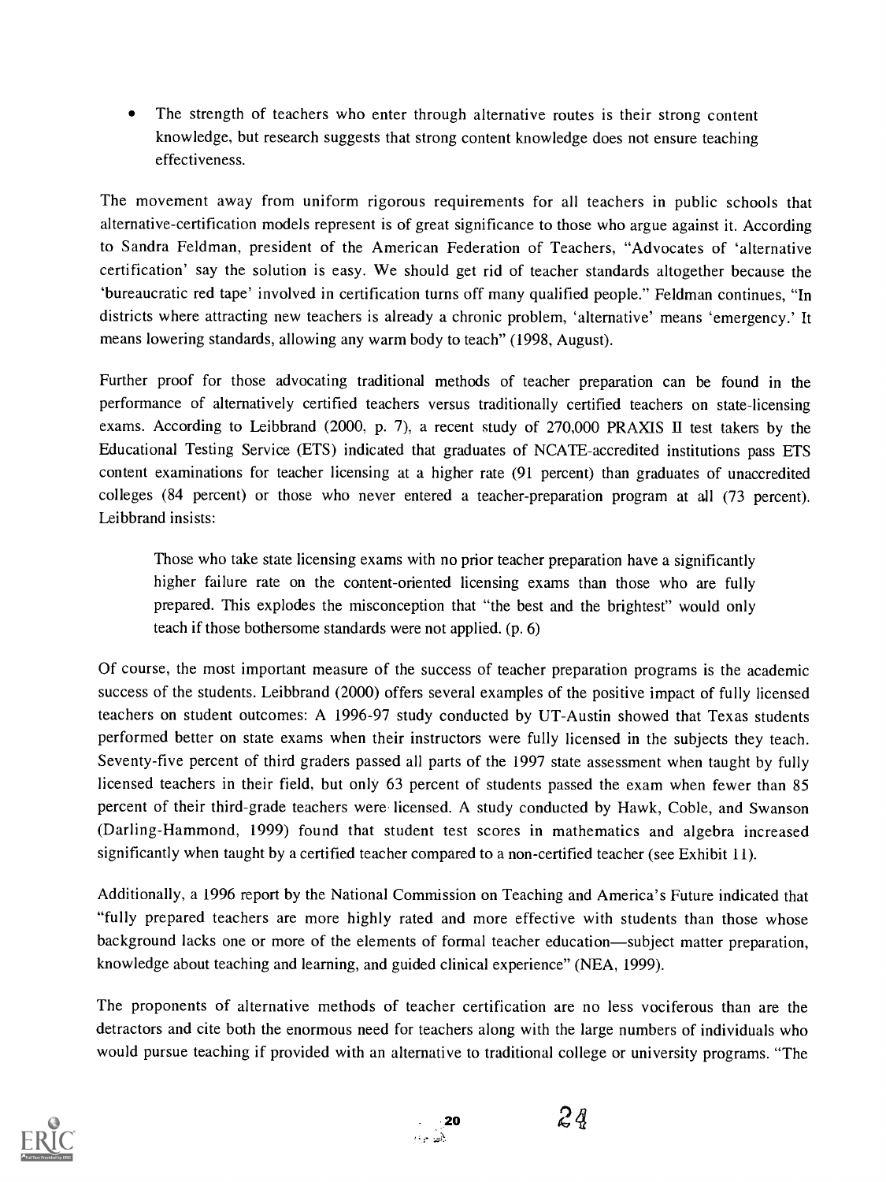- The strength of teachers who enter through alternative routes is their strong content knowledge, but research suggests that strong content knowledge does not ensure teaching effectiveness.

The movement away from uniform rigorous requirements for all teachers in public schools that alternative-certification models represent is of great significance to those who argue against it. According to Sandra Feldman, president of the American Federation of Teachers, "Advocates of 'alternative certification' say the solution is easy. We should get rid of teacher standards altogether because the 'bureaucratic red tape' involved in certification turns off many qualified people." Feldman continues, "In districts where attracting new teachers is already a chronic problem, 'alternative' means 'emergency.' It means lowering standards, allowing any warm body to teach" (1998, August).

Further proof for those advocating traditional methods of teacher preparation can be found in the performance of alternatively certified teachers versus traditionally certified teachers on state-licensing exams. According to Leibbrand (2000, p. 7), a recent study of 270,000 PRAXIS II test takers by the Educational Testing Service (ETS) indicated that graduates of NCATE-accredited institutions pass ETS content examinations for teacher licensing at a higher rate (91 percent) than graduates of unaccredited colleges (84 percent) or those who never entered a teacher-preparation program at all (73 percent). Leibbrand insists:

> Those who take state licensing exams with no prior teacher preparation have a significantly higher failure rate on the content-oriented licensing exams than those who are fully prepared. This explodes the misconception that "the best and the brightest" would only teach if those bothersome standards were not applied. (p. 6)

Of course, the most important measure of the success of teacher preparation programs is the academic success of the students. Leibbrand (2000) offers several examples of the positive impact of fully licensed teachers on student outcomes: A 1996-97 study conducted by UT-Austin showed that Texas students performed better on state exams when their instructors were fully licensed in the subjects they teach. Seventy-five percent of third graders passed all parts of the 1997 state assessment when taught by fully licensed teachers in their field, but only 63 percent of students passed the exam when fewer than 85 percent of their third-grade teachers were licensed. A study conducted by Hawk, Coble, and Swanson (Darling-Hammond, 1999) found that student test scores in mathematics and algebra increased significantly when taught by a certified teacher compared to a non-certified teacher (see Exhibit 11).

Additionally, a 1996 report by the National Commission on Teaching and America's Future indicated that "fully prepared teachers are more highly rated and more effective with students than those whose background lacks one or more of the elements of formal teacher education—subject matter preparation, knowledge about teaching and learning, and guided clinical experience" (NEA, 1999).

The proponents of alternative methods of teacher certification are no less vociferous than are the detractors and cite both the enormous need for teachers along with the large numbers of individuals who would pursue teaching if provided with an alternative to traditional college or university programs. "The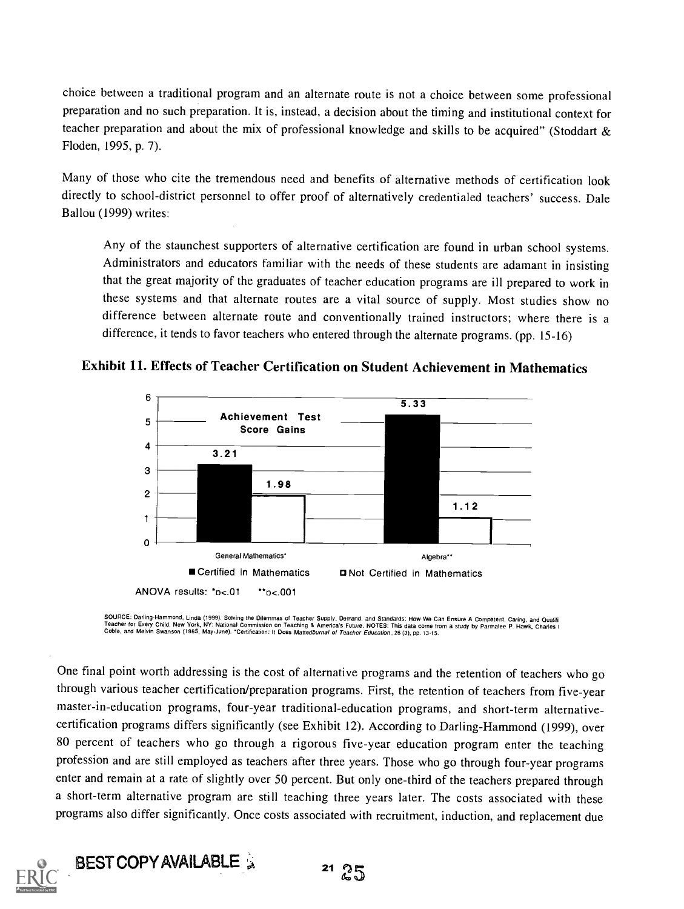choice between a traditional program and an alternate route is not a choice between some professional preparation and no such preparation. It is, instead, a decision about the timing and institutional context for teacher preparation and about the mix of professional knowledge and skills to be acquired" (Stoddart & Floden, 1995, p. 7).

Many of those who cite the tremendous need and benefits of alternative methods of certification look directly to school-district personnel to offer proof of alternatively credentialed teachers' success. Dale Ballou (1999) writes:

> Any of the staunchest supporters of alternative certification are found in urban school systems. Administrators and educators familiar with the needs of these students are adamant in insisting that the great majority of the graduates of teacher education programs are ill prepared to work in these systems and that alternate routes are a vital source of supply. Most studies show no difference between alternate route and conventionally trained instructors; where there is a difference, it tends to favor teachers who entered through the alternate programs. (pp. 15-16)

### Exhibit 11. Effects of Teacher Certification on Student Achievement in Mathematics

Achievement Test Score Gains

| | Certified in Mathematics | Not Certified in Mathematics |
|---|---|---|
| General Mathematics* | 3.21 | 1.98 |
| Algebra** | 5.33 | 1.12 |

ANOVA results: *$p<.01$ **$p<.001$

SOURCE: Darling-Hammond, Linda (1999). Solving the Dilemmas of Teacher Supply, Demand, and Standards: How We Can Ensure A Competent, Caring, and Qualifi Teacher for Every Child. New York, NY: National Commission on Teaching & America's Future. NOTES: This data come from a study by Parmalee P. Hawk, Charles I Coble, and Melvin Swanson (1985, May-June). "Certification: It Does Matter. Journal of Teacher Education, 26 (3), pp. 13-15.

One final point worth addressing is the cost of alternative programs and the retention of teachers who go through various teacher certification/preparation programs. First, the retention of teachers from five-year master-in-education programs, four-year traditional-education programs, and short-term alternative-certification programs differs significantly (see Exhibit 12). According to Darling-Hammond (1999), over 80 percent of teachers who go through a rigorous five-year education program enter the teaching profession and are still employed as teachers after three years. Those who go through four-year programs enter and remain at a rate of slightly over 50 percent. But only one-third of the teachers prepared through a short-term alternative program are still teaching three years later. The costs associated with these programs also differ significantly. Once costs associated with recruitment, induction, and replacement due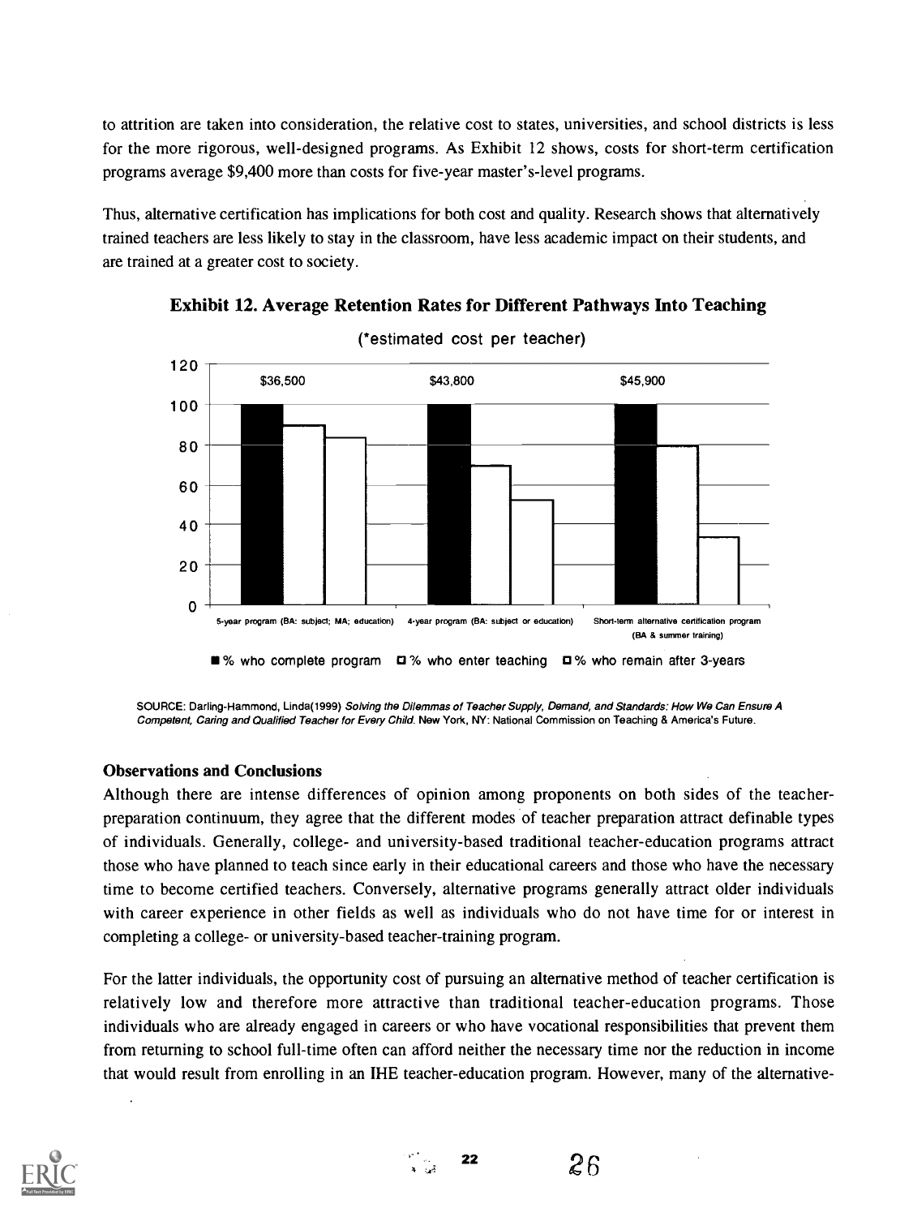to attrition are taken into consideration, the relative cost to states, universities, and school districts is less for the more rigorous, well-designed programs. As Exhibit 12 shows, costs for short-term certification programs average $9,400 more than costs for five-year master's-level programs.

Thus, alternative certification has implications for both cost and quality. Research shows that alternatively trained teachers are less likely to stay in the classroom, have less academic impact on their students, and are trained at a greater cost to society.

**Exhibit 12. Average Retention Rates for Different Pathways Into Teaching**

(*estimated cost per teacher)

| | 5-year program (BA: subject; MA: education) | 4-year program (BA: subject or education) | Short-term alternative certification program (BA & summer training) |
|---|---|---|---|
| Estimated cost per teacher | $36,500 | $43,800 | $45,900 |

■ % who complete program □ % who enter teaching □ % who remain after 3-years

SOURCE: Darling-Hammond, Linda(1999) *Solving the Dilemmas of Teacher Supply, Demand, and Standards: How We Can Ensure A Competent, Caring and Qualified Teacher for Every Child.* New York, NY: National Commission on Teaching & America's Future.

**Observations and Conclusions**

Although there are intense differences of opinion among proponents on both sides of the teacher-preparation continuum, they agree that the different modes of teacher preparation attract definable types of individuals. Generally, college- and university-based traditional teacher-education programs attract those who have planned to teach since early in their educational careers and those who have the necessary time to become certified teachers. Conversely, alternative programs generally attract older individuals with career experience in other fields as well as individuals who do not have time for or interest in completing a college- or university-based teacher-training program.

For the latter individuals, the opportunity cost of pursuing an alternative method of teacher certification is relatively low and therefore more attractive than traditional teacher-education programs. Those individuals who are already engaged in careers or who have vocational responsibilities that prevent them from returning to school full-time often can afford neither the necessary time nor the reduction in income that would result from enrolling in an IHE teacher-education program. However, many of the alternative-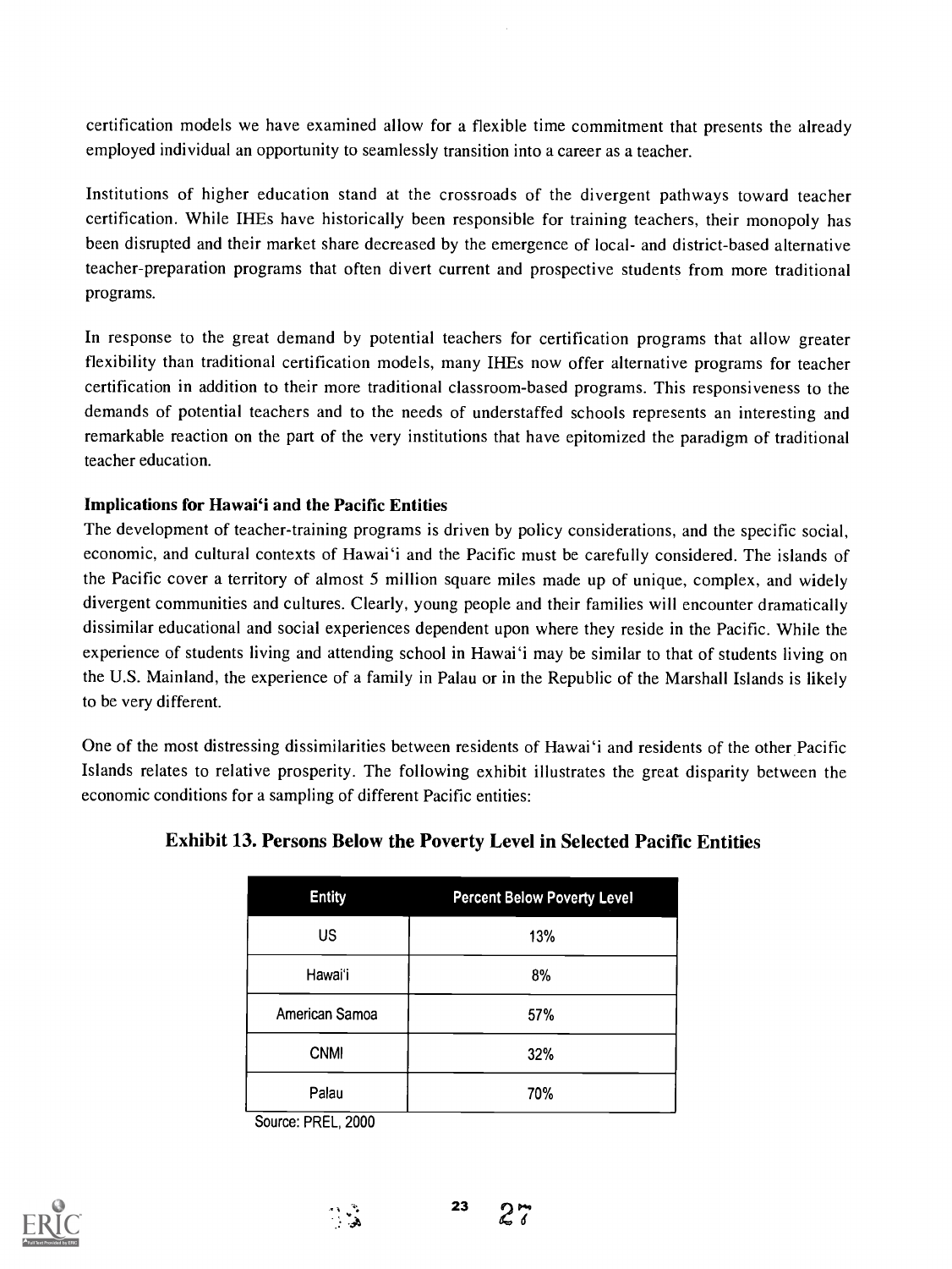certification models we have examined allow for a flexible time commitment that presents the already employed individual an opportunity to seamlessly transition into a career as a teacher.

Institutions of higher education stand at the crossroads of the divergent pathways toward teacher certification. While IHEs have historically been responsible for training teachers, their monopoly has been disrupted and their market share decreased by the emergence of local- and district-based alternative teacher-preparation programs that often divert current and prospective students from more traditional programs.

In response to the great demand by potential teachers for certification programs that allow greater flexibility than traditional certification models, many IHEs now offer alternative programs for teacher certification in addition to their more traditional classroom-based programs. This responsiveness to the demands of potential teachers and to the needs of understaffed schools represents an interesting and remarkable reaction on the part of the very institutions that have epitomized the paradigm of traditional teacher education.

**Implications for Hawai'i and the Pacific Entities**

The development of teacher-training programs is driven by policy considerations, and the specific social, economic, and cultural contexts of Hawai'i and the Pacific must be carefully considered. The islands of the Pacific cover a territory of almost 5 million square miles made up of unique, complex, and widely divergent communities and cultures. Clearly, young people and their families will encounter dramatically dissimilar educational and social experiences dependent upon where they reside in the Pacific. While the experience of students living and attending school in Hawai'i may be similar to that of students living on the U.S. Mainland, the experience of a family in Palau or in the Republic of the Marshall Islands is likely to be very different.

One of the most distressing dissimilarities between residents of Hawai'i and residents of the other Pacific Islands relates to relative prosperity. The following exhibit illustrates the great disparity between the economic conditions for a sampling of different Pacific entities:

**Exhibit 13. Persons Below the Poverty Level in Selected Pacific Entities**

| Entity | Percent Below Poverty Level |
|---|---|
| US | 13% |
| Hawai'i | 8% |
| American Samoa | 57% |
| CNMI | 32% |
| Palau | 70% |

Source: PREL, 2000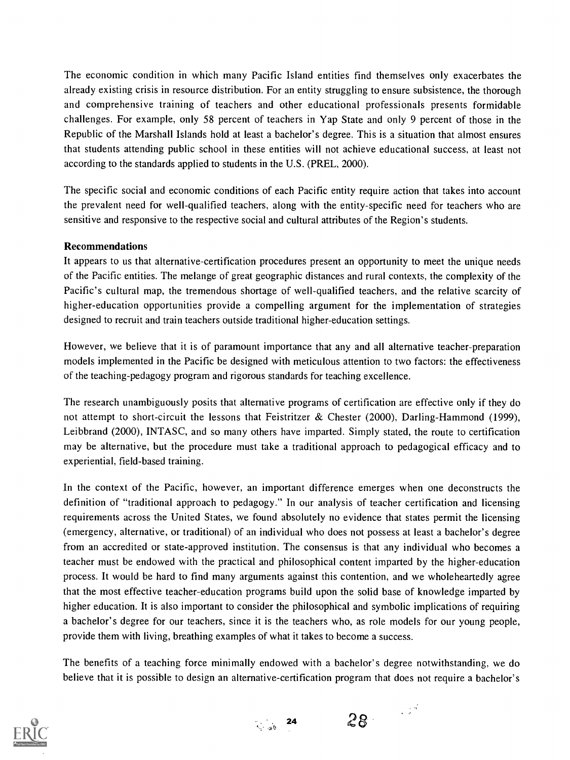The economic condition in which many Pacific Island entities find themselves only exacerbates the already existing crisis in resource distribution. For an entity struggling to ensure subsistence, the thorough and comprehensive training of teachers and other educational professionals presents formidable challenges. For example, only 58 percent of teachers in Yap State and only 9 percent of those in the Republic of the Marshall Islands hold at least a bachelor's degree. This is a situation that almost ensures that students attending public school in these entities will not achieve educational success, at least not according to the standards applied to students in the U.S. (PREL, 2000).

The specific social and economic conditions of each Pacific entity require action that takes into account the prevalent need for well-qualified teachers, along with the entity-specific need for teachers who are sensitive and responsive to the respective social and cultural attributes of the Region's students.

**Recommendations**

It appears to us that alternative-certification procedures present an opportunity to meet the unique needs of the Pacific entities. The melange of great geographic distances and rural contexts, the complexity of the Pacific's cultural map, the tremendous shortage of well-qualified teachers, and the relative scarcity of higher-education opportunities provide a compelling argument for the implementation of strategies designed to recruit and train teachers outside traditional higher-education settings.

However, we believe that it is of paramount importance that any and all alternative teacher-preparation models implemented in the Pacific be designed with meticulous attention to two factors: the effectiveness of the teaching-pedagogy program and rigorous standards for teaching excellence.

The research unambiguously posits that alternative programs of certification are effective only if they do not attempt to short-circuit the lessons that Feistritzer & Chester (2000), Darling-Hammond (1999), Leibbrand (2000), INTASC, and so many others have imparted. Simply stated, the route to certification may be alternative, but the procedure must take a traditional approach to pedagogical efficacy and to experiential, field-based training.

In the context of the Pacific, however, an important difference emerges when one deconstructs the definition of "traditional approach to pedagogy." In our analysis of teacher certification and licensing requirements across the United States, we found absolutely no evidence that states permit the licensing (emergency, alternative, or traditional) of an individual who does not possess at least a bachelor's degree from an accredited or state-approved institution. The consensus is that any individual who becomes a teacher must be endowed with the practical and philosophical content imparted by the higher-education process. It would be hard to find many arguments against this contention, and we wholeheartedly agree that the most effective teacher-education programs build upon the solid base of knowledge imparted by higher education. It is also important to consider the philosophical and symbolic implications of requiring a bachelor's degree for our teachers, since it is the teachers who, as role models for our young people, provide them with living, breathing examples of what it takes to become a success.

The benefits of a teaching force minimally endowed with a bachelor's degree notwithstanding, we do believe that it is possible to design an alternative-certification program that does not require a bachelor's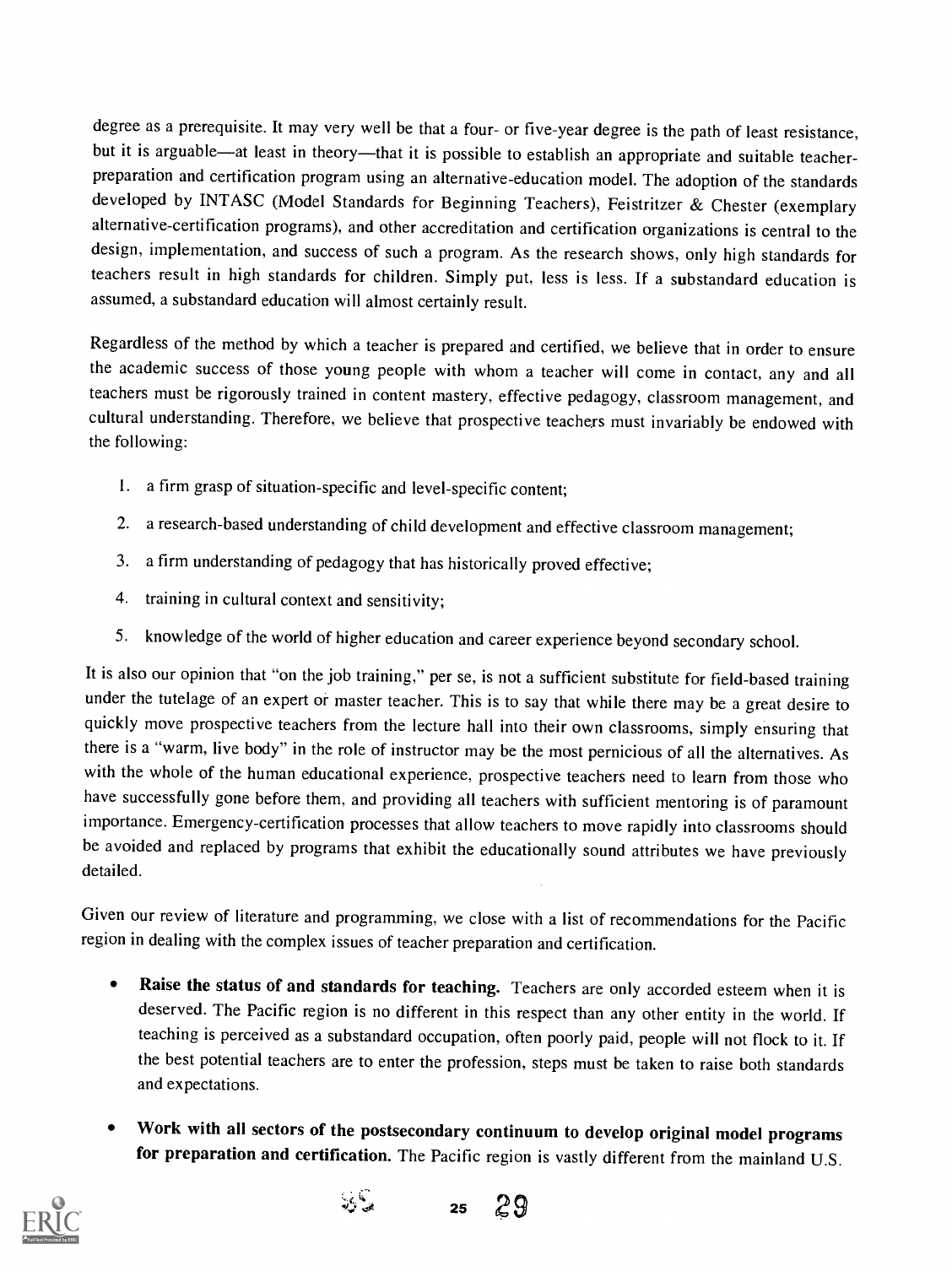degree as a prerequisite. It may very well be that a four- or five-year degree is the path of least resistance, but it is arguable—at least in theory—that it is possible to establish an appropriate and suitable teacher-preparation and certification program using an alternative-education model. The adoption of the standards developed by INTASC (Model Standards for Beginning Teachers), Feistritzer & Chester (exemplary alternative-certification programs), and other accreditation and certification organizations is central to the design, implementation, and success of such a program. As the research shows, only high standards for teachers result in high standards for children. Simply put, less is less. If a substandard education is assumed, a substandard education will almost certainly result.

Regardless of the method by which a teacher is prepared and certified, we believe that in order to ensure the academic success of those young people with whom a teacher will come in contact, any and all teachers must be rigorously trained in content mastery, effective pedagogy, classroom management, and cultural understanding. Therefore, we believe that prospective teachers must invariably be endowed with the following:

1. a firm grasp of situation-specific and level-specific content;
2. a research-based understanding of child development and effective classroom management;
3. a firm understanding of pedagogy that has historically proved effective;
4. training in cultural context and sensitivity;
5. knowledge of the world of higher education and career experience beyond secondary school.

It is also our opinion that "on the job training," per se, is not a sufficient substitute for field-based training under the tutelage of an expert or master teacher. This is to say that while there may be a great desire to quickly move prospective teachers from the lecture hall into their own classrooms, simply ensuring that there is a "warm, live body" in the role of instructor may be the most pernicious of all the alternatives. As with the whole of the human educational experience, prospective teachers need to learn from those who have successfully gone before them, and providing all teachers with sufficient mentoring is of paramount importance. Emergency-certification processes that allow teachers to move rapidly into classrooms should be avoided and replaced by programs that exhibit the educationally sound attributes we have previously detailed.

Given our review of literature and programming, we close with a list of recommendations for the Pacific region in dealing with the complex issues of teacher preparation and certification.

- **Raise the status of and standards for teaching.** Teachers are only accorded esteem when it is deserved. The Pacific region is no different in this respect than any other entity in the world. If teaching is perceived as a substandard occupation, often poorly paid, people will not flock to it. If the best potential teachers are to enter the profession, steps must be taken to raise both standards and expectations.

- **Work with all sectors of the postsecondary continuum to develop original model programs for preparation and certification.** The Pacific region is vastly different from the mainland U.S.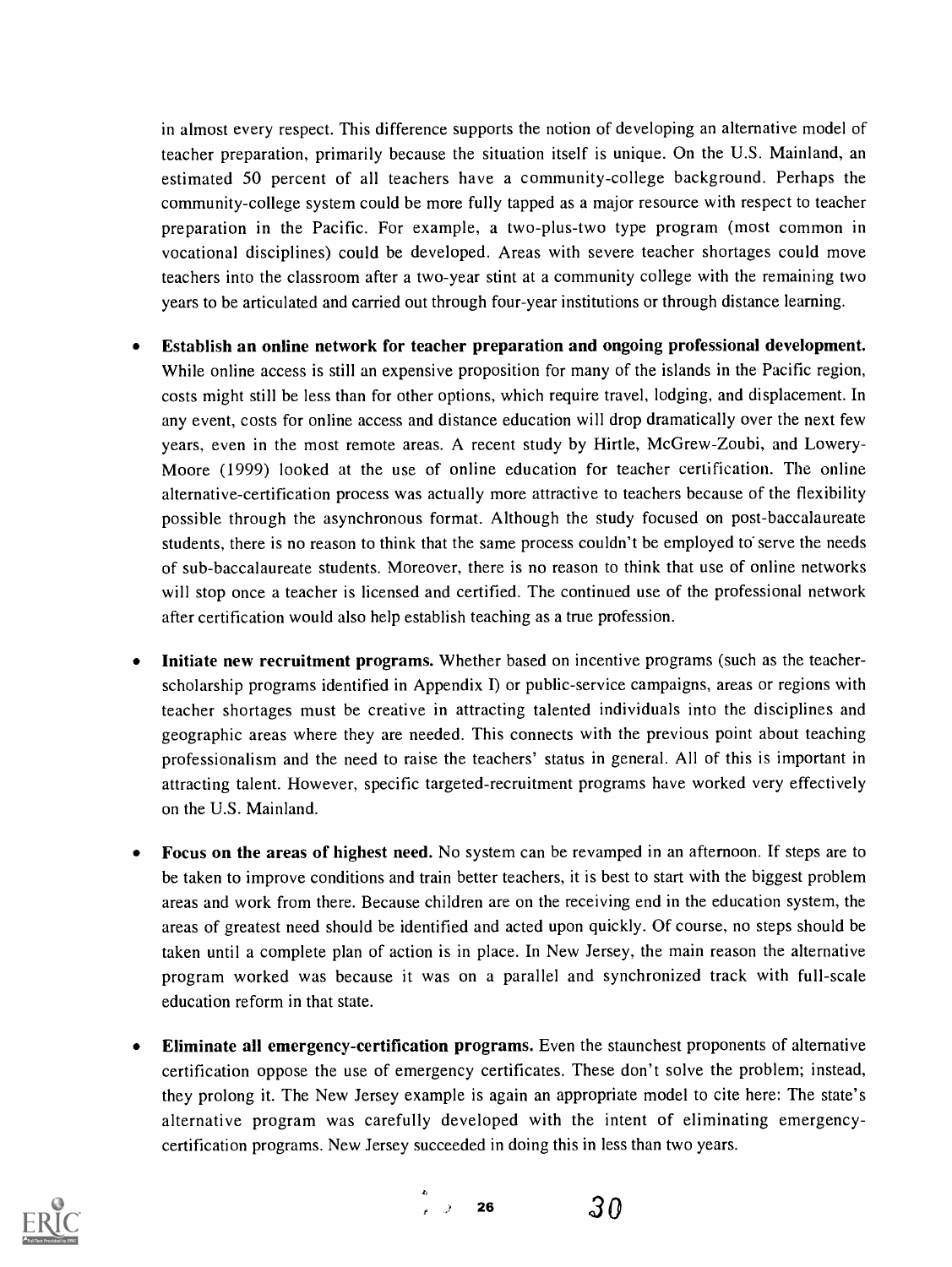in almost every respect. This difference supports the notion of developing an alternative model of teacher preparation, primarily because the situation itself is unique. On the U.S. Mainland, an estimated 50 percent of all teachers have a community-college background. Perhaps the community-college system could be more fully tapped as a major resource with respect to teacher preparation in the Pacific. For example, a two-plus-two type program (most common in vocational disciplines) could be developed. Areas with severe teacher shortages could move teachers into the classroom after a two-year stint at a community college with the remaining two years to be articulated and carried out through four-year institutions or through distance learning.

- **Establish an online network for teacher preparation and ongoing professional development.** While online access is still an expensive proposition for many of the islands in the Pacific region, costs might still be less than for other options, which require travel, lodging, and displacement. In any event, costs for online access and distance education will drop dramatically over the next few years, even in the most remote areas. A recent study by Hirtle, McGrew-Zoubi, and Lowery-Moore (1999) looked at the use of online education for teacher certification. The online alternative-certification process was actually more attractive to teachers because of the flexibility possible through the asynchronous format. Although the study focused on post-baccalaureate students, there is no reason to think that the same process couldn't be employed to serve the needs of sub-baccalaureate students. Moreover, there is no reason to think that use of online networks will stop once a teacher is licensed and certified. The continued use of the professional network after certification would also help establish teaching as a true profession.

- **Initiate new recruitment programs.** Whether based on incentive programs (such as the teacher-scholarship programs identified in Appendix I) or public-service campaigns, areas or regions with teacher shortages must be creative in attracting talented individuals into the disciplines and geographic areas where they are needed. This connects with the previous point about teaching professionalism and the need to raise the teachers' status in general. All of this is important in attracting talent. However, specific targeted-recruitment programs have worked very effectively on the U.S. Mainland.

- **Focus on the areas of highest need.** No system can be revamped in an afternoon. If steps are to be taken to improve conditions and train better teachers, it is best to start with the biggest problem areas and work from there. Because children are on the receiving end in the education system, the areas of greatest need should be identified and acted upon quickly. Of course, no steps should be taken until a complete plan of action is in place. In New Jersey, the main reason the alternative program worked was because it was on a parallel and synchronized track with full-scale education reform in that state.

- **Eliminate all emergency-certification programs.** Even the staunchest proponents of alternative certification oppose the use of emergency certificates. These don't solve the problem; instead, they prolong it. The New Jersey example is again an appropriate model to cite here: The state's alternative program was carefully developed with the intent of eliminating emergency-certification programs. New Jersey succeeded in doing this in less than two years.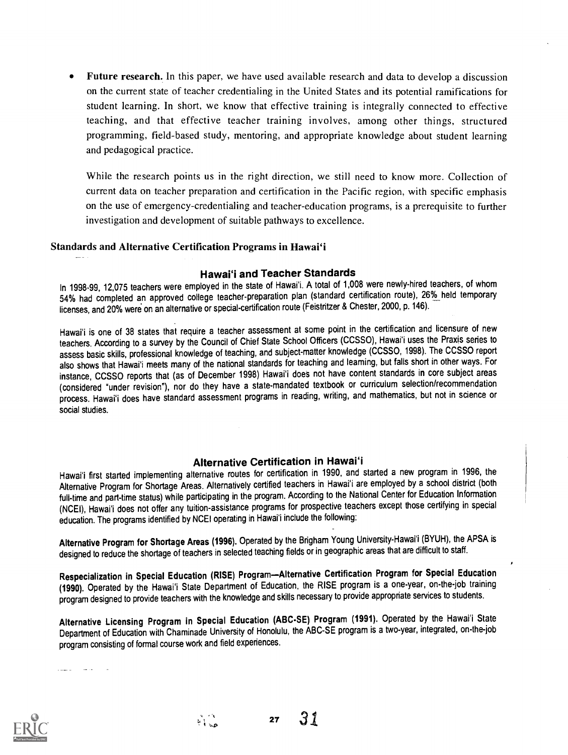- **Future research.** In this paper, we have used available research and data to develop a discussion on the current state of teacher credentialing in the United States and its potential ramifications for student learning. In short, we know that effective training is integrally connected to effective teaching, and that effective teacher training involves, among other things, structured programming, field-based study, mentoring, and appropriate knowledge about student learning and pedagogical practice.

  While the research points us in the right direction, we still need to know more. Collection of current data on teacher preparation and certification in the Pacific region, with specific emphasis on the use of emergency-credentialing and teacher-education programs, is a prerequisite to further investigation and development of suitable pathways to excellence.

### Standards and Alternative Certification Programs in Hawai'i

#### Hawai'i and Teacher Standards

In 1998-99, 12,075 teachers were employed in the state of Hawai'i. A total of 1,008 were newly-hired teachers, of whom 54% had completed an approved college teacher-preparation plan (standard certification route), 26% held temporary licenses, and 20% were on an alternative or special-certification route (Feistritzer & Chester, 2000, p. 146).

Hawai'i is one of 38 states that require a teacher assessment at some point in the certification and licensure of new teachers. According to a survey by the Council of Chief State School Officers (CCSSO), Hawai'i uses the Praxis series to assess basic skills, professional knowledge of teaching, and subject-matter knowledge (CCSSO, 1998). The CCSSO report also shows that Hawai'i meets many of the national standards for teaching and learning, but falls short in other ways. For instance, CCSSO reports that (as of December 1998) Hawai'i does not have content standards in core subject areas (considered "under revision"), nor do they have a state-mandated textbook or curriculum selection/recommendation process. Hawai'i does have standard assessment programs in reading, writing, and mathematics, but not in science or social studies.

#### Alternative Certification in Hawai'i

Hawai'i first started implementing alternative routes for certification in 1990, and started a new program in 1996, the Alternative Program for Shortage Areas. Alternatively certified teachers in Hawai'i are employed by a school district (both full-time and part-time status) while participating in the program. According to the National Center for Education Information (NCEI), Hawai'i does not offer any tuition-assistance programs for prospective teachers except those certifying in special education. The programs identified by NCEI operating in Hawai'i include the following:

**Alternative Program for Shortage Areas (1996).** Operated by the Brigham Young University-Hawai'i (BYUH), the APSA is designed to reduce the shortage of teachers in selected teaching fields or in geographic areas that are difficult to staff.

**Respecialization in Special Education (RISE) Program—Alternative Certification Program for Special Education (1990).** Operated by the Hawai'i State Department of Education, the RISE program is a one-year, on-the-job training program designed to provide teachers with the knowledge and skills necessary to provide appropriate services to students.

**Alternative Licensing Program in Special Education (ABC-SE) Program (1991).** Operated by the Hawai'i State Department of Education with Chaminade University of Honolulu, the ABC-SE program is a two-year, integrated, on-the-job program consisting of formal course work and field experiences.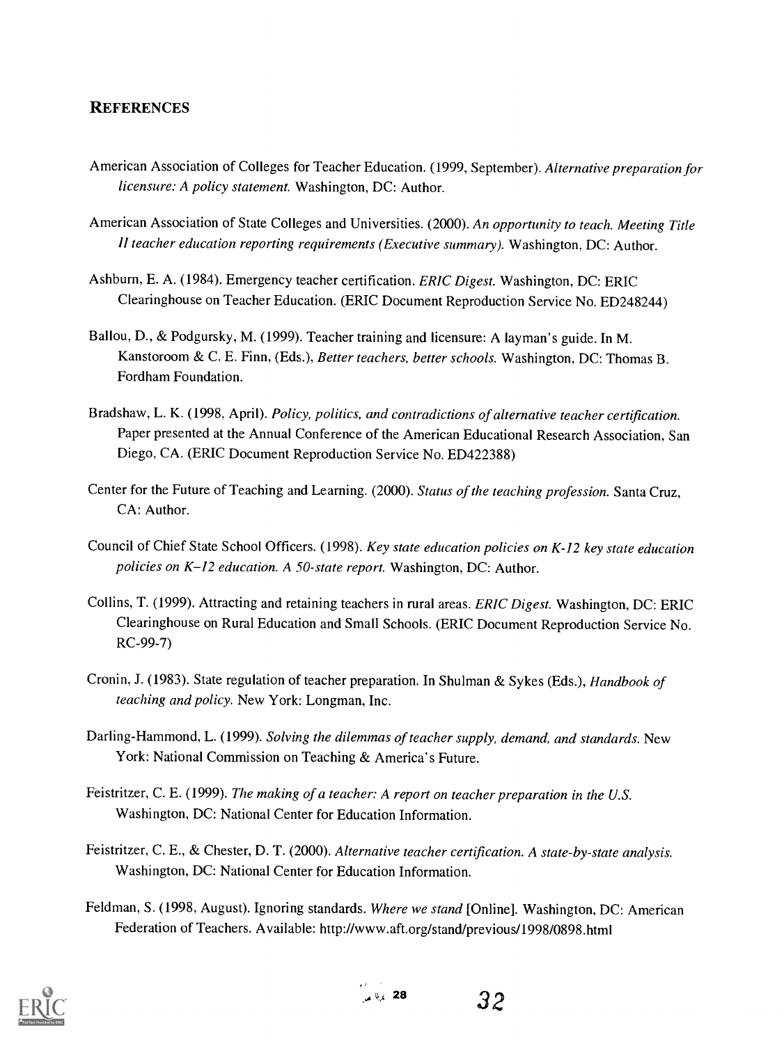## REFERENCES

American Association of Colleges for Teacher Education. (1999, September). *Alternative preparation for licensure: A policy statement.* Washington, DC: Author.

American Association of State Colleges and Universities. (2000). *An opportunity to teach. Meeting Title II teacher education reporting requirements (Executive summary).* Washington, DC: Author.

Ashburn, E. A. (1984). Emergency teacher certification. *ERIC Digest.* Washington, DC: ERIC Clearinghouse on Teacher Education. (ERIC Document Reproduction Service No. ED248244)

Ballou, D., & Podgursky, M. (1999). Teacher training and licensure: A layman's guide. In M. Kanstoroom & C. E. Finn, (Eds.), *Better teachers, better schools.* Washington, DC: Thomas B. Fordham Foundation.

Bradshaw, L. K. (1998, April). *Policy, politics, and contradictions of alternative teacher certification.* Paper presented at the Annual Conference of the American Educational Research Association, San Diego, CA. (ERIC Document Reproduction Service No. ED422388)

Center for the Future of Teaching and Learning. (2000). *Status of the teaching profession.* Santa Cruz, CA: Author.

Council of Chief State School Officers. (1998). *Key state education policies on K-12 key state education policies on K–12 education. A 50-state report.* Washington, DC: Author.

Collins, T. (1999). Attracting and retaining teachers in rural areas. *ERIC Digest.* Washington, DC: ERIC Clearinghouse on Rural Education and Small Schools. (ERIC Document Reproduction Service No. RC-99-7)

Cronin, J. (1983). State regulation of teacher preparation. In Shulman & Sykes (Eds.), *Handbook of teaching and policy.* New York: Longman, Inc.

Darling-Hammond, L. (1999). *Solving the dilemmas of teacher supply, demand, and standards.* New York: National Commission on Teaching & America's Future.

Feistritzer, C. E. (1999). *The making of a teacher: A report on teacher preparation in the U.S.* Washington, DC: National Center for Education Information.

Feistritzer, C. E., & Chester, D. T. (2000). *Alternative teacher certification. A state-by-state analysis.* Washington, DC: National Center for Education Information.

Feldman, S. (1998, August). Ignoring standards. *Where we stand* [Online]. Washington, DC: American Federation of Teachers. Available: http://www.aft.org/stand/previous/1998/0898.html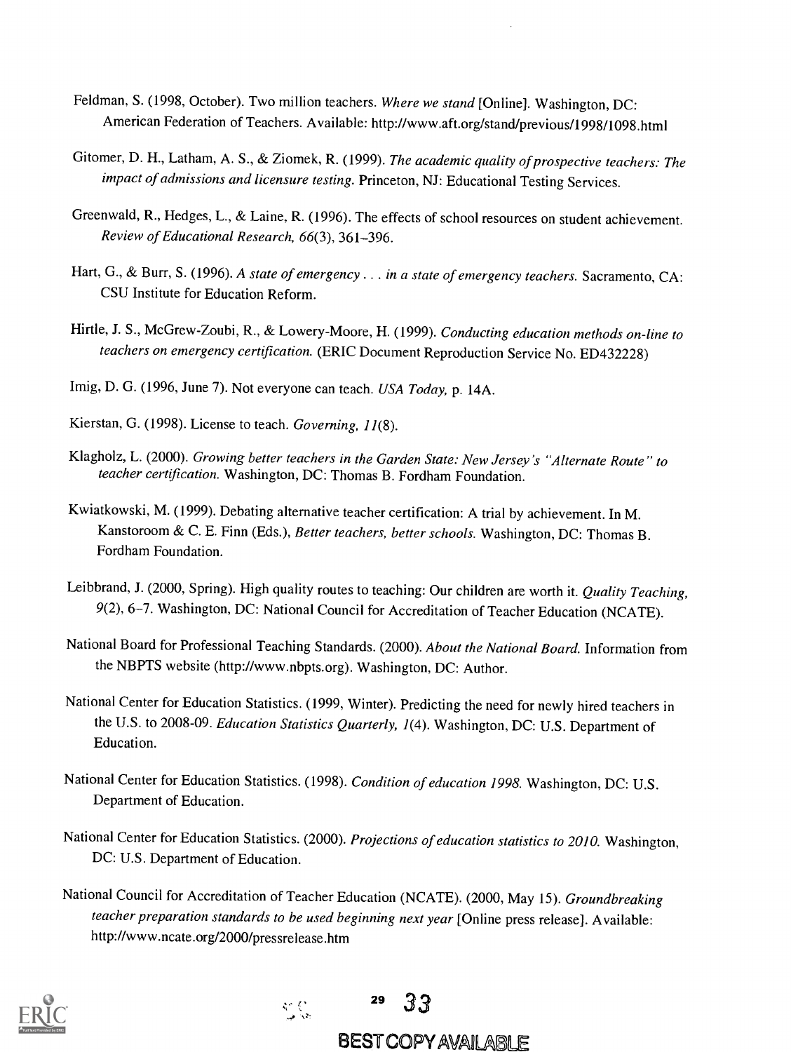Feldman, S. (1998, October). Two million teachers. *Where we stand* [Online]. Washington, DC: American Federation of Teachers. Available: http://www.aft.org/stand/previous/1998/1098.html

Gitomer, D. H., Latham, A. S., & Ziomek, R. (1999). *The academic quality of prospective teachers: The impact of admissions and licensure testing.* Princeton, NJ: Educational Testing Services.

Greenwald, R., Hedges, L., & Laine, R. (1996). The effects of school resources on student achievement. *Review of Educational Research, 66*(3), 361–396.

Hart, G., & Burr, S. (1996). *A state of emergency . . . in a state of emergency teachers.* Sacramento, CA: CSU Institute for Education Reform.

Hirtle, J. S., McGrew-Zoubi, R., & Lowery-Moore, H. (1999). *Conducting education methods on-line to teachers on emergency certification.* (ERIC Document Reproduction Service No. ED432228)

Imig, D. G. (1996, June 7). Not everyone can teach. *USA Today,* p. 14A.

Kierstan, G. (1998). License to teach. *Governing, 11*(8).

Klagholz, L. (2000). *Growing better teachers in the Garden State: New Jersey's "Alternate Route" to teacher certification.* Washington, DC: Thomas B. Fordham Foundation.

Kwiatkowski, M. (1999). Debating alternative teacher certification: A trial by achievement. In M. Kanstoroom & C. E. Finn (Eds.), *Better teachers, better schools.* Washington, DC: Thomas B. Fordham Foundation.

Leibbrand, J. (2000, Spring). High quality routes to teaching: Our children are worth it. *Quality Teaching, 9*(2), 6–7. Washington, DC: National Council for Accreditation of Teacher Education (NCATE).

National Board for Professional Teaching Standards. (2000). *About the National Board.* Information from the NBPTS website (http://www.nbpts.org). Washington, DC: Author.

National Center for Education Statistics. (1999, Winter). Predicting the need for newly hired teachers in the U.S. to 2008-09. *Education Statistics Quarterly, 1*(4). Washington, DC: U.S. Department of Education.

National Center for Education Statistics. (1998). *Condition of education 1998.* Washington, DC: U.S. Department of Education.

National Center for Education Statistics. (2000). *Projections of education statistics to 2010.* Washington, DC: U.S. Department of Education.

National Council for Accreditation of Teacher Education (NCATE). (2000, May 15). *Groundbreaking teacher preparation standards to be used beginning next year* [Online press release]. Available: http://www.ncate.org/2000/pressrelease.htm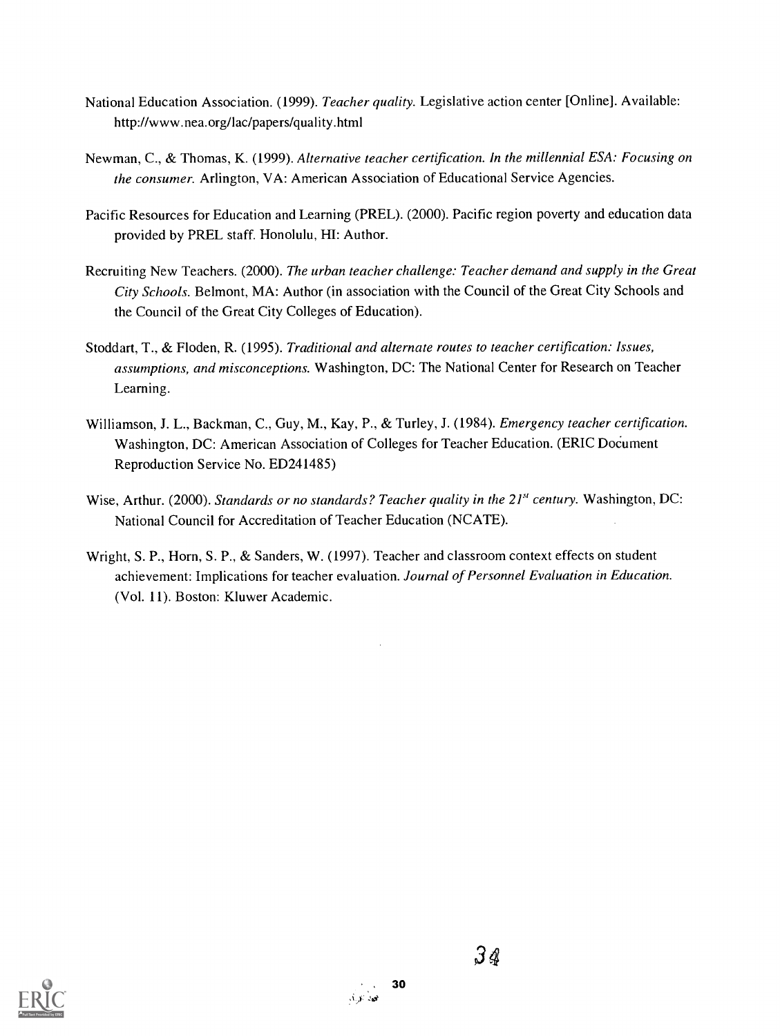National Education Association. (1999). *Teacher quality.* Legislative action center [Online]. Available: http://www.nea.org/lac/papers/quality.html

Newman, C., & Thomas, K. (1999). *Alternative teacher certification. In the millennial ESA: Focusing on the consumer.* Arlington, VA: American Association of Educational Service Agencies.

Pacific Resources for Education and Learning (PREL). (2000). Pacific region poverty and education data provided by PREL staff. Honolulu, HI: Author.

Recruiting New Teachers. (2000). *The urban teacher challenge: Teacher demand and supply in the Great City Schools.* Belmont, MA: Author (in association with the Council of the Great City Schools and the Council of the Great City Colleges of Education).

Stoddart, T., & Floden, R. (1995). *Traditional and alternate routes to teacher certification: Issues, assumptions, and misconceptions.* Washington, DC: The National Center for Research on Teacher Learning.

Williamson, J. L., Backman, C., Guy, M., Kay, P., & Turley, J. (1984). *Emergency teacher certification.* Washington, DC: American Association of Colleges for Teacher Education. (ERIC Document Reproduction Service No. ED241485)

Wise, Arthur. (2000). *Standards or no standards? Teacher quality in the 21st century.* Washington, DC: National Council for Accreditation of Teacher Education (NCATE).

Wright, S. P., Horn, S. P., & Sanders, W. (1997). Teacher and classroom context effects on student achievement: Implications for teacher evaluation. *Journal of Personnel Evaluation in Education.* (Vol. 11). Boston: Kluwer Academic.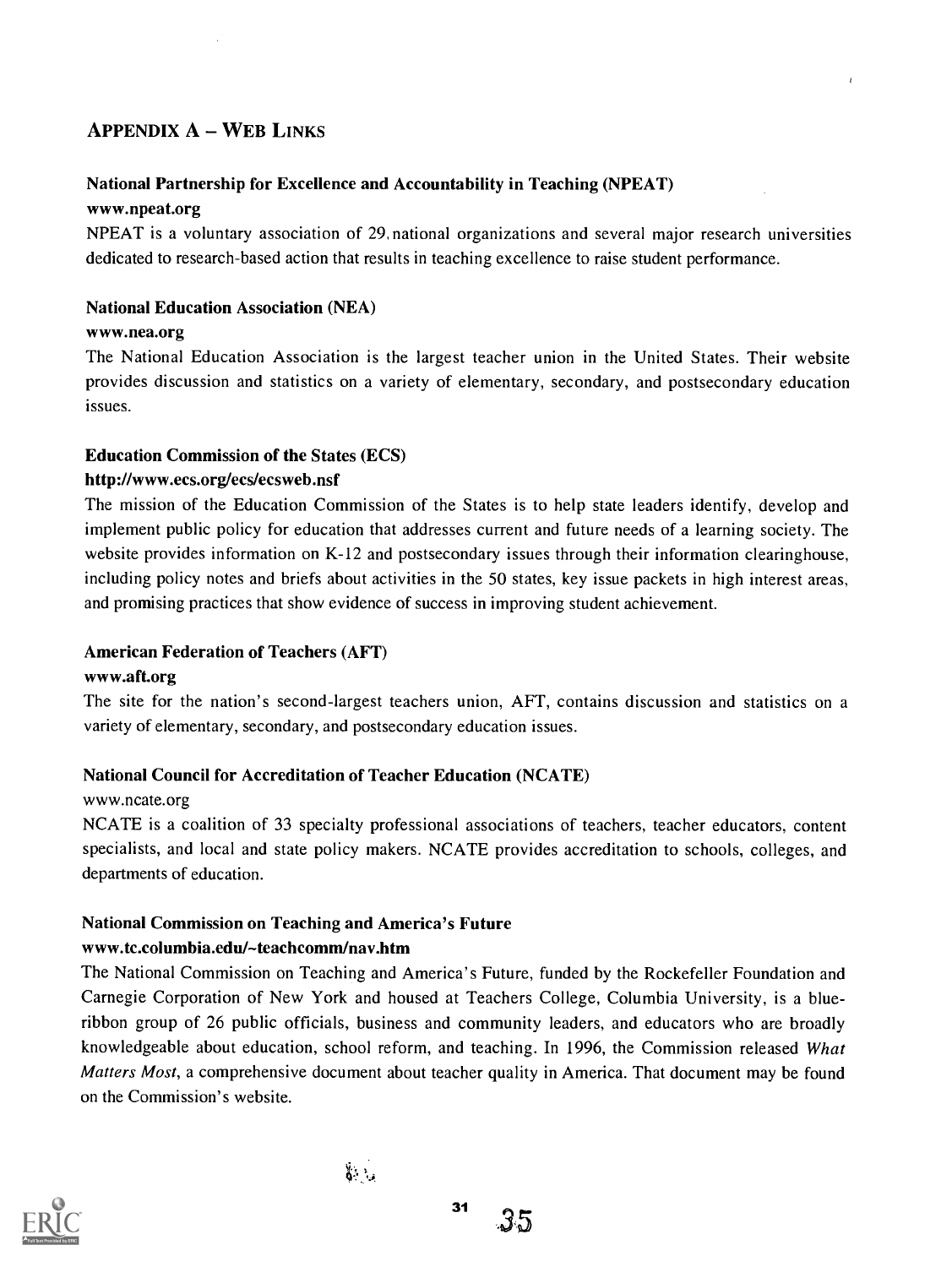## APPENDIX A – WEB LINKS

**National Partnership for Excellence and Accountability in Teaching (NPEAT)**
**www.npeat.org**
NPEAT is a voluntary association of 29 national organizations and several major research universities dedicated to research-based action that results in teaching excellence to raise student performance.

**National Education Association (NEA)**
**www.nea.org**
The National Education Association is the largest teacher union in the United States. Their website provides discussion and statistics on a variety of elementary, secondary, and postsecondary education issues.

**Education Commission of the States (ECS)**
**http://www.ecs.org/ecs/ecsweb.nsf**
The mission of the Education Commission of the States is to help state leaders identify, develop and implement public policy for education that addresses current and future needs of a learning society. The website provides information on K-12 and postsecondary issues through their information clearinghouse, including policy notes and briefs about activities in the 50 states, key issue packets in high interest areas, and promising practices that show evidence of success in improving student achievement.

**American Federation of Teachers (AFT)**
**www.aft.org**
The site for the nation's second-largest teachers union, AFT, contains discussion and statistics on a variety of elementary, secondary, and postsecondary education issues.

**National Council for Accreditation of Teacher Education (NCATE)**
www.ncate.org
NCATE is a coalition of 33 specialty professional associations of teachers, teacher educators, content specialists, and local and state policy makers. NCATE provides accreditation to schools, colleges, and departments of education.

**National Commission on Teaching and America's Future**
**www.tc.columbia.edu/~teachcomm/nav.htm**
The National Commission on Teaching and America's Future, funded by the Rockefeller Foundation and Carnegie Corporation of New York and housed at Teachers College, Columbia University, is a blue-ribbon group of 26 public officials, business and community leaders, and educators who are broadly knowledgeable about education, school reform, and teaching. In 1996, the Commission released *What Matters Most*, a comprehensive document about teacher quality in America. That document may be found on the Commission's website.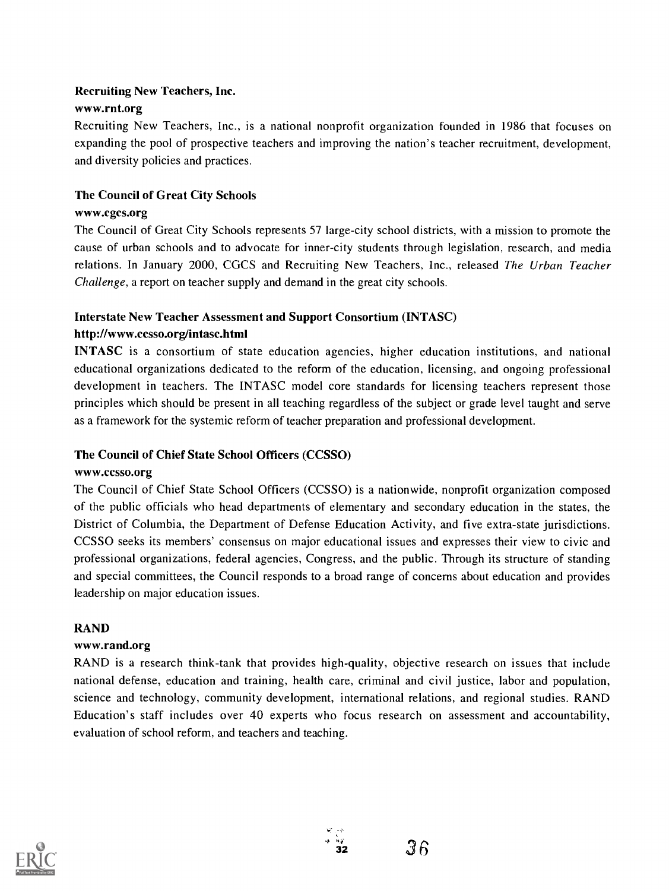**Recruiting New Teachers, Inc.**

**www.rnt.org**

Recruiting New Teachers, Inc., is a national nonprofit organization founded in 1986 that focuses on expanding the pool of prospective teachers and improving the nation's teacher recruitment, development, and diversity policies and practices.

**The Council of Great City Schools**

**www.cgcs.org**

The Council of Great City Schools represents 57 large-city school districts, with a mission to promote the cause of urban schools and to advocate for inner-city students through legislation, research, and media relations. In January 2000, CGCS and Recruiting New Teachers, Inc., released *The Urban Teacher Challenge*, a report on teacher supply and demand in the great city schools.

**Interstate New Teacher Assessment and Support Consortium (INTASC)**

**http://www.ccsso.org/intasc.html**

INTASC is a consortium of state education agencies, higher education institutions, and national educational organizations dedicated to the reform of the education, licensing, and ongoing professional development in teachers. The INTASC model core standards for licensing teachers represent those principles which should be present in all teaching regardless of the subject or grade level taught and serve as a framework for the systemic reform of teacher preparation and professional development.

**The Council of Chief State School Officers (CCSSO)**

**www.ccsso.org**

The Council of Chief State School Officers (CCSSO) is a nationwide, nonprofit organization composed of the public officials who head departments of elementary and secondary education in the states, the District of Columbia, the Department of Defense Education Activity, and five extra-state jurisdictions. CCSSO seeks its members' consensus on major educational issues and expresses their view to civic and professional organizations, federal agencies, Congress, and the public. Through its structure of standing and special committees, the Council responds to a broad range of concerns about education and provides leadership on major education issues.

**RAND**

**www.rand.org**

RAND is a research think-tank that provides high-quality, objective research on issues that include national defense, education and training, health care, criminal and civil justice, labor and population, science and technology, community development, international relations, and regional studies. RAND Education's staff includes over 40 experts who focus research on assessment and accountability, evaluation of school reform, and teachers and teaching.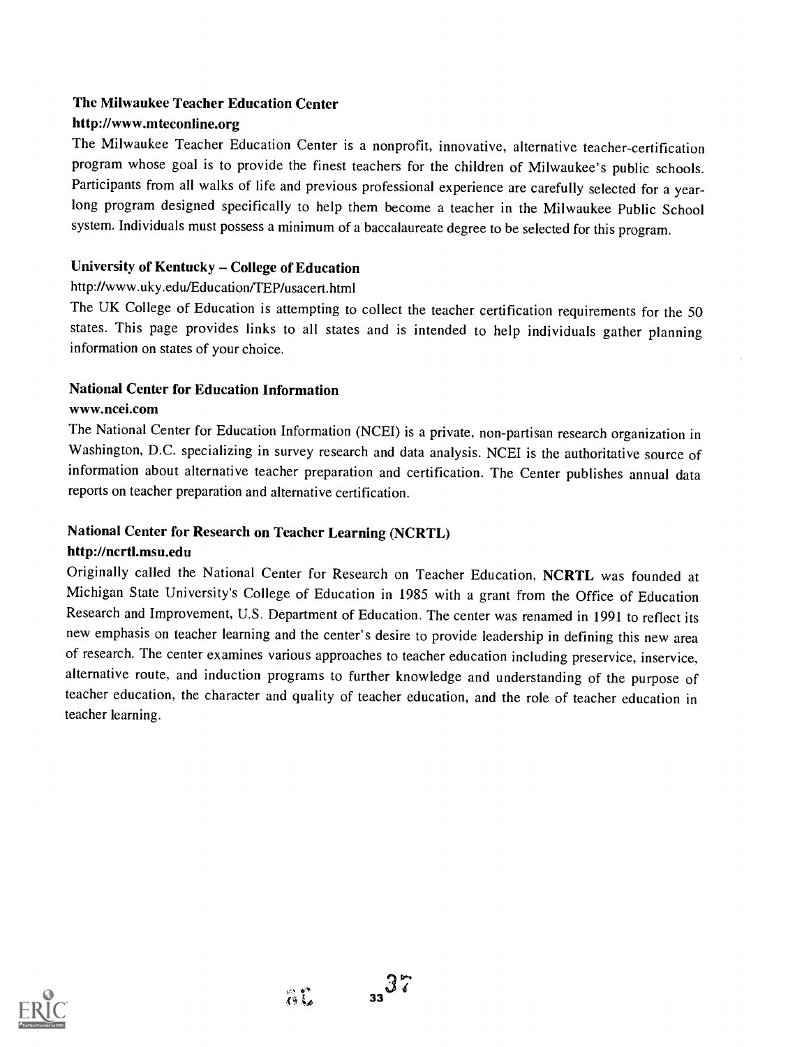**The Milwaukee Teacher Education Center**

**http://www.mteconline.org**

The Milwaukee Teacher Education Center is a nonprofit, innovative, alternative teacher-certification program whose goal is to provide the finest teachers for the children of Milwaukee's public schools. Participants from all walks of life and previous professional experience are carefully selected for a year-long program designed specifically to help them become a teacher in the Milwaukee Public School system. Individuals must possess a minimum of a baccalaureate degree to be selected for this program.

**University of Kentucky – College of Education**

http://www.uky.edu/Education/TEP/usacert.html

The UK College of Education is attempting to collect the teacher certification requirements for the 50 states. This page provides links to all states and is intended to help individuals gather planning information on states of your choice.

**National Center for Education Information**

**www.ncei.com**

The National Center for Education Information (NCEI) is a private, non-partisan research organization in Washington, D.C. specializing in survey research and data analysis. NCEI is the authoritative source of information about alternative teacher preparation and certification. The Center publishes annual data reports on teacher preparation and alternative certification.

**National Center for Research on Teacher Learning (NCRTL)**

**http://ncrtl.msu.edu**

Originally called the National Center for Research on Teacher Education, **NCRTL** was founded at Michigan State University's College of Education in 1985 with a grant from the Office of Education Research and Improvement, U.S. Department of Education. The center was renamed in 1991 to reflect its new emphasis on teacher learning and the center's desire to provide leadership in defining this new area of research. The center examines various approaches to teacher education including preservice, inservice, alternative route, and induction programs to further knowledge and understanding of the purpose of teacher education, the character and quality of teacher education, and the role of teacher education in teacher learning.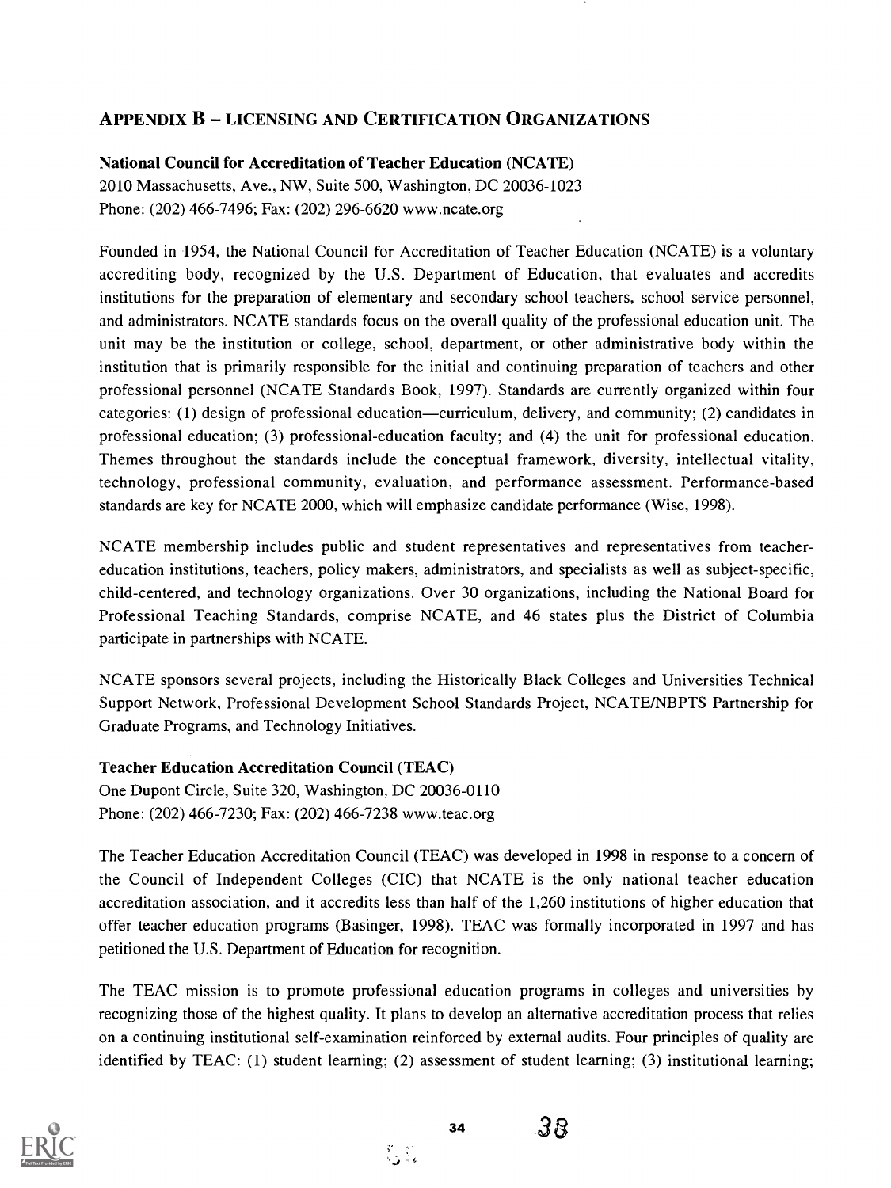## APPENDIX B – LICENSING AND CERTIFICATION ORGANIZATIONS

**National Council for Accreditation of Teacher Education (NCATE)**
2010 Massachusetts, Ave., NW, Suite 500, Washington, DC 20036-1023
Phone: (202) 466-7496; Fax: (202) 296-6620 www.ncate.org

Founded in 1954, the National Council for Accreditation of Teacher Education (NCATE) is a voluntary accrediting body, recognized by the U.S. Department of Education, that evaluates and accredits institutions for the preparation of elementary and secondary school teachers, school service personnel, and administrators. NCATE standards focus on the overall quality of the professional education unit. The unit may be the institution or college, school, department, or other administrative body within the institution that is primarily responsible for the initial and continuing preparation of teachers and other professional personnel (NCATE Standards Book, 1997). Standards are currently organized within four categories: (1) design of professional education—curriculum, delivery, and community; (2) candidates in professional education; (3) professional-education faculty; and (4) the unit for professional education. Themes throughout the standards include the conceptual framework, diversity, intellectual vitality, technology, professional community, evaluation, and performance assessment. Performance-based standards are key for NCATE 2000, which will emphasize candidate performance (Wise, 1998).

NCATE membership includes public and student representatives and representatives from teacher-education institutions, teachers, policy makers, administrators, and specialists as well as subject-specific, child-centered, and technology organizations. Over 30 organizations, including the National Board for Professional Teaching Standards, comprise NCATE, and 46 states plus the District of Columbia participate in partnerships with NCATE.

NCATE sponsors several projects, including the Historically Black Colleges and Universities Technical Support Network, Professional Development School Standards Project, NCATE/NBPTS Partnership for Graduate Programs, and Technology Initiatives.

**Teacher Education Accreditation Council (TEAC)**
One Dupont Circle, Suite 320, Washington, DC 20036-0110
Phone: (202) 466-7230; Fax: (202) 466-7238 www.teac.org

The Teacher Education Accreditation Council (TEAC) was developed in 1998 in response to a concern of the Council of Independent Colleges (CIC) that NCATE is the only national teacher education accreditation association, and it accredits less than half of the 1,260 institutions of higher education that offer teacher education programs (Basinger, 1998). TEAC was formally incorporated in 1997 and has petitioned the U.S. Department of Education for recognition.

The TEAC mission is to promote professional education programs in colleges and universities by recognizing those of the highest quality. It plans to develop an alternative accreditation process that relies on a continuing institutional self-examination reinforced by external audits. Four principles of quality are identified by TEAC: (1) student learning; (2) assessment of student learning; (3) institutional learning;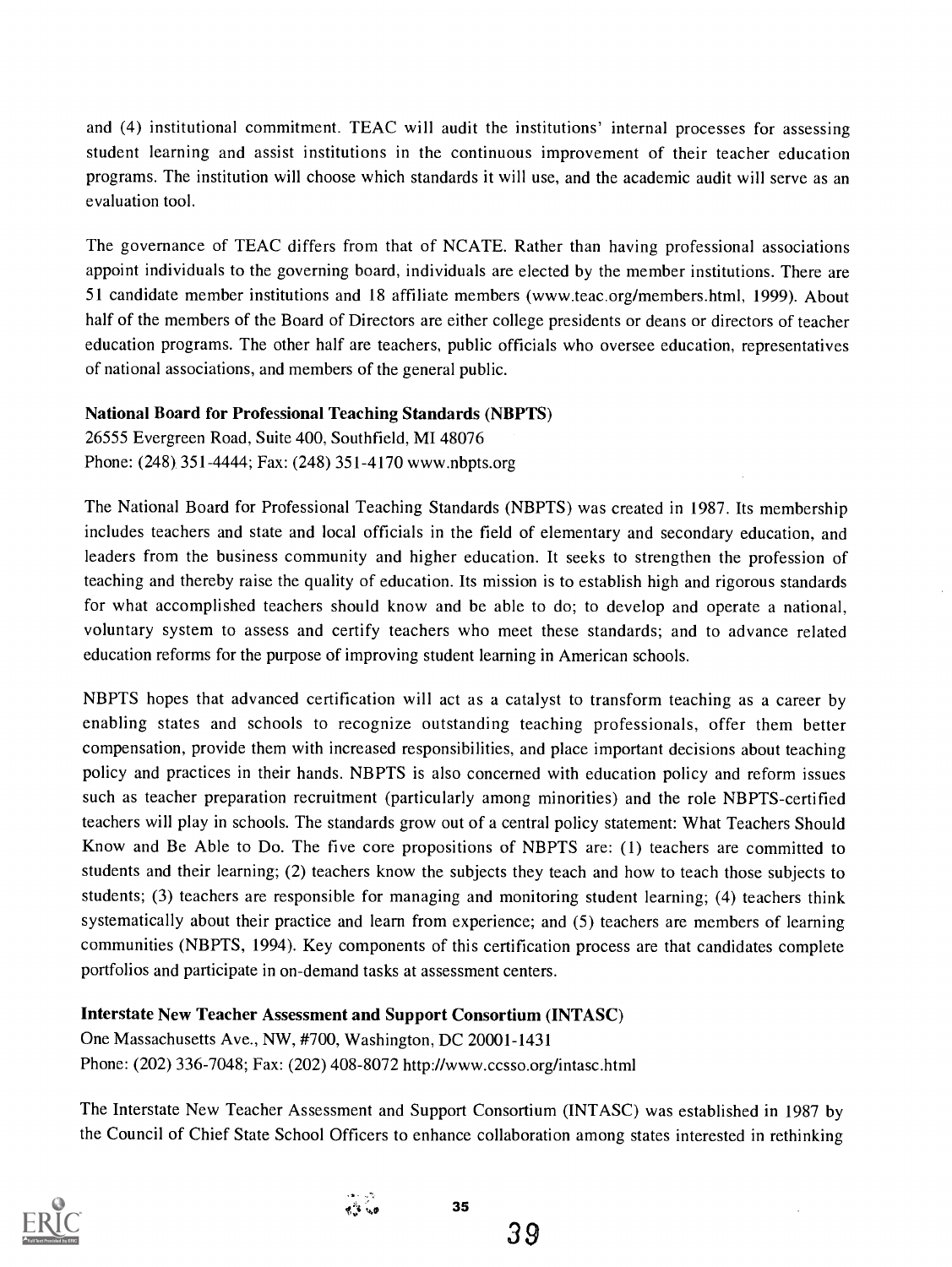and (4) institutional commitment. TEAC will audit the institutions' internal processes for assessing student learning and assist institutions in the continuous improvement of their teacher education programs. The institution will choose which standards it will use, and the academic audit will serve as an evaluation tool.

The governance of TEAC differs from that of NCATE. Rather than having professional associations appoint individuals to the governing board, individuals are elected by the member institutions. There are 51 candidate member institutions and 18 affiliate members (www.teac.org/members.html, 1999). About half of the members of the Board of Directors are either college presidents or deans or directors of teacher education programs. The other half are teachers, public officials who oversee education, representatives of national associations, and members of the general public.

**National Board for Professional Teaching Standards (NBPTS)**
26555 Evergreen Road, Suite 400, Southfield, MI 48076
Phone: (248) 351-4444; Fax: (248) 351-4170 www.nbpts.org

The National Board for Professional Teaching Standards (NBPTS) was created in 1987. Its membership includes teachers and state and local officials in the field of elementary and secondary education, and leaders from the business community and higher education. It seeks to strengthen the profession of teaching and thereby raise the quality of education. Its mission is to establish high and rigorous standards for what accomplished teachers should know and be able to do; to develop and operate a national, voluntary system to assess and certify teachers who meet these standards; and to advance related education reforms for the purpose of improving student learning in American schools.

NBPTS hopes that advanced certification will act as a catalyst to transform teaching as a career by enabling states and schools to recognize outstanding teaching professionals, offer them better compensation, provide them with increased responsibilities, and place important decisions about teaching policy and practices in their hands. NBPTS is also concerned with education policy and reform issues such as teacher preparation recruitment (particularly among minorities) and the role NBPTS-certified teachers will play in schools. The standards grow out of a central policy statement: What Teachers Should Know and Be Able to Do. The five core propositions of NBPTS are: (1) teachers are committed to students and their learning; (2) teachers know the subjects they teach and how to teach those subjects to students; (3) teachers are responsible for managing and monitoring student learning; (4) teachers think systematically about their practice and learn from experience; and (5) teachers are members of learning communities (NBPTS, 1994). Key components of this certification process are that candidates complete portfolios and participate in on-demand tasks at assessment centers.

**Interstate New Teacher Assessment and Support Consortium (INTASC)**
One Massachusetts Ave., NW, #700, Washington, DC 20001-1431
Phone: (202) 336-7048; Fax: (202) 408-8072 http://www.ccsso.org/intasc.html

The Interstate New Teacher Assessment and Support Consortium (INTASC) was established in 1987 by the Council of Chief State School Officers to enhance collaboration among states interested in rethinking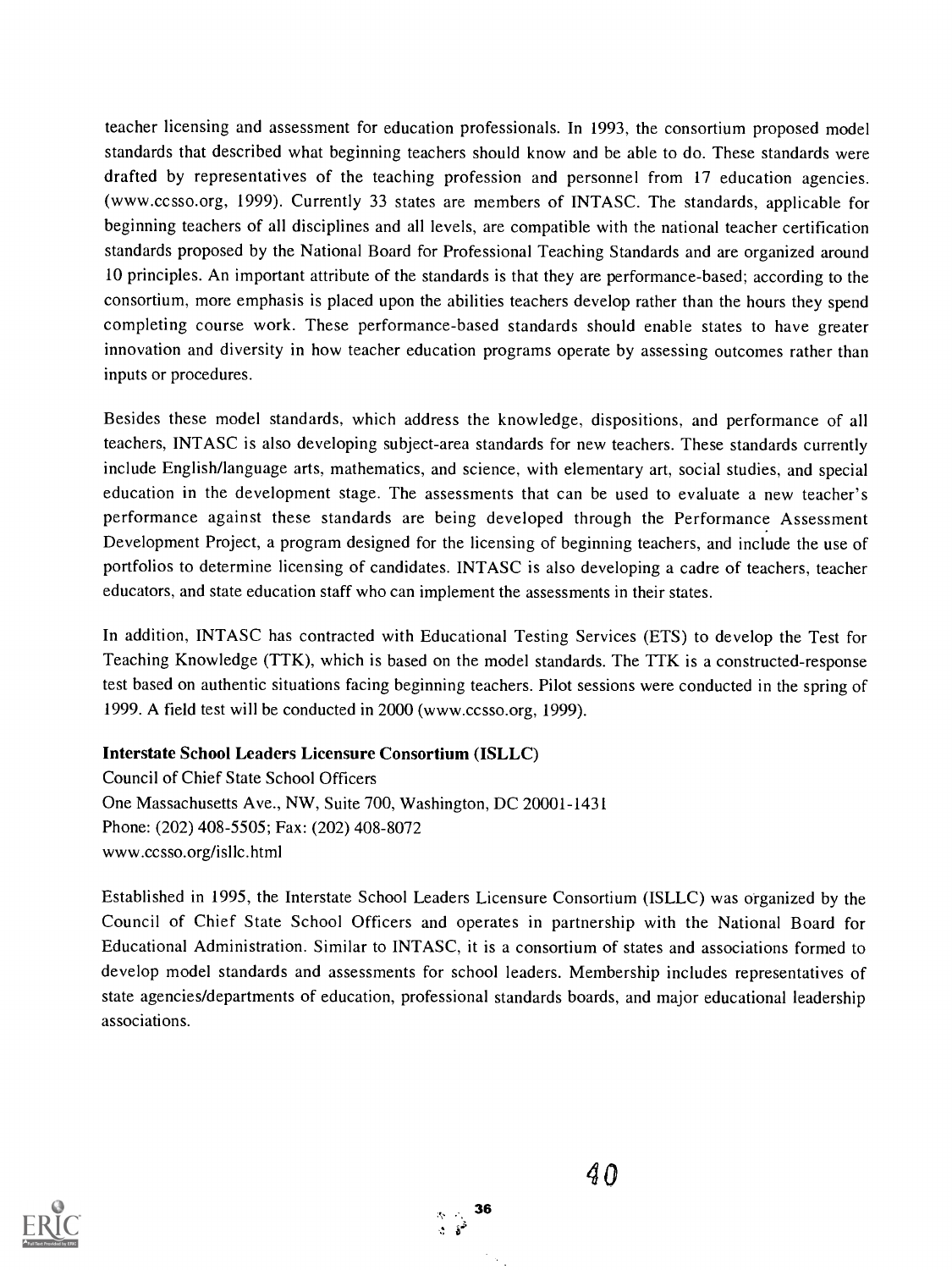teacher licensing and assessment for education professionals. In 1993, the consortium proposed model standards that described what beginning teachers should know and be able to do. These standards were drafted by representatives of the teaching profession and personnel from 17 education agencies. (www.ccsso.org, 1999). Currently 33 states are members of INTASC. The standards, applicable for beginning teachers of all disciplines and all levels, are compatible with the national teacher certification standards proposed by the National Board for Professional Teaching Standards and are organized around 10 principles. An important attribute of the standards is that they are performance-based; according to the consortium, more emphasis is placed upon the abilities teachers develop rather than the hours they spend completing course work. These performance-based standards should enable states to have greater innovation and diversity in how teacher education programs operate by assessing outcomes rather than inputs or procedures.

Besides these model standards, which address the knowledge, dispositions, and performance of all teachers, INTASC is also developing subject-area standards for new teachers. These standards currently include English/language arts, mathematics, and science, with elementary art, social studies, and special education in the development stage. The assessments that can be used to evaluate a new teacher's performance against these standards are being developed through the Performance Assessment Development Project, a program designed for the licensing of beginning teachers, and include the use of portfolios to determine licensing of candidates. INTASC is also developing a cadre of teachers, teacher educators, and state education staff who can implement the assessments in their states.

In addition, INTASC has contracted with Educational Testing Services (ETS) to develop the Test for Teaching Knowledge (TTK), which is based on the model standards. The TTK is a constructed-response test based on authentic situations facing beginning teachers. Pilot sessions were conducted in the spring of 1999. A field test will be conducted in 2000 (www.ccsso.org, 1999).

**Interstate School Leaders Licensure Consortium (ISLLC)**
Council of Chief State School Officers
One Massachusetts Ave., NW, Suite 700, Washington, DC 20001-1431
Phone: (202) 408-5505; Fax: (202) 408-8072
www.ccsso.org/isllc.html

Established in 1995, the Interstate School Leaders Licensure Consortium (ISLLC) was organized by the Council of Chief State School Officers and operates in partnership with the National Board for Educational Administration. Similar to INTASC, it is a consortium of states and associations formed to develop model standards and assessments for school leaders. Membership includes representatives of state agencies/departments of education, professional standards boards, and major educational leadership associations.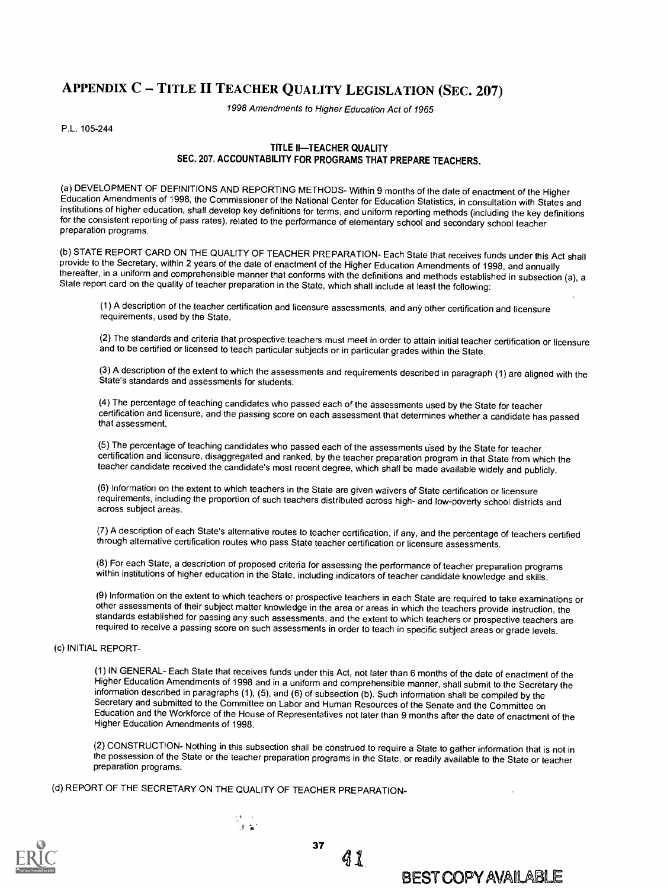# APPENDIX C – TITLE II TEACHER QUALITY LEGISLATION (SEC. 207)

*1998 Amendments to Higher Education Act of 1965*

P.L. 105-244

### TITLE II—TEACHER QUALITY
### SEC. 207. ACCOUNTABILITY FOR PROGRAMS THAT PREPARE TEACHERS.

(a) DEVELOPMENT OF DEFINITIONS AND REPORTING METHODS- Within 9 months of the date of enactment of the Higher Education Amendments of 1998, the Commissioner of the National Center for Education Statistics, in consultation with States and institutions of higher education, shall develop key definitions for terms, and uniform reporting methods (including the key definitions for the consistent reporting of pass rates), related to the performance of elementary school and secondary school teacher preparation programs.

(b) STATE REPORT CARD ON THE QUALITY OF TEACHER PREPARATION- Each State that receives funds under this Act shall provide to the Secretary, within 2 years of the date of enactment of the Higher Education Amendments of 1998, and annually thereafter, in a uniform and comprehensible manner that conforms with the definitions and methods established in subsection (a), a State report card on the quality of teacher preparation in the State, which shall include at least the following:

(1) A description of the teacher certification and licensure assessments, and any other certification and licensure requirements, used by the State.

(2) The standards and criteria that prospective teachers must meet in order to attain initial teacher certification or licensure and to be certified or licensed to teach particular subjects or in particular grades within the State.

(3) A description of the extent to which the assessments and requirements described in paragraph (1) are aligned with the State's standards and assessments for students.

(4) The percentage of teaching candidates who passed each of the assessments used by the State for teacher certification and licensure, and the passing score on each assessment that determines whether a candidate has passed that assessment.

(5) The percentage of teaching candidates who passed each of the assessments used by the State for teacher certification and licensure, disaggregated and ranked, by the teacher preparation program in that State from which the teacher candidate received the candidate's most recent degree, which shall be made available widely and publicly.

(6) Information on the extent to which teachers in the State are given waivers of State certification or licensure requirements, including the proportion of such teachers distributed across high- and low-poverty school districts and across subject areas.

(7) A description of each State's alternative routes to teacher certification, if any, and the percentage of teachers certified through alternative certification routes who pass State teacher certification or licensure assessments.

(8) For each State, a description of proposed criteria for assessing the performance of teacher preparation programs within institutions of higher education in the State, including indicators of teacher candidate knowledge and skills.

(9) Information on the extent to which teachers or prospective teachers in each State are required to take examinations or other assessments of their subject matter knowledge in the area or areas in which the teachers provide instruction, the standards established for passing any such assessments, and the extent to which teachers or prospective teachers are required to receive a passing score on such assessments in order to teach in specific subject areas or grade levels.

(c) INITIAL REPORT-

(1) IN GENERAL- Each State that receives funds under this Act, not later than 6 months of the date of enactment of the Higher Education Amendments of 1998 and in a uniform and comprehensible manner, shall submit to the Secretary the information described in paragraphs (1), (5), and (6) of subsection (b). Such information shall be compiled by the Secretary and submitted to the Committee on Labor and Human Resources of the Senate and the Committee on Education and the Workforce of the House of Representatives not later than 9 months after the date of enactment of the Higher Education Amendments of 1998.

(2) CONSTRUCTION- Nothing in this subsection shall be construed to require a State to gather information that is not in the possession of the State or the teacher preparation programs in the State, or readily available to the State or teacher preparation programs.

(d) REPORT OF THE SECRETARY ON THE QUALITY OF TEACHER PREPARATION-

BEST COPY AVAILABLE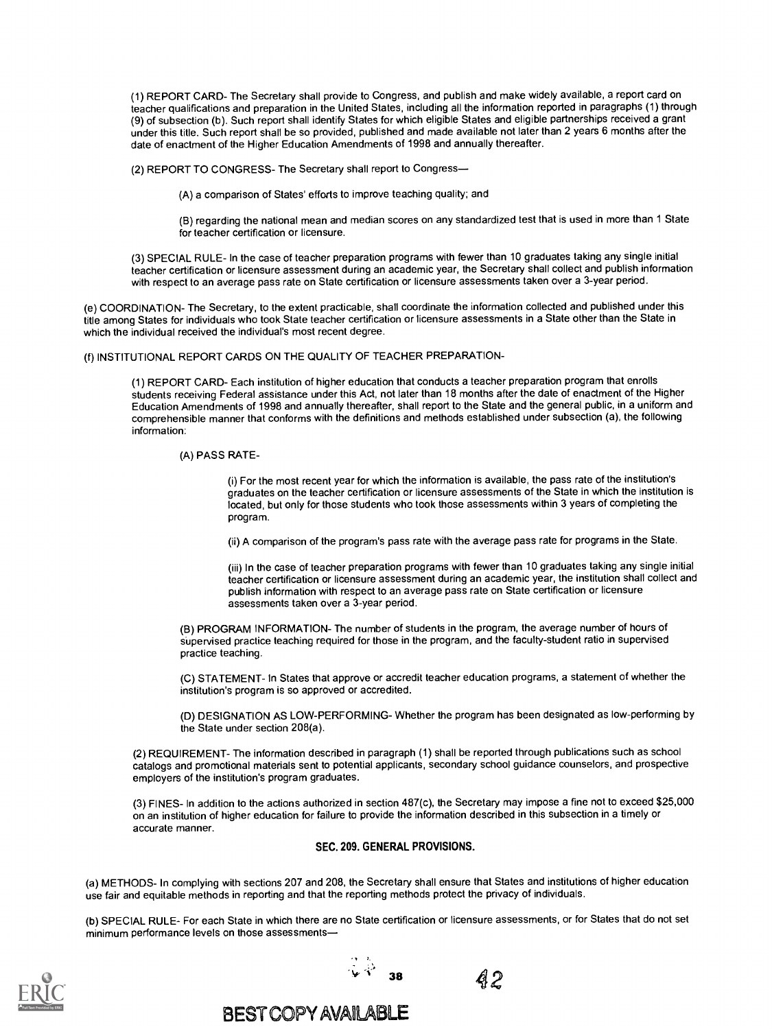(1) REPORT CARD- The Secretary shall provide to Congress, and publish and make widely available, a report card on teacher qualifications and preparation in the United States, including all the information reported in paragraphs (1) through (9) of subsection (b). Such report shall identify States for which eligible States and eligible partnerships received a grant under this title. Such report shall be so provided, published and made available not later than 2 years 6 months after the date of enactment of the Higher Education Amendments of 1998 and annually thereafter.

(2) REPORT TO CONGRESS- The Secretary shall report to Congress—

(A) a comparison of States' efforts to improve teaching quality; and

(B) regarding the national mean and median scores on any standardized test that is used in more than 1 State for teacher certification or licensure.

(3) SPECIAL RULE- In the case of teacher preparation programs with fewer than 10 graduates taking any single initial teacher certification or licensure assessment during an academic year, the Secretary shall collect and publish information with respect to an average pass rate on State certification or licensure assessments taken over a 3-year period.

(e) COORDINATION- The Secretary, to the extent practicable, shall coordinate the information collected and published under this title among States for individuals who took State teacher certification or licensure assessments in a State other than the State in which the individual received the individual's most recent degree.

(f) INSTITUTIONAL REPORT CARDS ON THE QUALITY OF TEACHER PREPARATION-

(1) REPORT CARD- Each institution of higher education that conducts a teacher preparation program that enrolls students receiving Federal assistance under this Act, not later than 18 months after the date of enactment of the Higher Education Amendments of 1998 and annually thereafter, shall report to the State and the general public, in a uniform and comprehensible manner that conforms with the definitions and methods established under subsection (a), the following information:

(A) PASS RATE-

(i) For the most recent year for which the information is available, the pass rate of the institution's graduates on the teacher certification or licensure assessments of the State in which the institution is located, but only for those students who took those assessments within 3 years of completing the program.

(ii) A comparison of the program's pass rate with the average pass rate for programs in the State.

(iii) In the case of teacher preparation programs with fewer than 10 graduates taking any single initial teacher certification or licensure assessment during an academic year, the institution shall collect and publish information with respect to an average pass rate on State certification or licensure assessments taken over a 3-year period.

(B) PROGRAM INFORMATION- The number of students in the program, the average number of hours of supervised practice teaching required for those in the program, and the faculty-student ratio in supervised practice teaching.

(C) STATEMENT- In States that approve or accredit teacher education programs, a statement of whether the institution's program is so approved or accredited.

(D) DESIGNATION AS LOW-PERFORMING- Whether the program has been designated as low-performing by the State under section 208(a).

(2) REQUIREMENT- The information described in paragraph (1) shall be reported through publications such as school catalogs and promotional materials sent to potential applicants, secondary school guidance counselors, and prospective employers of the institution's program graduates.

(3) FINES- In addition to the actions authorized in section 487(c), the Secretary may impose a fine not to exceed $25,000 on an institution of higher education for failure to provide the information described in this subsection in a timely or accurate manner.

## SEC. 209. GENERAL PROVISIONS.

(a) METHODS- In complying with sections 207 and 208, the Secretary shall ensure that States and institutions of higher education use fair and equitable methods in reporting and that the reporting methods protect the privacy of individuals.

(b) SPECIAL RULE- For each State in which there are no State certification or licensure assessments, or for States that do not set minimum performance levels on those assessments—

BEST COPY AVAILABLE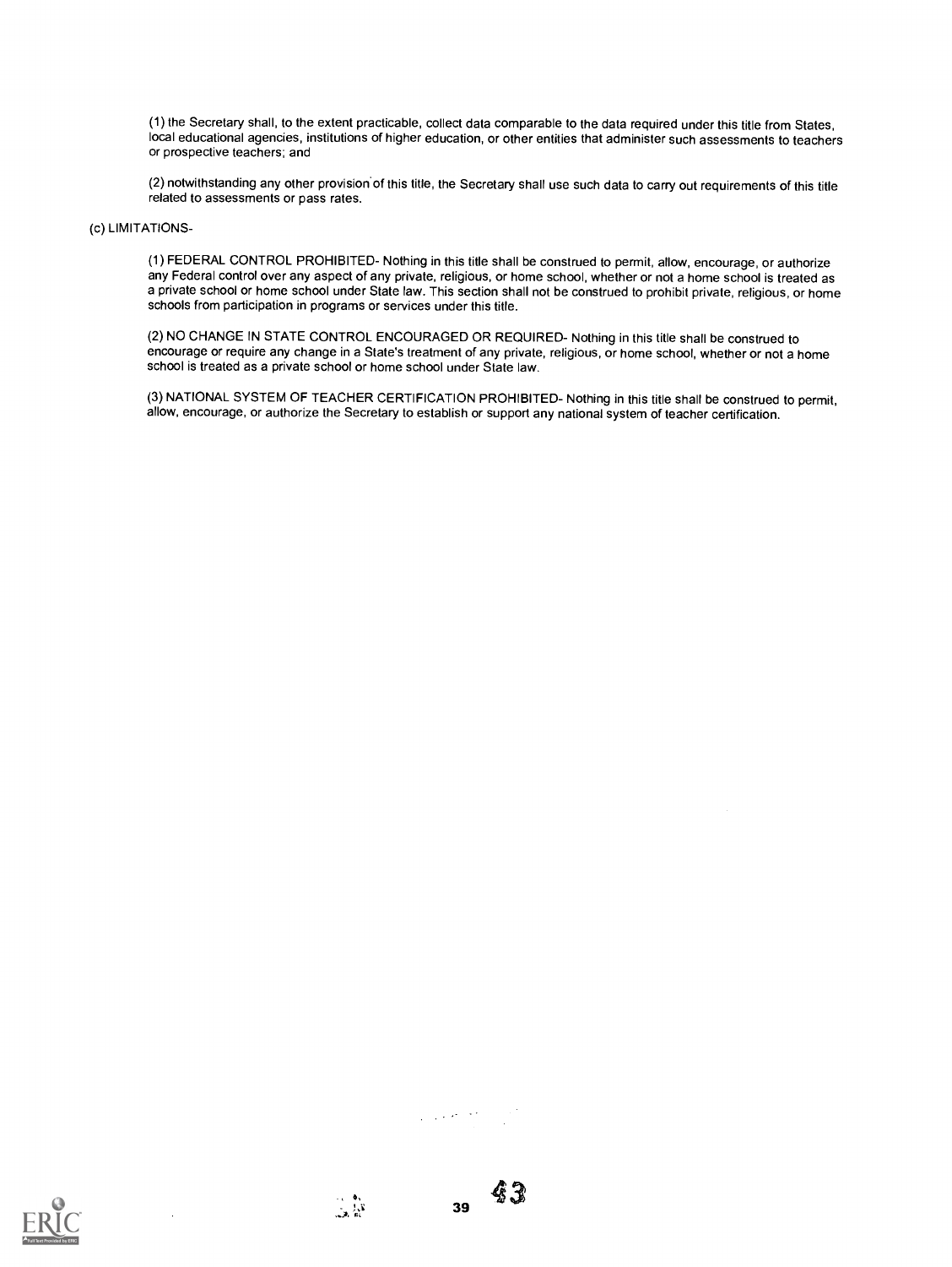(1) the Secretary shall, to the extent practicable, collect data comparable to the data required under this title from States, local educational agencies, institutions of higher education, or other entities that administer such assessments to teachers or prospective teachers; and

(2) notwithstanding any other provision of this title, the Secretary shall use such data to carry out requirements of this title related to assessments or pass rates.

(c) LIMITATIONS-

(1) FEDERAL CONTROL PROHIBITED- Nothing in this title shall be construed to permit, allow, encourage, or authorize any Federal control over any aspect of any private, religious, or home school, whether or not a home school is treated as a private school or home school under State law. This section shall not be construed to prohibit private, religious, or home schools from participation in programs or services under this title.

(2) NO CHANGE IN STATE CONTROL ENCOURAGED OR REQUIRED- Nothing in this title shall be construed to encourage or require any change in a State's treatment of any private, religious, or home school, whether or not a home school is treated as a private school or home school under State law.

(3) NATIONAL SYSTEM OF TEACHER CERTIFICATION PROHIBITED- Nothing in this title shall be construed to permit, allow, encourage, or authorize the Secretary to establish or support any national system of teacher certification.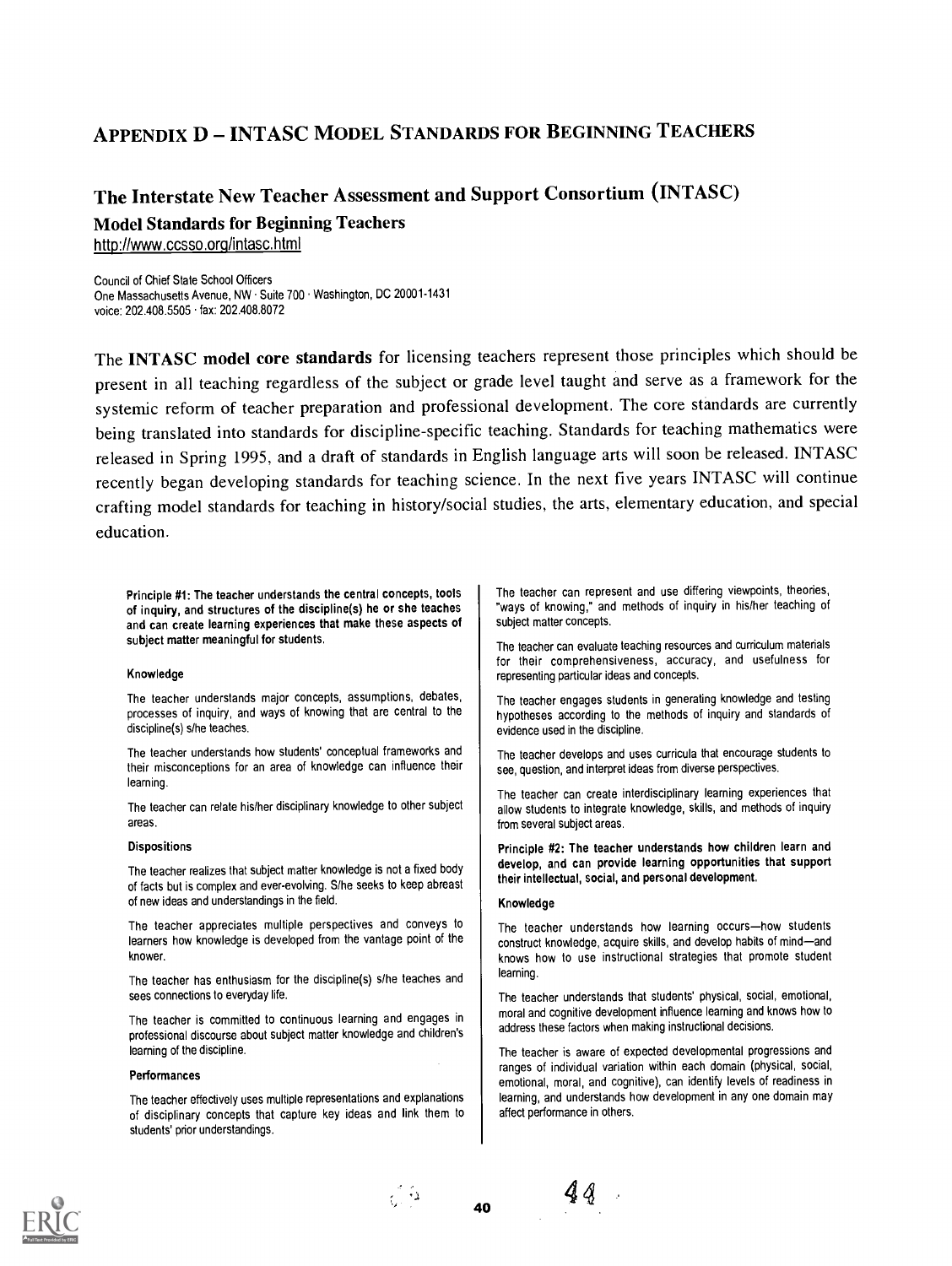## APPENDIX D – INTASC MODEL STANDARDS FOR BEGINNING TEACHERS

### The Interstate New Teacher Assessment and Support Consortium (INTASC)

**Model Standards for Beginning Teachers**

http://www.ccsso.org/intasc.html

Council of Chief State School Officers
One Massachusetts Avenue, NW · Suite 700 · Washington, DC 20001-1431
voice: 202.408.5505 · fax: 202.408.8072

The **INTASC model core standards** for licensing teachers represent those principles which should be present in all teaching regardless of the subject or grade level taught and serve as a framework for the systemic reform of teacher preparation and professional development. The core standards are currently being translated into standards for discipline-specific teaching. Standards for teaching mathematics were released in Spring 1995, and a draft of standards in English language arts will soon be released. INTASC recently began developing standards for teaching science. In the next five years INTASC will continue crafting model standards for teaching in history/social studies, the arts, elementary education, and special education.

**Principle #1: The teacher understands the central concepts, tools of inquiry, and structures of the discipline(s) he or she teaches and can create learning experiences that make these aspects of subject matter meaningful for students.**

**Knowledge**

The teacher understands major concepts, assumptions, debates, processes of inquiry, and ways of knowing that are central to the discipline(s) s/he teaches.

The teacher understands how students' conceptual frameworks and their misconceptions for an area of knowledge can influence their learning.

The teacher can relate his/her disciplinary knowledge to other subject areas.

**Dispositions**

The teacher realizes that subject matter knowledge is not a fixed body of facts but is complex and ever-evolving. S/he seeks to keep abreast of new ideas and understandings in the field.

The teacher appreciates multiple perspectives and conveys to learners how knowledge is developed from the vantage point of the knower.

The teacher has enthusiasm for the discipline(s) s/he teaches and sees connections to everyday life.

The teacher is committed to continuous learning and engages in professional discourse about subject matter knowledge and children's learning of the discipline.

**Performances**

The teacher effectively uses multiple representations and explanations of disciplinary concepts that capture key ideas and link them to students' prior understandings.

The teacher can represent and use differing viewpoints, theories, "ways of knowing," and methods of inquiry in his/her teaching of subject matter concepts.

The teacher can evaluate teaching resources and curriculum materials for their comprehensiveness, accuracy, and usefulness for representing particular ideas and concepts.

The teacher engages students in generating knowledge and testing hypotheses according to the methods of inquiry and standards of evidence used in the discipline.

The teacher develops and uses curricula that encourage students to see, question, and interpret ideas from diverse perspectives.

The teacher can create interdisciplinary learning experiences that allow students to integrate knowledge, skills, and methods of inquiry from several subject areas.

**Principle #2: The teacher understands how children learn and develop, and can provide learning opportunities that support their intellectual, social, and personal development.**

**Knowledge**

The teacher understands how learning occurs—how students construct knowledge, acquire skills, and develop habits of mind—and knows how to use instructional strategies that promote student learning.

The teacher understands that students' physical, social, emotional, moral and cognitive development influence learning and knows how to address these factors when making instructional decisions.

The teacher is aware of expected developmental progressions and ranges of individual variation within each domain (physical, social, emotional, moral, and cognitive), can identify levels of readiness in learning, and understands how development in any one domain may affect performance in others.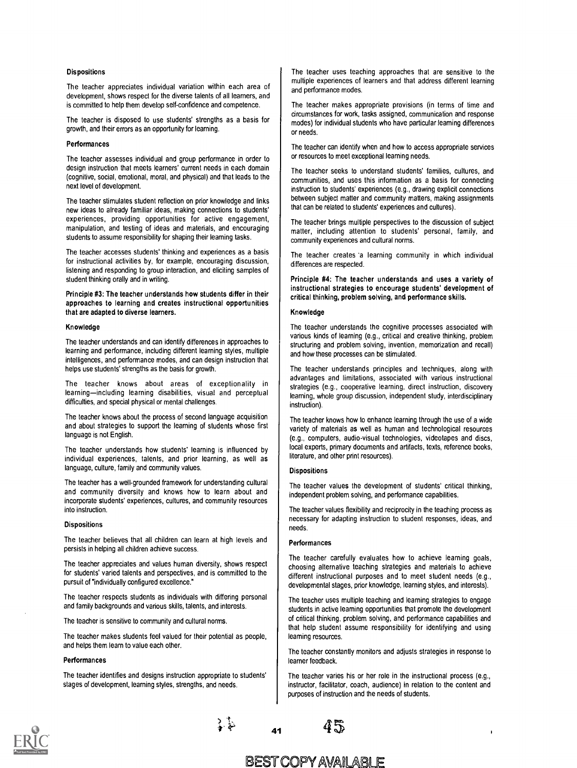#### Dispositions

The teacher appreciates individual variation within each area of development, shows respect for the diverse talents of all learners, and is committed to help them develop self-confidence and competence.

The teacher is disposed to use students' strengths as a basis for growth, and their errors as an opportunity for learning.

#### Performances

The teacher assesses individual and group performance in order to design instruction that meets learners' current needs in each domain (cognitive, social, emotional, moral, and physical) and that leads to the next level of development.

The teacher stimulates student reflection on prior knowledge and links new ideas to already familiar ideas, making connections to students' experiences, providing opportunities for active engagement, manipulation, and testing of ideas and materials, and encouraging students to assume responsibility for shaping their learning tasks.

The teacher accesses students' thinking and experiences as a basis for instructional activities by, for example, encouraging discussion, listening and responding to group interaction, and eliciting samples of student thinking orally and in writing.

### Principle #3: The teacher understands how students differ in their approaches to learning and creates instructional opportunities that are adapted to diverse learners.

#### Knowledge

The teacher understands and can identify differences in approaches to learning and performance, including different learning styles, multiple intelligences, and performance modes, and can design instruction that helps use students' strengths as the basis for growth.

The teacher knows about areas of exceptionality in learning—including learning disabilities, visual and perceptual difficulties, and special physical or mental challenges.

The teacher knows about the process of second language acquisition and about strategies to support the learning of students whose first language is not English.

The teacher understands how students' learning is influenced by individual experiences, talents, and prior learning, as well as language, culture, family and community values.

The teacher has a well-grounded framework for understanding cultural and community diversity and knows how to learn about and incorporate students' experiences, cultures, and community resources into instruction.

#### Dispositions

The teacher believes that all children can learn at high levels and persists in helping all children achieve success.

The teacher appreciates and values human diversity, shows respect for students' varied talents and perspectives, and is committed to the pursuit of "individually configured excellence."

The teacher respects students as individuals with differing personal and family backgrounds and various skills, talents, and interests.

The teacher is sensitive to community and cultural norms.

The teacher makes students feel valued for their potential as people, and helps them learn to value each other.

#### Performances

The teacher identifies and designs instruction appropriate to students' stages of development, learning styles, strengths, and needs.

The teacher uses teaching approaches that are sensitive to the multiple experiences of learners and that address different learning and performance modes.

The teacher makes appropriate provisions (in terms of time and circumstances for work, tasks assigned, communication and response modes) for individual students who have particular learning differences or needs.

The teacher can identify when and how to access appropriate services or resources to meet exceptional learning needs.

The teacher seeks to understand students' families, cultures, and communities, and uses this information as a basis for connecting instruction to students' experiences (e.g., drawing explicit connections between subject matter and community matters, making assignments that can be related to students' experiences and cultures).

The teacher brings multiple perspectives to the discussion of subject matter, including attention to students' personal, family, and community experiences and cultural norms.

The teacher creates a learning community in which individual differences are respected.

### Principle #4: The teacher understands and uses a variety of instructional strategies to encourage students' development of critical thinking, problem solving, and performance skills.

#### Knowledge

The teacher understands the cognitive processes associated with various kinds of learning (e.g., critical and creative thinking, problem structuring and problem solving, invention, memorization and recall) and how these processes can be stimulated.

The teacher understands principles and techniques, along with advantages and limitations, associated with various instructional strategies (e.g., cooperative learning, direct instruction, discovery learning, whole group discussion, independent study, interdisciplinary instruction).

The teacher knows how to enhance learning through the use of a wide variety of materials as well as human and technological resources (e.g., computers, audio-visual technologies, videotapes and discs, local experts, primary documents and artifacts, texts, reference books, literature, and other print resources).

#### Dispositions

The teacher values the development of students' critical thinking, independent problem solving, and performance capabilities.

The teacher values flexibility and reciprocity in the teaching process as necessary for adapting instruction to student responses, ideas, and needs.

#### Performances

The teacher carefully evaluates how to achieve learning goals, choosing alternative teaching strategies and materials to achieve different instructional purposes and to meet student needs (e.g., developmental stages, prior knowledge, learning styles, and interests).

The teacher uses multiple teaching and learning strategies to engage students in active learning opportunities that promote the development of critical thinking, problem solving, and performance capabilities and that help student assume responsibility for identifying and using learning resources.

The teacher constantly monitors and adjusts strategies in response to learner feedback.

The teacher varies his or her role in the instructional process (e.g., instructor, facilitator, coach, audience) in relation to the content and purposes of instruction and the needs of students.

BEST COPY AVAILABLE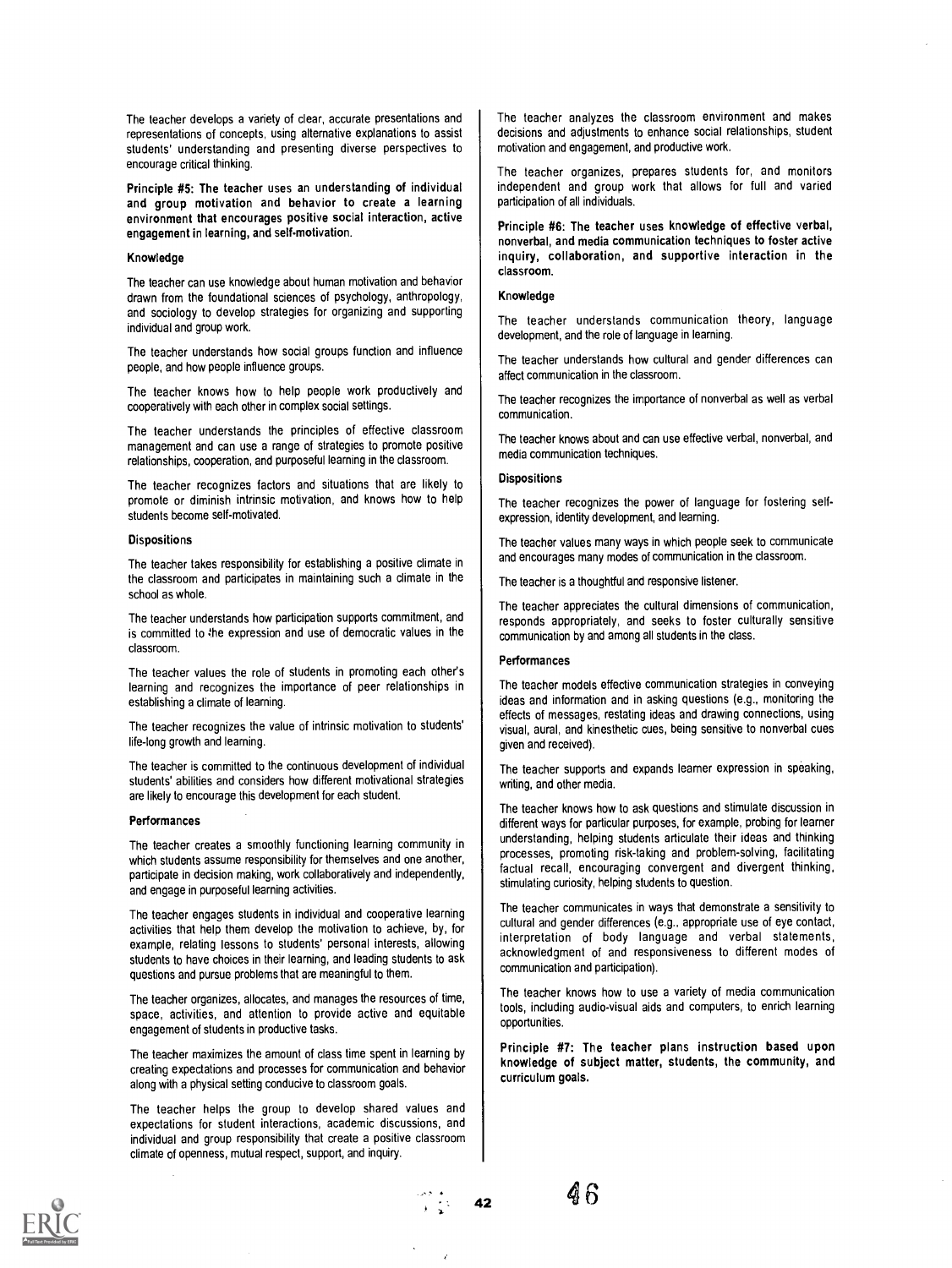The teacher develops a variety of clear, accurate presentations and representations of concepts, using alternative explanations to assist students' understanding and presenting diverse perspectives to encourage critical thinking.

**Principle #5: The teacher uses an understanding of individual and group motivation and behavior to create a learning environment that encourages positive social interaction, active engagement in learning, and self-motivation.**

#### Knowledge

The teacher can use knowledge about human motivation and behavior drawn from the foundational sciences of psychology, anthropology, and sociology to develop strategies for organizing and supporting individual and group work.

The teacher understands how social groups function and influence people, and how people influence groups.

The teacher knows how to help people work productively and cooperatively with each other in complex social settings.

The teacher understands the principles of effective classroom management and can use a range of strategies to promote positive relationships, cooperation, and purposeful learning in the classroom.

The teacher recognizes factors and situations that are likely to promote or diminish intrinsic motivation, and knows how to help students become self-motivated.

#### Dispositions

The teacher takes responsibility for establishing a positive climate in the classroom and participates in maintaining such a climate in the school as whole.

The teacher understands how participation supports commitment, and is committed to the expression and use of democratic values in the classroom.

The teacher values the role of students in promoting each other's learning and recognizes the importance of peer relationships in establishing a climate of learning.

The teacher recognizes the value of intrinsic motivation to students' life-long growth and learning.

The teacher is committed to the continuous development of individual students' abilities and considers how different motivational strategies are likely to encourage this development for each student.

#### Performances

The teacher creates a smoothly functioning learning community in which students assume responsibility for themselves and one another, participate in decision making, work collaboratively and independently, and engage in purposeful learning activities.

The teacher engages students in individual and cooperative learning activities that help them develop the motivation to achieve, by, for example, relating lessons to students' personal interests, allowing students to have choices in their learning, and leading students to ask questions and pursue problems that are meaningful to them.

The teacher organizes, allocates, and manages the resources of time, space, activities, and attention to provide active and equitable engagement of students in productive tasks.

The teacher maximizes the amount of class time spent in learning by creating expectations and processes for communication and behavior along with a physical setting conducive to classroom goals.

The teacher helps the group to develop shared values and expectations for student interactions, academic discussions, and individual and group responsibility that create a positive classroom climate of openness, mutual respect, support, and inquiry.

The teacher analyzes the classroom environment and makes decisions and adjustments to enhance social relationships, student motivation and engagement, and productive work.

The teacher organizes, prepares students for, and monitors independent and group work that allows for full and varied participation of all individuals.

**Principle #6: The teacher uses knowledge of effective verbal, nonverbal, and media communication techniques to foster active inquiry, collaboration, and supportive interaction in the classroom.**

#### Knowledge

The teacher understands communication theory, language development, and the role of language in learning.

The teacher understands how cultural and gender differences can affect communication in the classroom.

The teacher recognizes the importance of nonverbal as well as verbal communication.

The teacher knows about and can use effective verbal, nonverbal, and media communication techniques.

#### Dispositions

The teacher recognizes the power of language for fostering self-expression, identity development, and learning.

The teacher values many ways in which people seek to communicate and encourages many modes of communication in the classroom.

The teacher is a thoughtful and responsive listener.

The teacher appreciates the cultural dimensions of communication, responds appropriately, and seeks to foster culturally sensitive communication by and among all students in the class.

#### Performances

The teacher models effective communication strategies in conveying ideas and information and in asking questions (e.g., monitoring the effects of messages, restating ideas and drawing connections, using visual, aural, and kinesthetic cues, being sensitive to nonverbal cues given and received).

The teacher supports and expands learner expression in speaking, writing, and other media.

The teacher knows how to ask questions and stimulate discussion in different ways for particular purposes, for example, probing for learner understanding, helping students articulate their ideas and thinking processes, promoting risk-taking and problem-solving, facilitating factual recall, encouraging convergent and divergent thinking, stimulating curiosity, helping students to question.

The teacher communicates in ways that demonstrate a sensitivity to cultural and gender differences (e.g., appropriate use of eye contact, interpretation of body language and verbal statements, acknowledgment of and responsiveness to different modes of communication and participation).

The teacher knows how to use a variety of media communication tools, including audio-visual aids and computers, to enrich learning opportunities.

**Principle #7: The teacher plans instruction based upon knowledge of subject matter, students, the community, and curriculum goals.**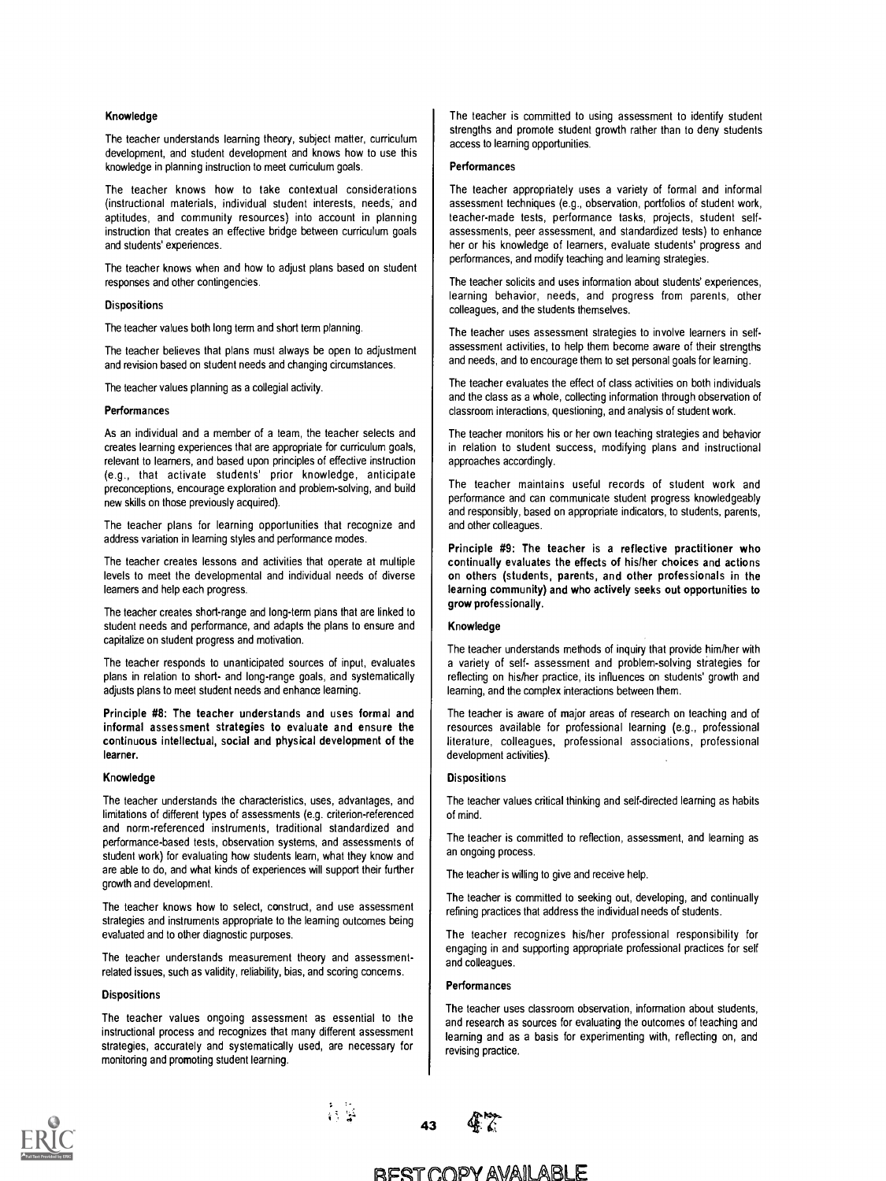**Knowledge**

The teacher understands learning theory, subject matter, curriculum development, and student development and knows how to use this knowledge in planning instruction to meet curriculum goals.

The teacher knows how to take contextual considerations (instructional materials, individual student interests, needs, and aptitudes, and community resources) into account in planning instruction that creates an effective bridge between curriculum goals and students' experiences.

The teacher knows when and how to adjust plans based on student responses and other contingencies.

**Dispositions**

The teacher values both long term and short term planning.

The teacher believes that plans must always be open to adjustment and revision based on student needs and changing circumstances.

The teacher values planning as a collegial activity.

**Performances**

As an individual and a member of a team, the teacher selects and creates learning experiences that are appropriate for curriculum goals, relevant to learners, and based upon principles of effective instruction (e.g., that activate students' prior knowledge, anticipate preconceptions, encourage exploration and problem-solving, and build new skills on those previously acquired).

The teacher plans for learning opportunities that recognize and address variation in learning styles and performance modes.

The teacher creates lessons and activities that operate at multiple levels to meet the developmental and individual needs of diverse learners and help each progress.

The teacher creates short-range and long-term plans that are linked to student needs and performance, and adapts the plans to ensure and capitalize on student progress and motivation.

The teacher responds to unanticipated sources of input, evaluates plans in relation to short- and long-range goals, and systematically adjusts plans to meet student needs and enhance learning.

**Principle #8: The teacher understands and uses formal and informal assessment strategies to evaluate and ensure the continuous intellectual, social and physical development of the learner.**

**Knowledge**

The teacher understands the characteristics, uses, advantages, and limitations of different types of assessments (e.g. criterion-referenced and norm-referenced instruments, traditional standardized and performance-based tests, observation systems, and assessments of student work) for evaluating how students learn, what they know and are able to do, and what kinds of experiences will support their further growth and development.

The teacher knows how to select, construct, and use assessment strategies and instruments appropriate to the learning outcomes being evaluated and to other diagnostic purposes.

The teacher understands measurement theory and assessment-related issues, such as validity, reliability, bias, and scoring concerns.

**Dispositions**

The teacher values ongoing assessment as essential to the instructional process and recognizes that many different assessment strategies, accurately and systematically used, are necessary for monitoring and promoting student learning.

The teacher is committed to using assessment to identify student strengths and promote student growth rather than to deny students access to learning opportunities.

**Performances**

The teacher appropriately uses a variety of formal and informal assessment techniques (e.g., observation, portfolios of student work, teacher-made tests, performance tasks, projects, student self-assessments, peer assessment, and standardized tests) to enhance her or his knowledge of learners, evaluate students' progress and performances, and modify teaching and learning strategies.

The teacher solicits and uses information about students' experiences, learning behavior, needs, and progress from parents, other colleagues, and the students themselves.

The teacher uses assessment strategies to involve learners in self-assessment activities, to help them become aware of their strengths and needs, and to encourage them to set personal goals for learning.

The teacher evaluates the effect of class activities on both individuals and the class as a whole, collecting information through observation of classroom interactions, questioning, and analysis of student work.

The teacher monitors his or her own teaching strategies and behavior in relation to student success, modifying plans and instructional approaches accordingly.

The teacher maintains useful records of student work and performance and can communicate student progress knowledgeably and responsibly, based on appropriate indicators, to students, parents, and other colleagues.

**Principle #9: The teacher is a reflective practitioner who continually evaluates the effects of his/her choices and actions on others (students, parents, and other professionals in the learning community) and who actively seeks out opportunities to grow professionally.**

**Knowledge**

The teacher understands methods of inquiry that provide him/her with a variety of self- assessment and problem-solving strategies for reflecting on his/her practice, its influences on students' growth and learning, and the complex interactions between them.

The teacher is aware of major areas of research on teaching and of resources available for professional learning (e.g., professional literature, colleagues, professional associations, professional development activities).

**Dispositions**

The teacher values critical thinking and self-directed learning as habits of mind.

The teacher is committed to reflection, assessment, and learning as an ongoing process.

The teacher is willing to give and receive help.

The teacher is committed to seeking out, developing, and continually refining practices that address the individual needs of students.

The teacher recognizes his/her professional responsibility for engaging in and supporting appropriate professional practices for self and colleagues.

**Performances**

The teacher uses classroom observation, information about students, and research as sources for evaluating the outcomes of teaching and learning and as a basis for experimenting with, reflecting on, and revising practice.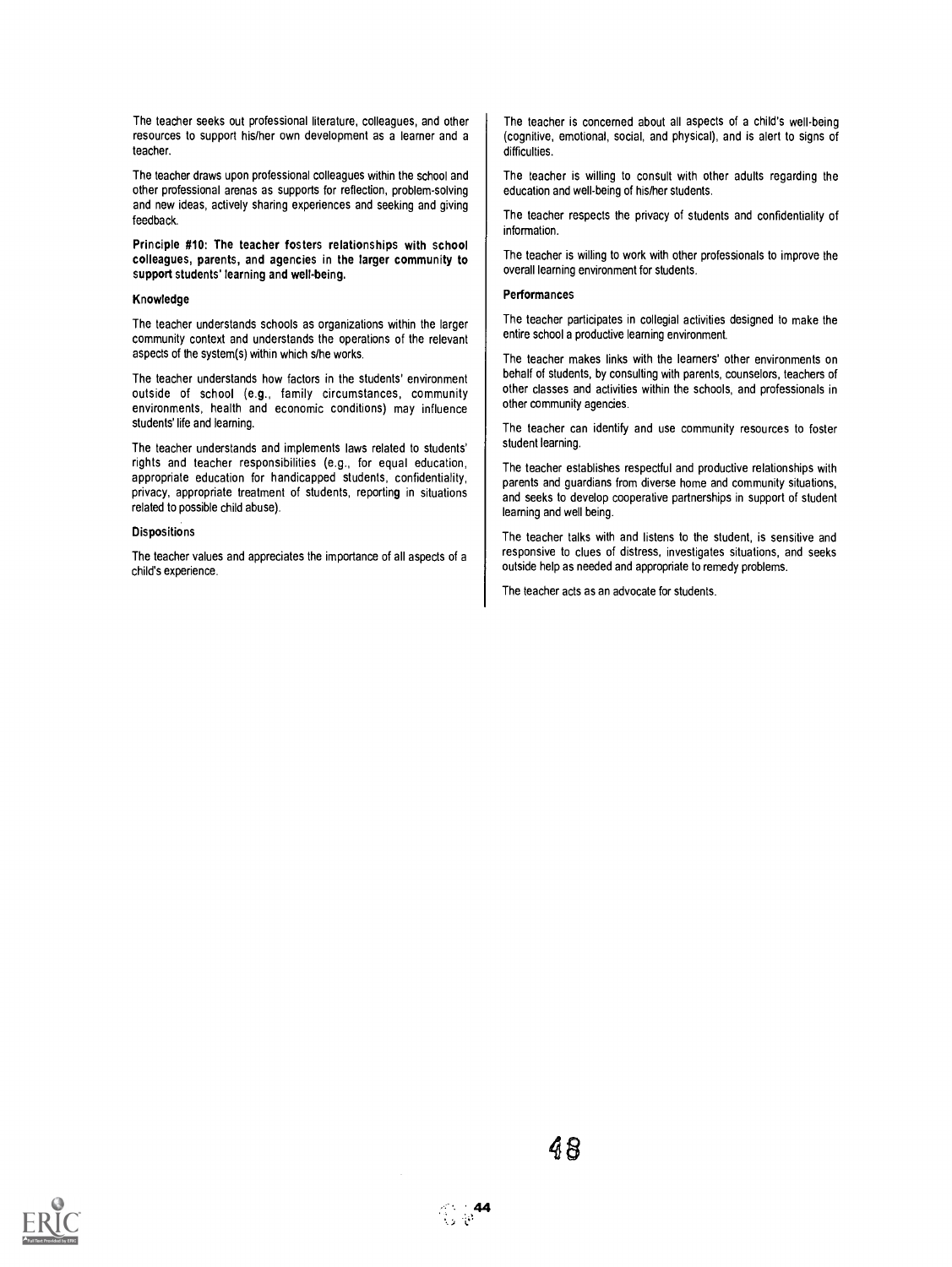The teacher seeks out professional literature, colleagues, and other resources to support his/her own development as a learner and a teacher.

The teacher draws upon professional colleagues within the school and other professional arenas as supports for reflection, problem-solving and new ideas, actively sharing experiences and seeking and giving feedback.

**Principle #10: The teacher fosters relationships with school colleagues, parents, and agencies in the larger community to support students' learning and well-being.**

**Knowledge**

The teacher understands schools as organizations within the larger community context and understands the operations of the relevant aspects of the system(s) within which s/he works.

The teacher understands how factors in the students' environment outside of school (e.g., family circumstances, community environments, health and economic conditions) may influence students' life and learning.

The teacher understands and implements laws related to students' rights and teacher responsibilities (e.g., for equal education, appropriate education for handicapped students, confidentiality, privacy, appropriate treatment of students, reporting in situations related to possible child abuse).

**Dispositions**

The teacher values and appreciates the importance of all aspects of a child's experience.

The teacher is concerned about all aspects of a child's well-being (cognitive, emotional, social, and physical), and is alert to signs of difficulties.

The teacher is willing to consult with other adults regarding the education and well-being of his/her students.

The teacher respects the privacy of students and confidentiality of information.

The teacher is willing to work with other professionals to improve the overall learning environment for students.

**Performances**

The teacher participates in collegial activities designed to make the entire school a productive learning environment.

The teacher makes links with the learners' other environments on behalf of students, by consulting with parents, counselors, teachers of other classes and activities within the schools, and professionals in other community agencies.

The teacher can identify and use community resources to foster student learning.

The teacher establishes respectful and productive relationships with parents and guardians from diverse home and community situations, and seeks to develop cooperative partnerships in support of student learning and well being.

The teacher talks with and listens to the student, is sensitive and responsive to clues of distress, investigates situations, and seeks outside help as needed and appropriate to remedy problems.

The teacher acts as an advocate for students.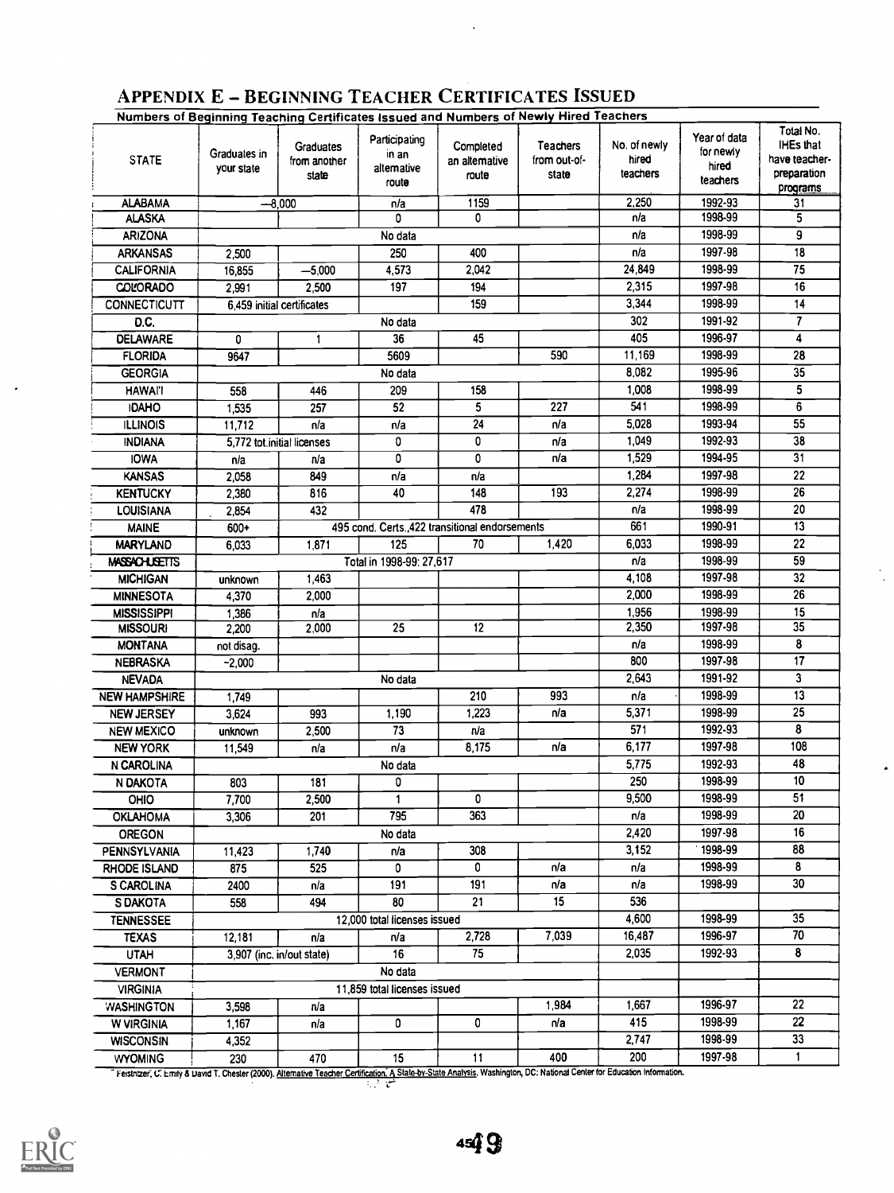# APPENDIX E – BEGINNING TEACHER CERTIFICATES ISSUED

Numbers of Beginning Teaching Certificates Issued and Numbers of Newly Hired Teachers

| STATE | Graduates in your state | Graduates from another state | Participating in an alternative route | Completed an alternative route | Teachers from out-of-state | No. of newly hired teachers | Year of data for newly hired teachers | Total No. IHEs that have teacher-preparation programs |
|---|---|---|---|---|---|---|---|---|
| ALABAMA | ~8,000 | | n/a | 1159 | | 2,250 | 1992-93 | 31 |
| ALASKA | | | 0 | 0 | | n/a | 1998-99 | 5 |
| ARIZONA | No data | | | | | n/a | 1998-99 | 9 |
| ARKANSAS | 2,500 | | 250 | 400 | | n/a | 1997-98 | 18 |
| CALIFORNIA | 16,855 | ~5,000 | 4,573 | 2,042 | | 24,849 | 1998-99 | 75 |
| COLORADO | 2,991 | 2,500 | 197 | 194 | | 2,315 | 1997-98 | 16 |
| CONNECTICUTT | 6,459 initial certificates | | | 159 | | 3,344 | 1998-99 | 14 |
| D.C. | No data | | | | | 302 | 1991-92 | 7 |
| DELAWARE | 0 | 1 | 36 | 45 | | 405 | 1996-97 | 4 |
| FLORIDA | 9647 | | 5609 | | 590 | 11,169 | 1998-99 | 28 |
| GEORGIA | No data | | | | | 8,082 | 1995-96 | 35 |
| HAWAI'I | 558 | 446 | 209 | 158 | | 1,008 | 1998-99 | 5 |
| IDAHO | 1,535 | 257 | 52 | 5 | 227 | 541 | 1998-99 | 6 |
| ILLINOIS | 11,712 | n/a | n/a | 24 | n/a | 5,028 | 1993-94 | 55 |
| INDIANA | 5,772 tot.initial licenses | | 0 | 0 | n/a | 1,049 | 1992-93 | 38 |
| IOWA | n/a | n/a | 0 | 0 | n/a | 1,529 | 1994-95 | 31 |
| KANSAS | 2,058 | 849 | n/a | n/a | | 1,284 | 1997-98 | 22 |
| KENTUCKY | 2,380 | 816 | 40 | 148 | 193 | 2,274 | 1998-99 | 26 |
| LOUISIANA | 2,854 | 432 | | 478 | | n/a | 1998-99 | 20 |
| MAINE | 600+ | 495 cond. Certs.,422 transitional endorsements | | | | 661 | 1990-91 | 13 |
| MARYLAND | 6,033 | 1,871 | 125 | 70 | 1,420 | 6,033 | 1998-99 | 22 |
| MASSACHUSETTS | Total in 1998-99: 27,617 | | | | | n/a | 1998-99 | 59 |
| MICHIGAN | unknown | 1,463 | | | | 4,108 | 1997-98 | 32 |
| MINNESOTA | 4,370 | 2,000 | | | | 2,000 | 1998-99 | 26 |
| MISSISSIPPI | 1,386 | n/a | | | | 1,956 | 1998-99 | 15 |
| MISSOURI | 2,200 | 2,000 | 25 | 12 | | 2,350 | 1997-98 | 35 |
| MONTANA | not disag. | | | | | n/a | 1998-99 | 8 |
| NEBRASKA | ~2,000 | | | | | 800 | 1997-98 | 17 |
| NEVADA | No data | | | | | 2,643 | 1991-92 | 3 |
| NEW HAMPSHIRE | 1,749 | | | 210 | 993 | n/a | 1998-99 | 13 |
| NEW JERSEY | 3,624 | 993 | 1,190 | 1,223 | n/a | 5,371 | 1998-99 | 25 |
| NEW MEXICO | unknown | 2,500 | 73 | n/a | | 571 | 1992-93 | 8 |
| NEW YORK | 11,549 | n/a | n/a | 8,175 | n/a | 6,177 | 1997-98 | 108 |
| N CAROLINA | No data | | | | | 5,775 | 1992-93 | 48 |
| N DAKOTA | 803 | 181 | 0 | | | 250 | 1998-99 | 10 |
| OHIO | 7,700 | 2,500 | 1 | 0 | | 9,500 | 1998-99 | 51 |
| OKLAHOMA | 3,306 | 201 | 795 | 363 | | n/a | 1998-99 | 20 |
| OREGON | No data | | | | | 2,420 | 1997-98 | 16 |
| PENNSYLVANIA | 11,423 | 1,740 | n/a | 308 | | 3,152 | 1998-99 | 88 |
| RHODE ISLAND | 875 | 525 | 0 | 0 | n/a | n/a | 1998-99 | 8 |
| S CAROLINA | 2400 | n/a | 191 | 191 | n/a | n/a | 1998-99 | 30 |
| S DAKOTA | 558 | 494 | 80 | 21 | 15 | 536 | | |
| TENNESSEE | 12,000 total licenses issued | | | | | 4,600 | 1998-99 | 35 |
| TEXAS | 12,181 | n/a | n/a | 2,728 | 7,039 | 16,487 | 1996-97 | 70 |
| UTAH | 3,907 (inc. in/out state) | | 16 | 75 | | 2,035 | 1992-93 | 8 |
| VERMONT | No data | | | | | | | |
| VIRGINIA | 11,859 total licenses issued | | | | | | | |
| WASHINGTON | 3,598 | n/a | | | 1,984 | 1,667 | 1996-97 | 22 |
| W VIRGINIA | 1,167 | n/a | 0 | 0 | n/a | 415 | 1998-99 | 22 |
| WISCONSIN | 4,352 | | | | | 2,747 | 1998-99 | 33 |
| WYOMING | 230 | 470 | 15 | 11 | 400 | 200 | 1997-98 | 1 |

Feistritzer, C. Emily & David T. Chester (2000). Alternative Teacher Certification: A State-by-State Analysis. Washington, DC: National Center for Education Information.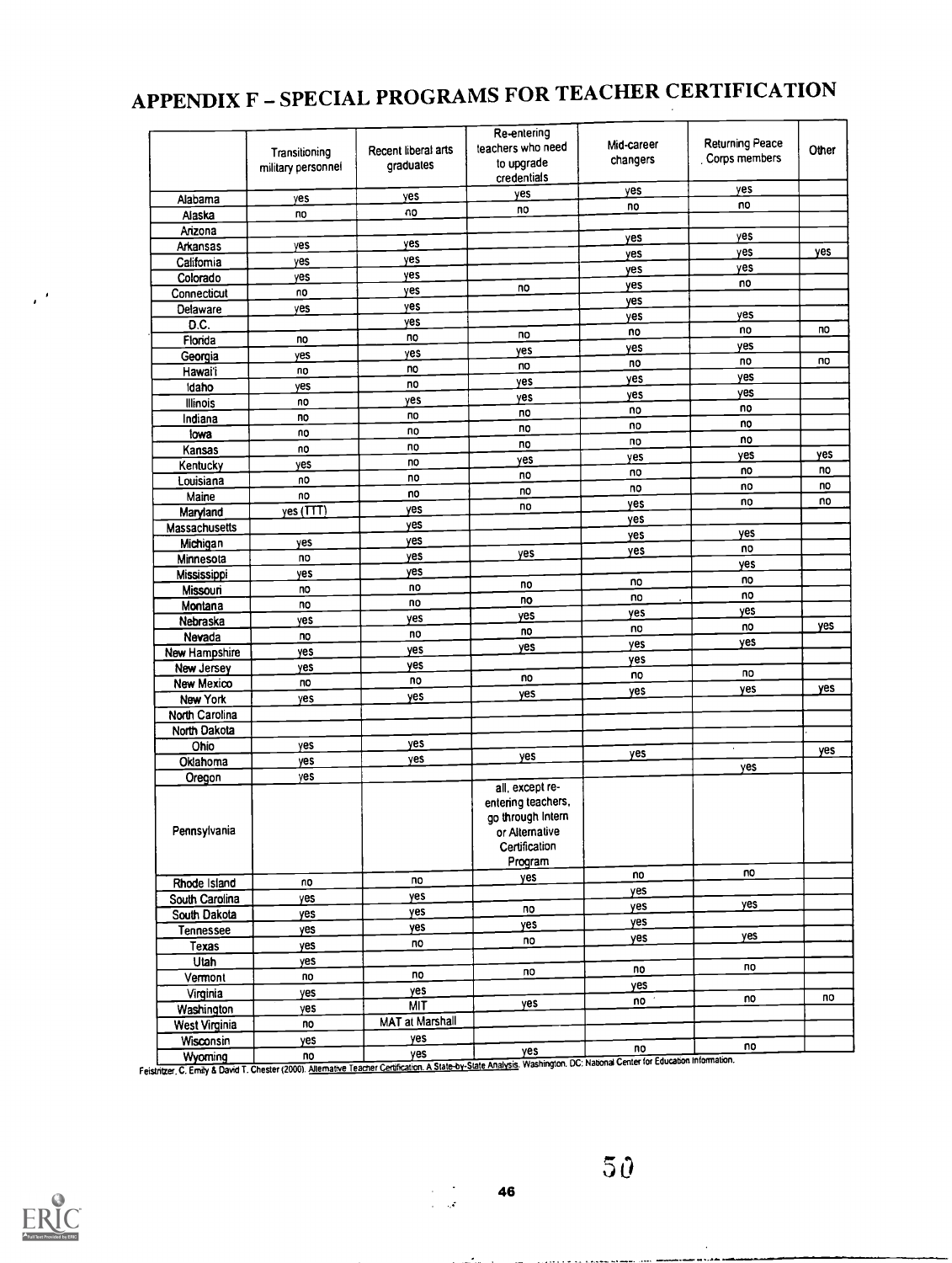# APPENDIX F – SPECIAL PROGRAMS FOR TEACHER CERTIFICATION

| | Transitioning military personnel | Recent liberal arts graduates | Re-entering teachers who need to upgrade credentials | Mid-career changers | Returning Peace Corps members | Other |
|---|---|---|---|---|---|---|
| Alabama | yes | yes | yes | yes | yes | |
| Alaska | no | no | no | no | no | |
| Arizona | | | | | | |
| Arkansas | yes | yes | | yes | yes | |
| California | yes | yes | | yes | yes | yes |
| Colorado | yes | yes | | yes | yes | |
| Connecticut | no | yes | no | yes | no | |
| Delaware | yes | yes | | yes | | |
| D.C. | | yes | | yes | yes | |
| Florida | no | no | no | no | no | no |
| Georgia | yes | yes | yes | yes | yes | |
| Hawai'i | no | no | no | no | no | no |
| Idaho | yes | no | yes | yes | yes | |
| Illinois | no | yes | yes | yes | yes | |
| Indiana | no | no | no | no | no | |
| Iowa | no | no | no | no | no | |
| Kansas | no | no | no | no | no | |
| Kentucky | yes | no | yes | yes | yes | yes |
| Louisiana | no | no | no | no | no | no |
| Maine | no | no | no | no | no | no |
| Maryland | yes (TTT) | yes | no | yes | no | no |
| Massachusetts | | yes | | yes | | |
| Michigan | yes | yes | | yes | yes | |
| Minnesota | no | yes | yes | yes | no | |
| Mississippi | yes | yes | | | yes | |
| Missouri | no | no | no | no | no | |
| Montana | no | no | no | no | no | |
| Nebraska | yes | yes | yes | yes | yes | |
| Nevada | no | no | no | no | no | yes |
| New Hampshire | yes | yes | yes | yes | yes | |
| New Jersey | yes | yes | | yes | | |
| New Mexico | no | no | no | no | no | |
| New York | yes | yes | yes | yes | yes | yes |
| North Carolina | | | | | | |
| North Dakota | | | | | | |
| Ohio | yes | yes | | | | |
| Oklahoma | yes | yes | yes | yes | | yes |
| Oregon | yes | | | | yes | |
| Pennsylvania | | | all, except re-entering teachers, go through Intern or Alternative Certification Program | | | |
| Rhode Island | no | no | yes | no | no | |
| South Carolina | yes | yes | | yes | | |
| South Dakota | yes | yes | no | yes | yes | |
| Tennessee | yes | yes | yes | yes | | |
| Texas | yes | no | no | yes | yes | |
| Utah | yes | | | | | |
| Vermont | no | no | no | no | no | |
| Virginia | yes | yes | | yes | | |
| Washington | yes | MIT | yes | no | no | no |
| West Virginia | no | MAT at Marshall | | | | |
| Wisconsin | yes | yes | | | | |
| Wyoming | no | yes | yes | no | no | |

Feistritzer, C. Emily & David T. Chester (2000). Alternative Teacher Certification. A State-by-State Analysis. Washington, DC: National Center for Education Information.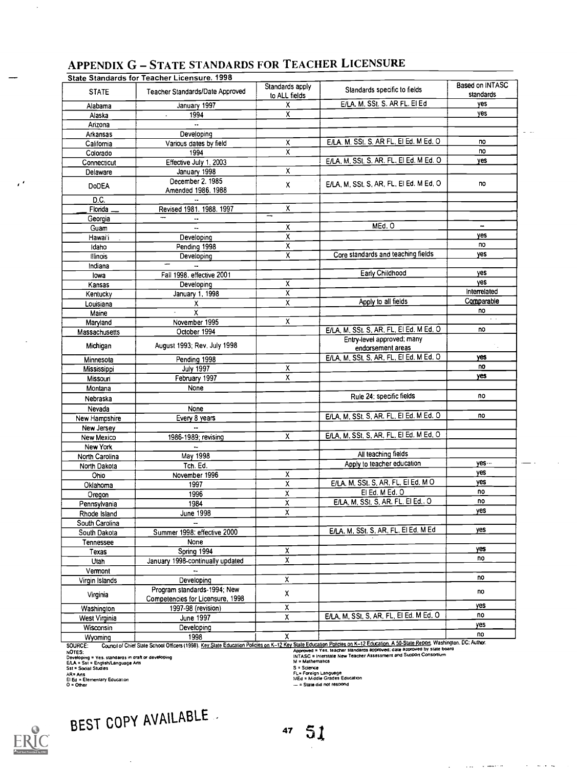## APPENDIX G – STATE STANDARDS FOR TEACHER LICENSURE

**State Standards for Teacher Licensure, 1998**

| STATE | Teacher Standards/Date Approved | Standards apply to ALL fields | Standards specific to fields | Based on INTASC standards |
|---|---|---|---|---|
| Alabama | January 1997 | X | E/LA, M, SSt, S, AR FL, El Ed | yes |
| Alaska | 1994 | X | | yes |
| Arizona | -- | | | |
| Arkansas | Developing | | | |
| California | Various dates by field | X | E/LA, M, SSt, S, AR FL, El Ed, M Ed, O | no |
| Colorado | 1994 | X | | no |
| Connecticut | Effective July 1, 2003 | | E/LA, M, SSt, S, AR, FL, El Ed, M Ed, O | yes |
| Delaware | January 1998 | X | | |
| DoDEA | December 2, 1985 Amended 1986, 1988 | X | E/LA, M, SSt, S, AR, FL, El Ed, M Ed, O | no |
| D.C. | -- | | | |
| Florida | Revised 1981, 1988, 1997 | X | | |
| Georgia | — -- | — | | |
| Guam | -- | X | MEd, O | -- |
| Hawai'i | Developing | X | | yes |
| Idaho | Pending 1998 | X | | no |
| Illinois | Developing | X | Core standards and teaching fields | yes |
| Indiana | — -- | | | |
| Iowa | Fall 1998, effective 2001 | | Early Childhood | yes |
| Kansas | Developing | X | | yes |
| Kentucky | January 1, 1998 | X | | Interrelated |
| Louisiana | X | X | Apply to all fields | Comparable |
| Maine | X | | | no |
| Maryland | November 1995 | X | | |
| Massachusetts | October 1994 | | E/LA, M, SSt, S, AR, FL, El Ed, M Ed, O | no |
| Michigan | August 1993; Rev. July 1998 | | Entry-level approved; many endorsement areas | |
| Minnesota | Pending 1998 | | E/LA, M, SSt, S, AR, FL, El Ed, M Ed, O | yes |
| Mississippi | July 1997 | X | | no |
| Missouri | February 1997 | X | | yes |
| Montana | None | | | |
| Nebraska | | | Rule 24: specific fields | no |
| Nevada | None | | | |
| New Hampshire | Every 8 years | | E/LA, M, SSt, S, AR, FL, El Ed, M Ed, O | no |
| New Jersey | -- | | | |
| New Mexico | 1986-1989; revising | X | E/LA, M, SSt, S, AR, FL, El Ed, M Ed, O | |
| New York | -- | | | |
| North Carolina | May 1998 | | All teaching fields | |
| North Dakota | Tch. Ed. | | Apply to teacher education | yes |
| Ohio | November 1996 | X | | yes |
| Oklahoma | 1997 | X | E/LA, M, SSt, S, AR, FL, El Ed, M O | yes |
| Oregon | 1996 | X | El Ed, M Ed, O | no |
| Pennsylvania | 1984 | X | E/LA, M, SSt, S, AR, FL, El Ed., O | no |
| Rhode Island | June 1998 | X | | yes |
| South Carolina | -- | | | |
| South Dakota | Summer 1998; effective 2000 | | E/LA, M, SSt, S, AR, FL, El Ed, M Ed | yes |
| Tennessee | None | | | |
| Texas | Spring 1994 | X | | yes |
| Utah | January 1998-continually updated | X | | no |
| Vermont | -- | | | |
| Virgin Islands | Developing | X | | no |
| Virginia | Program standards-1994; New Competencies for Licensure, 1998 | X | | no |
| Washington | 1997-98 (revision) | X | | yes |
| West Virginia | June 1997 | X | E/LA, M, SSt, S, AR, FL, El Ed, M Ed, O | no |
| Wisconsin | Developing | | | yes |
| Wyoming | 1998 | X | | no |

SOURCE: Council of Chief State School Officers (1998). Key State Education Policies on K–12 Education. A 50-State Report. Washington, DC: Author.

NOTES:
Developing = Yes, standards in draft or developing
E/LA = Sst = English/Language Arts
Sst = Social Studies
AR= Arts
El Ed = Elementary Education
O = Other
Approved = Yes, teacher standards approved; date approved by state board
INTASC = Interstate New Teacher Assessment and Support Consortium
M = Mathematics
S = Science
FL= Foreign Language
MEd = Middle Grades Education
— = State did not respond

BEST COPY AVAILABLE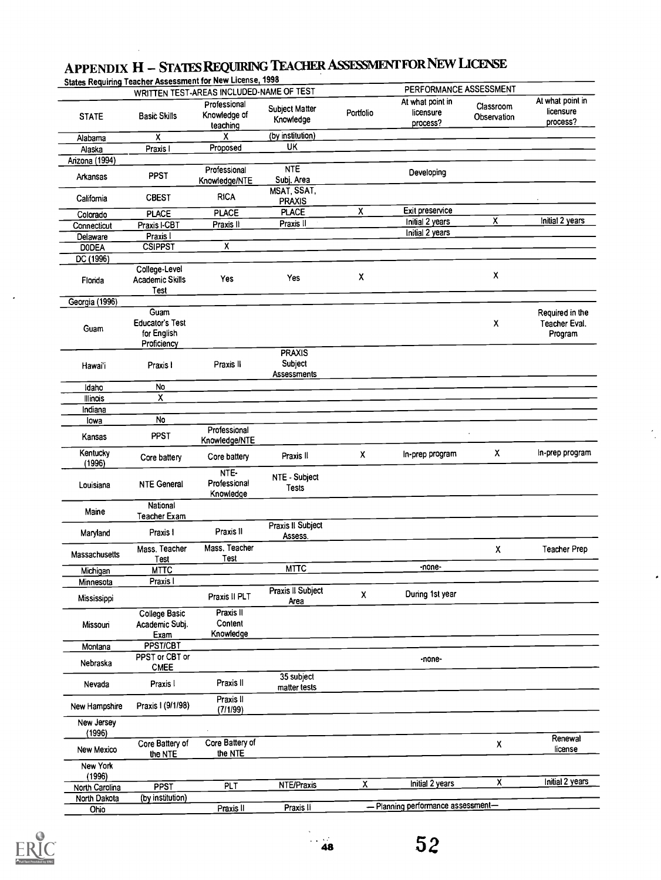# APPENDIX H – STATES REQUIRING TEACHER ASSESSMENT FOR NEW LICENSE

States Requiring Teacher Assessment for New License, 1998

| | WRITTEN TEST-AREAS INCLUDED-NAME OF TEST | | | PERFORMANCE ASSESSMENT | | | |
|---|---|---|---|---|---|---|---|
| STATE | Basic Skills | Professional Knowledge of teaching | Subject Matter Knowledge | Portfolio | At what point in licensure process? | Classroom Observation | At what point in licensure process? |
| Alabama | X | X | (by institution) | | | | |
| Alaska | Praxis I | Proposed | UK | | | | |
| Arizona (1994) | | | | | | | |
| Arkansas | PPST | Professional Knowledge/NTE | NTE Subj. Area | | Developing | | |
| California | CBEST | RICA | MSAT, SSAT, PRAXIS | | | | |
| Colorado | PLACE | PLACE | PLACE | X | Exit preservice | | |
| Connecticut | Praxis I-CBT | Praxis II | Praxis II | | Initial 2 years | X | Initial 2 years |
| Delaware | Praxis I | | | | Initial 2 years | | |
| DODEA | CSIPPST | X | | | | | |
| DC (1996) | | | | | | | |
| Florida | College-Level Academic Skills Test | Yes | Yes | X | | X | |
| Georgia (1996) | | | | | | | |
| Guam | Guam Educator's Test for English Proficiency | | | | | X | Required in the Teacher Eval. Program |
| Hawai'i | Praxis I | Praxis II | PRAXIS Subject Assessments | | | | |
| Idaho | No | | | | | | |
| Illinois | X | | | | | | |
| Indiana | | | | | | | |
| Iowa | No | | | | | | |
| Kansas | PPST | Professional Knowledge/NTE | | | | | |
| Kentucky (1996) | Core battery | Core battery | Praxis II | X | In-prep program | X | In-prep program |
| Louisiana | NTE General | NTE-Professional Knowledge | NTE - Subject Tests | | | | |
| Maine | National Teacher Exam | | | | | | |
| Maryland | Praxis I | Praxis II | Praxis II Subject Assess. | | | | |
| Massachusetts | Mass. Teacher Test | Mass. Teacher Test | | | | X | Teacher Prep |
| Michigan | MTTC | | MTTC | | -none- | | |
| Minnesota | Praxis I | | | | | | |
| Mississippi | | Praxis II PLT | Praxis II Subject Area | X | During 1st year | | |
| Missouri | College Basic Academic Subj. Exam | Praxis II Content Knowledge | | | | | |
| Montana | PPST/CBT | | | | | | |
| Nebraska | PPST or CBT or CMEE | | | | -none- | | |
| Nevada | Praxis I | Praxis II | 35 subject matter tests | | | | |
| New Hampshire | Praxis I (9/1/98) | Praxis II (7/1/99) | | | | | |
| New Jersey (1996) | | | | | | | |
| New Mexico | Core Battery of the NTE | Core Battery of the NTE | | | | X | Renewal license |
| New York (1996) | | | | | | | |
| North Carolina | PPST | PLT | NTE/Praxis | X | Initial 2 years | X | Initial 2 years |
| North Dakota | (by institution) | | | | | | |
| Ohio | | Praxis II | Praxis II | | — Planning performance assessment— | | |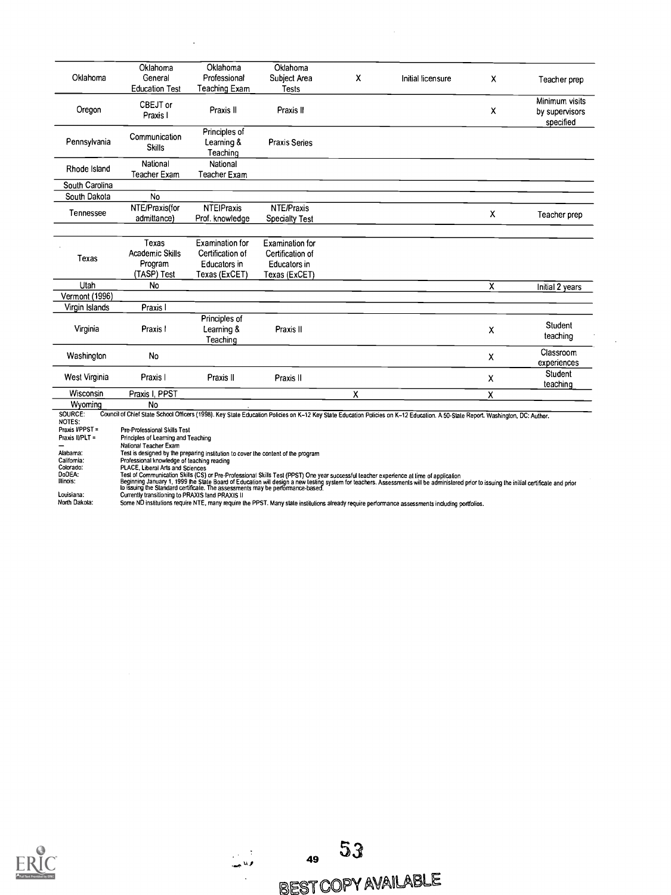| | | | | | | | |
|---|---|---|---|---|---|---|---|
| Oklahoma | Oklahoma General Education Test | Oklahoma Professional Teaching Exam | Oklahoma Subject Area Tests | X | Initial licensure | X | Teacher prep |
| Oregon | CBEJT or Praxis I | Praxis II | Praxis II | | | X | Minimum visits by supervisors specified |
| Pennsylvania | Communication Skills | Principles of Learning & Teaching | Praxis Series | | | | |
| Rhode Island | National Teacher Exam | National Teacher Exam | | | | | |
| South Carolina | | | | | | | |
| South Dakota | No | | | | | | |
| Tennessee | NTE/Praxis(for admittance) | NTEIPraxis Prof. knowledge | NTE/Praxis Specialty Test | | | X | Teacher prep |
| Texas | Texas Academic Skills Program (TASP) Test | Examination for Certification of Educators in Texas (ExCET) | Examination for Certification of Educators in Texas (ExCET) | | | | |
| Utah | No | | | | | X | Initial 2 years |
| Vermont (1996) | | | | | | | |
| Virgin Islands | Praxis I | | | | | | |
| Virginia | Praxis I | Principles of Learning & Teaching | Praxis II | | | X | Student teaching |
| Washington | No | | | | | X | Classroom experiences |
| West Virginia | Praxis I | Praxis II | Praxis II | | | X | Student teaching |
| Wisconsin | Praxis I, PPST | | | X | | X | |
| Wyoming | No | | | | | | |

SOURCE: Council of Chief State School Officers (1998). Key State Education Policies on K–12 Key State Education Policies on K–12 Education. A 50-State Report. Washington, DC: Author.

NOTES:

Praxis I/PPST = Pre-Professional Skills Test

Praxis II/PLT = Principles of Learning and Teaching

— National Teacher Exam

Alabama: Test is designed by the preparing institution to cover the content of the program

California: Professional knowledge of teaching reading

Colorado: PLACE, Liberal Arts and Sciences

DoDEA: Test of Communication Skills (CS) or Pre-Professional Skills Test (PPST) One year successful teacher experience at time of application

Illinois: Beginning January 1, 1999 the State Board of Education will design a new testing system for teachers. Assessments will be administered prior to issuing the initial certificate and prior to issuing the Standard certificate. The assessments may be performance-based.

Louisiana: Currently transitioning to PRAXIS I and PRAXIS II

North Dakota: Some ND institutions require NTE, many require the PPST. Many state institutions already require performance assessments including portfolios.

BEST COPY AVAILABLE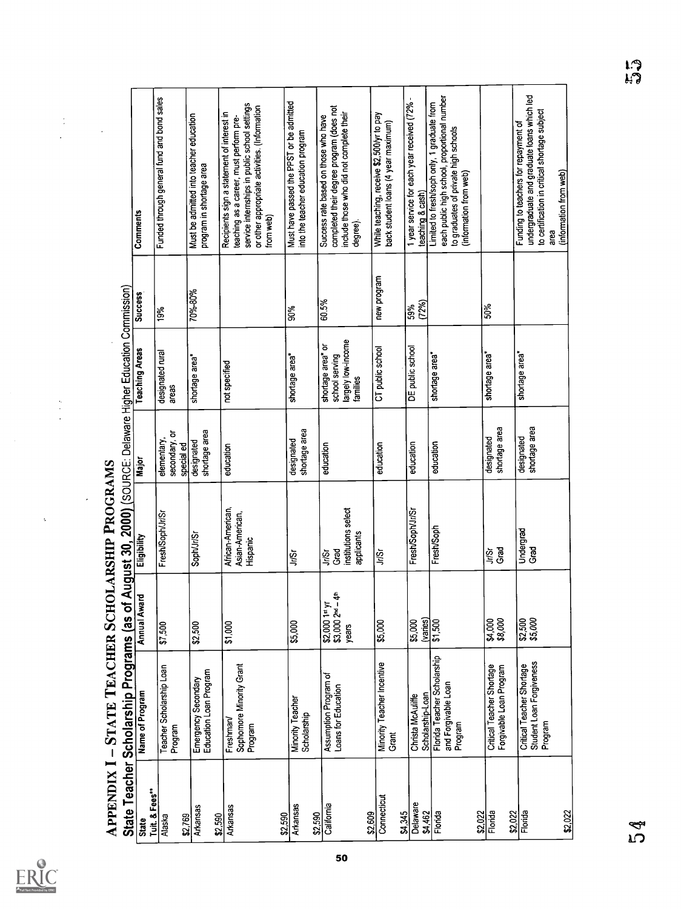# APPENDIX I – STATE TEACHER SCHOLARSHIP PROGRAMS

## State Teacher Scholarship Programs (as of August 30, 2000) (SOURCE: Delaware Higher Education Commission)

| State Tuit. & Fees** | Name of Program | Annual Award | Eligibility | Major | Teaching Areas | Success | Comments |
|---|---|---|---|---|---|---|---|
| Alaska $2,769 | Teacher Scholarship Loan Program | $7,500 | Fresh/Soph/Jr/Sr | elementary, secondary, or special ed | designated rural areas | 19% | Funded through general fund and bond sales |
| Arkansas $2,590 | Emergency Secondary Education Loan Program | $2,500 | Soph/Jr/Sr | designated shortage area | shortage area* | 70%-80% | Must be admitted into teacher education program in shortage area |
| Arkansas $2,590 | Freshman/ Sophomore Minority Grant Program | $1,000 | African-American, Asian-American, Hispanic | education | not specified | | Recipients sign a statement of interest in teaching as a career, must perform pre-service internships in public school settings or other appropriate activities. (information from web) |
| Arkansas $2,590 | Minority Teacher Scholarship | $5,000 | Jr/Sr | designated shortage area | shortage area* | 90% | Must have passed the PPST or be admitted into the teacher education program |
| California $2,609 | Assumption Program of Loans for Education | $2,000 1st yr $3,000 2nd – 4th years | Jr/Sr Grad institutions select applicants | education | shortage area* or school serving largely low-income families | 60.5% | Success rate based on those who have completed their degree program (does not include those who did not complete their degree). |
| Connecticut $4,345 | Minority Teacher Incentive Grant | $5,000 | Jr/Sr | education | CT public school | new program | While teaching, receive $2,500/yr to pay back student loans (4 year maximum) |
| Delaware $4,462 | Christa McAuliffe Scholarship-Loan | $5,000 (varies) | Fresh/Soph/Jr/Sr | education | DE public school | 59% (72%) | 1 year service for each year received (72% - teaching & cash) |
| Florida $2,022 | Florida Teacher Scholarship and Forgivable Loan Program | $1,500 | Fresh/Soph | education | shortage area* | | Limited to fresh/soph only, 1 graduate from each public high school, proportional number to graduates of private high schools (information from web) |
| Florida $2,022 | Critical Teacher Shortage Forgivable Loan Program | $4,000 $8,000 | Jr/Sr Grad | designated shortage area | shortage area* | 50% | |
| Florida $2,022 | Critical Teacher Shortage Student Loan Forgiveness Program | $2,500 $5,000 | Undergrad Grad | designated shortage area | shortage area* | | Funding to teachers for repayment of undergraduate and graduate loans which led to certification in critical shortage subject area (information from web) |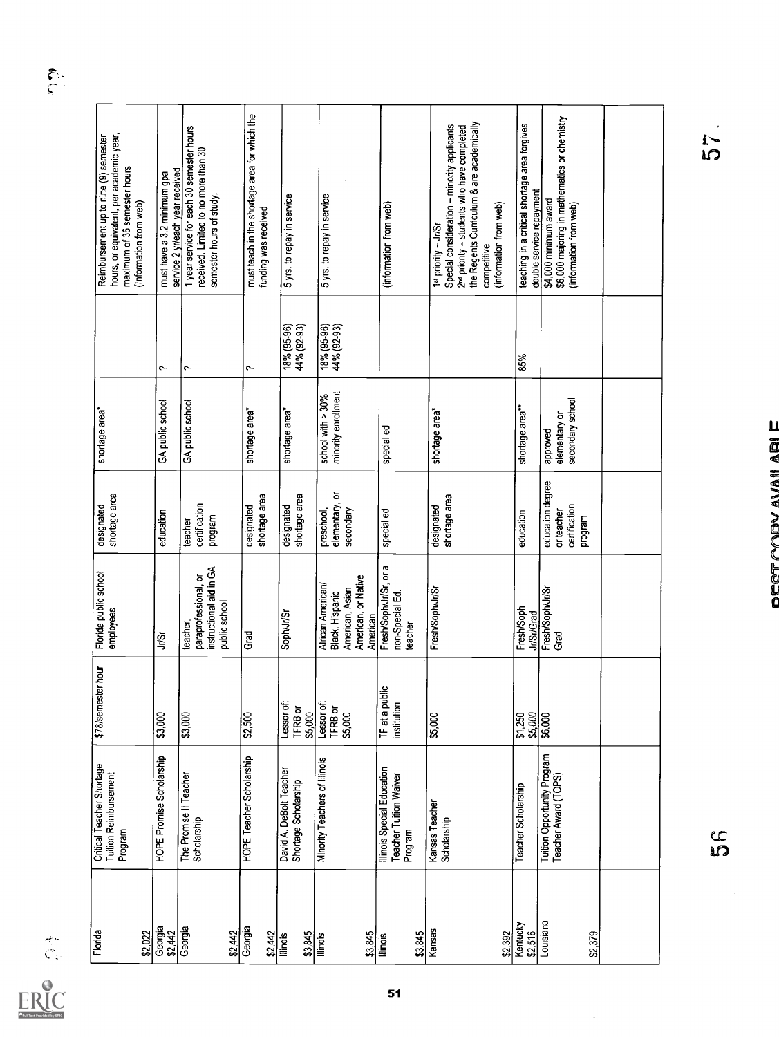| | | | | | | | |
|---|---|---|---|---|---|---|---|
| Florida<br><br>$2,022 | Critical Teacher Shortage Tuition Reimbursement Program | $78/semester hour | Florida public school employees | designated shortage area | shortage area* | | Reimbursement up to nine (9) semester hours, or equivalent, per academic year, maximum of 36 semester hours (information from web) |
| Georgia<br>$2,442 | HOPE Promise Scholarship | $3,000 | Jr/Sr | education | GA public school | ? | must have a 3.2 minimum gpa<br>service 2 yr/each year received |
| Georgia<br><br>$2,442 | The Promise II Teacher Scholarship | $3,000 | teacher, paraprofessional, or instructional aid in GA public school | teacher certification program | GA public school | ? | 1 year service for each 30 semester hours received. Limited to no more than 30 semester hours of study. |
| Georgia<br><br>$2,442 | HOPE Teacher Scholarship | $2,500 | Grad | designated shortage area | shortage area* | ? | must teach in the shortage area for which the funding was received |
| Illinois<br><br>$3,845 | David A. DeBolt Teacher Shortage Scholarship | Lessor of: TFRB or $5,000 | Soph/Jr/Sr | designated shortage area | shortage area* | 18% (95-96)<br>44% (92-93) | 5 yrs. to repay in service |
| Illinois<br><br>$3,845 | Minority Teachers of Illinois | Lessor of: TFRB or $5,000 | African American/ Black, Hispanic American, Asian American, or Native American | preschool, elementary, or secondary | school with > 30% minority enrollment | 18% (95-96)<br>44% (92-93) | 5 yrs. to repay in service |
| Illinois<br><br>$3,845 | Illinois Special Education Teacher Tuition Waiver Program | TF at a public institution | Fresh/Soph/Jr/Sr, or a non-Special Ed. teacher | special ed | special ed | | (information from web) |
| Kansas<br><br>$2,392 | Kansas Teacher Scholarship | $5,000 | Fresh/Soph/Jr/Sr | designated shortage area | shortage area* | | 1st priority – Jr/Sr<br>Special consideration – minority applicants<br>2nd priority – students who have completed the Regents Curriculum & are academically competitive<br>(information from web) |
| Kentucky<br>$2,516 | Teacher Scholarship | $1,250<br>$5,000 | Fresh/Soph<br>Jr/Sr/Grad | education | shortage area** | 85% | teaching in a critical shortage area forgives double service repayment |
| Louisiana<br><br>$2,379 | Tuition Opportunity Program Teacher Award (TOPS) | $6,000 | Fresh/Soph/Jr/Sr<br>Grad | education degree or teacher certification program | approved elementary or secondary school | | $4,000 minimum award<br>$6,000 majoring in mathematics or chemistry<br>(information from web) |
| | | | | | | | |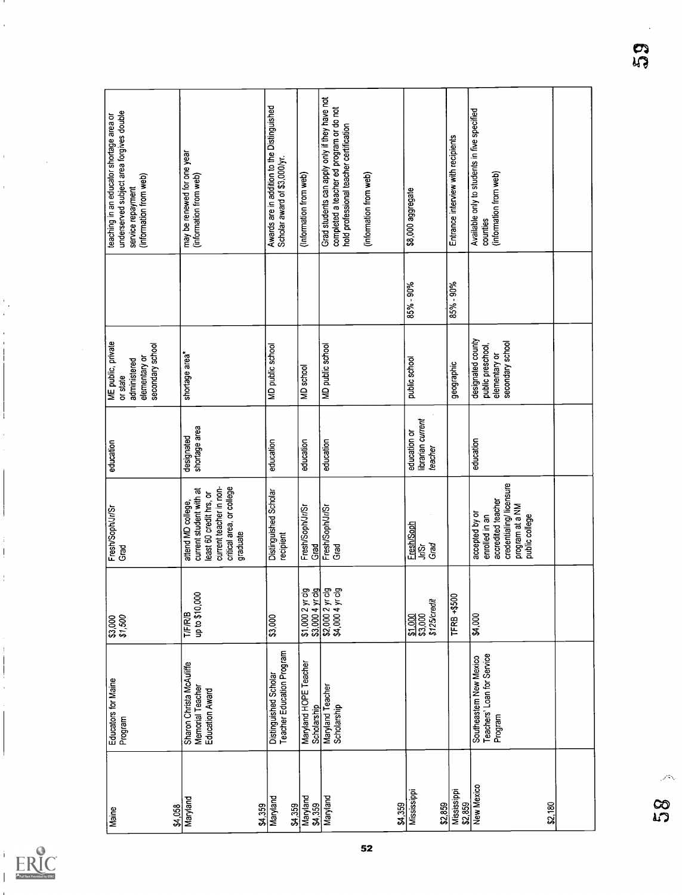| | | | | | | | |
|---|---|---|---|---|---|---|---|
| Maine<br><br>$4,058 | Educators for Maine Program | $3,000<br>*$1,500* | Fresh/Soph/Jr/Sr<br>Grad | education | ME public, private or state administered elementary or secondary school | | teaching in an educator shortage area or underserved subject area forgives double service repayment<br>(information from web) |
| Maryland<br><br>$4,359 | Sharon Christa McAuliffe Memorial Teacher Education Award | T/F/R/B<br>up to $10,000 | attend MD college, current student with at least 60 credit hrs, or current teacher in non-critical area, or college graduate | designated shortage area | shortage area* | | may be renewed for one year<br>(information from web) |
| Maryland<br><br>$4,359 | Distinguished Scholar Teacher Education Program | $3,000 | Distinguished Scholar recipient | education | MD public school | | Awards are in addition to the Distinguished Scholar award of $3,000/yr. |
| Maryland<br>$4,359 | Maryland HOPE Teacher Scholarship | $1,000 2 yr clg<br>$3,000 4 yr clg | Fresh/Soph/Jr/Sr<br>Grad | education | MD school | | (information from web) |
| Maryland<br><br>$4,359 | Maryland Teacher Scholarship | $2,000 2 yr clg<br>$4,000 4 yr clg | Fresh/Soph/Jr/Sr<br>Grad | education | MD public school | | Grad students can apply only if they have not completed a teacher ed program or do not hold professional teacher certification<br><br>(information from web) |
| Mississippi<br><br>$2,859 | | <u>$1,000</u><br>$3,000<br>*$125/credit* | <u>Fresh/Soph</u><br>Jr/Sr<br>*Grad* | education or librarian *current teacher* | public school | 85% - 90% | $8,000 aggregate |
| Mississippi<br>$2,859 | | TFRB +$500 | | | geographic | 85% - 90% | Entrance interview with recipients |
| New Mexico<br><br>$2,180 | Southeastern New Mexico Teachers' Loan for Service Program | $4,000 | accepted by or enrolled in an accredited teacher credentialing/ licensure program at a NM public college | education | designated county public preschool, elementary or secondary school | | Available only to students in five specified counties<br>(information from web) |
| | | | | | | | |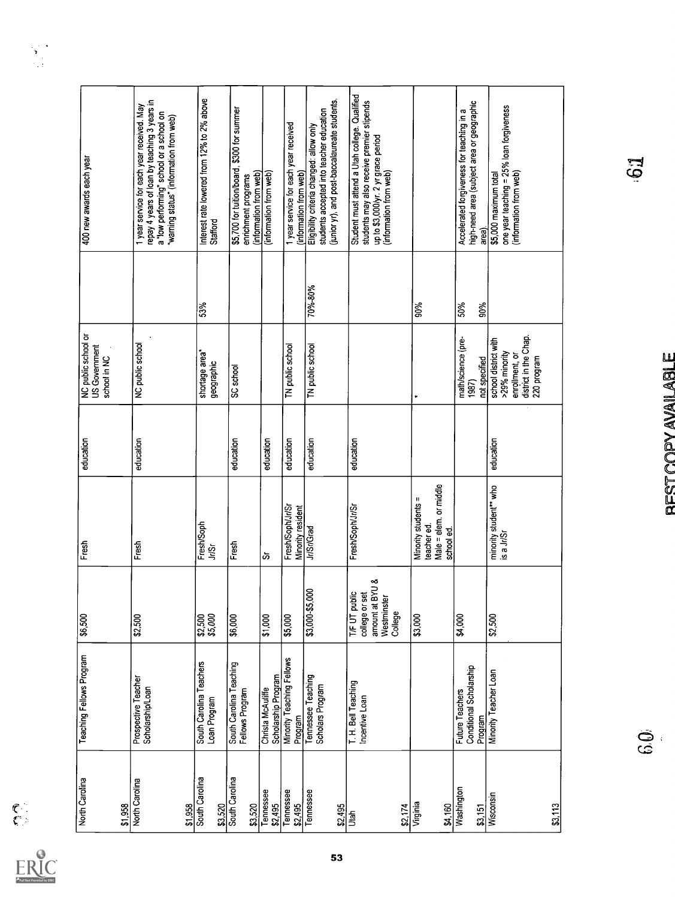| | | | | | | | |
|---|---|---|---|---|---|---|---|
| North Carolina<br><br>$1,958 | Teaching Fellows Program | $6,500 | Fresh | education | NC public school or US Government school in NC | | 400 new awards each year |
| North Carolina<br><br>$1,958 | Prospective Teacher Scholarship/Loan | $2,500 | Fresh | education | NC public school | | 1 year service for each year received. May repay 4 years of loan by teaching 3 years in a "low performing" school or a school on "warning status" (information from web) |
| South Carolina<br>$3,520 | South Carolina Teachers Loan Program | $2,500<br>$5,000 | Fresh/Soph<br>Jr/Sr | | shortage area*<br>geographic | 53% | Interest rate lowered from 12% to 2% above Stafford |
| South Carolina<br>$3,520 | South Carolina Teaching Fellows Program | $6,000 | Fresh | education | SC school | | $5,700 for tuition/board, $300 for summer enrichment programs (information from web) |
| Tennessee<br>$2,495 | Christa McAuliffe Scholarship Program | $1,000 | Sr | education | | | (information from web) |
| Tennessee<br>$2,495 | Minority Teaching Fellows Program | $5,000 | Fresh/Soph/Jr/Sr<br>Minority resident | education | TN public school | | 1 year service for each year received (information from web) |
| Tennessee<br><br>$2,495 | Tennessee Teaching Scholars Program | $3,000-$5,000 | Jr/Sr/Grad | education | TN public school | 70%-80% | Eligibility criteria changed: allow only students accepted into teacher education (junior yr), and post-baccalaureate students. |
| Utah<br><br>$2,174 | T. H. Bell Teaching Incentive Loan | T/F UT public college or set amount at BYU & Westminster College | Fresh/Soph/Jr/Sr | education | | | Student must attend a Utah college. Qualified students may also receive premier stipends up to $3,000/yr. 2 yr grace period (information from web) |
| Virginia<br><br>$4,160 | | $3,000 | Minority students = teacher ed.<br>Male = elem. or middle school ed. | | * | 90% | |
| Washington<br>$3,151 | Future Teachers Conditional Scholarship Program | $4,000 | | | math/science (pre-1987)<br>not specified | 50%<br>90% | Accelerated forgiveness for teaching in a high-need area (subject area or geographic area). |
| Wisconsin<br><br>$3,113 | Minority Teacher Loan | $2,500 | minority student** who is a Jr/Sr | education | school district with >29% minority enrollment, or district in the Chap. 220 program | | $5,000 maximum total<br>one year teaching = 25% loan forgiveness (information from web) |

BEST COPY AVAILABLE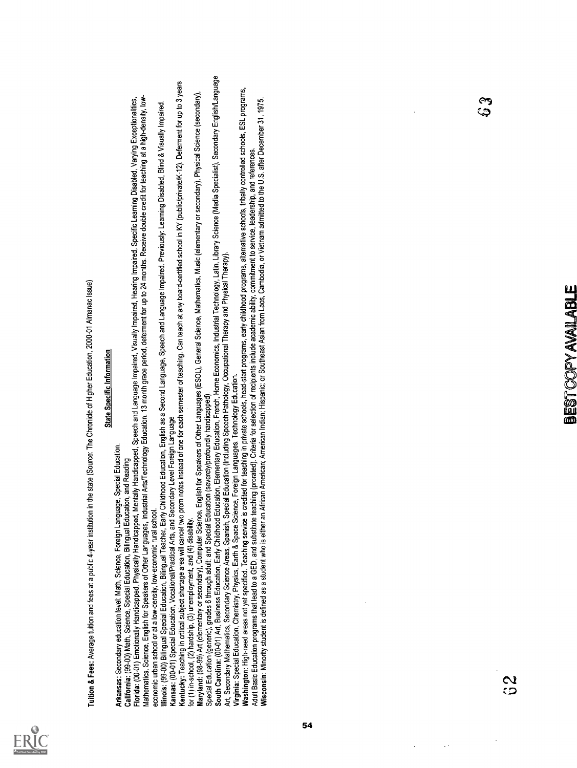**Tuition & Fees:** Average tuition and fees at a public 4-year institution in the state (Source: The Chronicle of Higher Education, 2000-01 Almanac Issue)

## State Specific Information

**Arkansas:** Secondary education level: Math, Science, Foreign Language, Special Education.

**California:** (99-00) Math, Science, Special Education, Bilingual Education, and Reading

**Florida:** (00-01) Emotionally Handicapped, Physically Handicapped, Mentally Handicapped, Speech and Language Impaired, Visually Impaired, Hearing Impaired, Specific Learning Disabled, Varying Exceptionalities, Mathematics, Science, English for Speakers of Other Languages, Industrial Arts/Technology Education. 13 month grace period, deferment for up to 24 months. Receive double credit for teaching at a high-density, low-economic urban school or at a low-density, low-economic rural school.

**Illinois:** (99-00) Bilingual Special Education, Bilingual Teacher, Early Childhood Education, English as a Second Language, Speech and Language Impaired. Previously: Learning Disabled, Blind & Visually Impaired.

**Kansas:** (00-01) Special Education, Vocational/Practical Arts, and Secondary Level Foreign Language

**Kentucky:** Teaching in critical subject shortage area will cancel two prom notes instead of one for each semester of teaching. Can teach at any board-certified school in KY (public/private/K-12). Deferment for up to 3 years for (1) in-school, (2) hardship, (3) unemployment, and (4) disability.

**Maryland:** (98-99) Art (elementary or secondary), Computer Science, English for Speakers of Other Languages (ESOL), General Science, Mathematics, Music (elementary or secondary), Physical Science (secondary), Special Education (generic), grades 6 through adult; and Special Education (severely/profoundly handicapped).

**South Carolina:** (00-01) Art, Business Education, Early Childhood Education, Elementary Education, French, Home Economics, Industrial Technology, Latin, Library Science (Media Specialist), Secondary English/Language Art, Secondary Mathematics, Secondary Science Areas, Spanish, Special Education (including Speech Pathology, Occupational Therapy and Physical Therapy).

**Virginia:** Special Education, Chemistry, Physics, Earth & Space Science, Foreign Languages, Technology Education.

**Washington:** High-need areas not yet specified. Teaching service is credited for teaching in private schools, head-start programs, early childhood programs, alternative schools, tribally controlled schools, ESL programs, Adult Basic Education programs that lead to a GED, and substitute teaching (prorated). Criteria for selection of recipients include academic ability, commitment to service, leadership, and references.

**Wisconsin:** Minority student is defined as a student who is either an African American; American Indian; Hispanic; or Southeast Asian from Laos, Cambodia, or Vietnam admitted to the U.S. after December 31, 1975.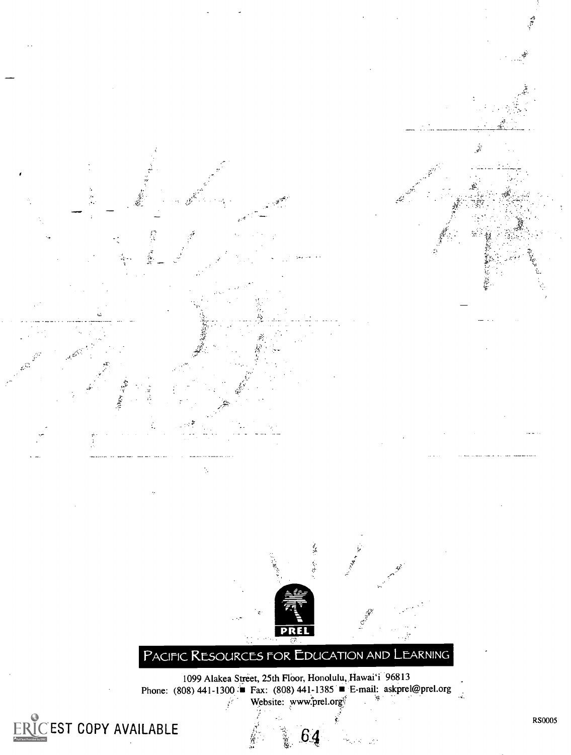PREL

# PACIFIC RESOURCES FOR EDUCATION AND LEARNING

1099 Alakea Street, 25th Floor, Honolulu, Hawai'i 96813
Phone: (808) 441-1300 ■ Fax: (808) 441-1385 ■ E-mail: askprel@prel.org
Website: www.prel.org

BEST COPY AVAILABLE

RS0005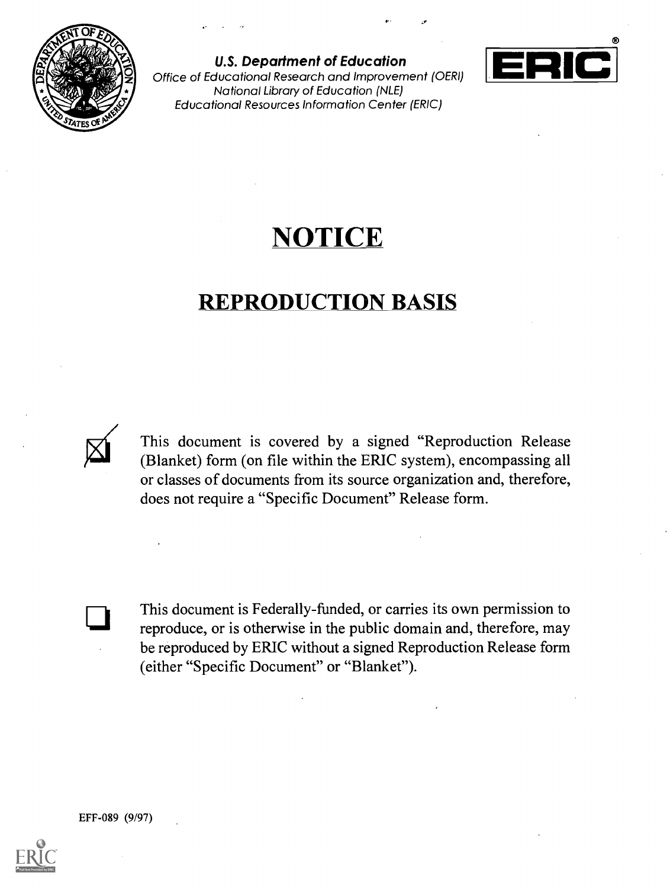**U.S. Department of Education**
*Office of Educational Research and Improvement (OERI)*
*National Library of Education (NLE)*
*Educational Resources Information Center (ERIC)*

ERIC®

# NOTICE

## REPRODUCTION BASIS

☒ This document is covered by a signed "Reproduction Release (Blanket) form (on file within the ERIC system), encompassing all or classes of documents from its source organization and, therefore, does not require a "Specific Document" Release form.

☐ This document is Federally-funded, or carries its own permission to reproduce, or is otherwise in the public domain and, therefore, may be reproduced by ERIC without a signed Reproduction Release form (either "Specific Document" or "Blanket").

EFF-089 (9/97)